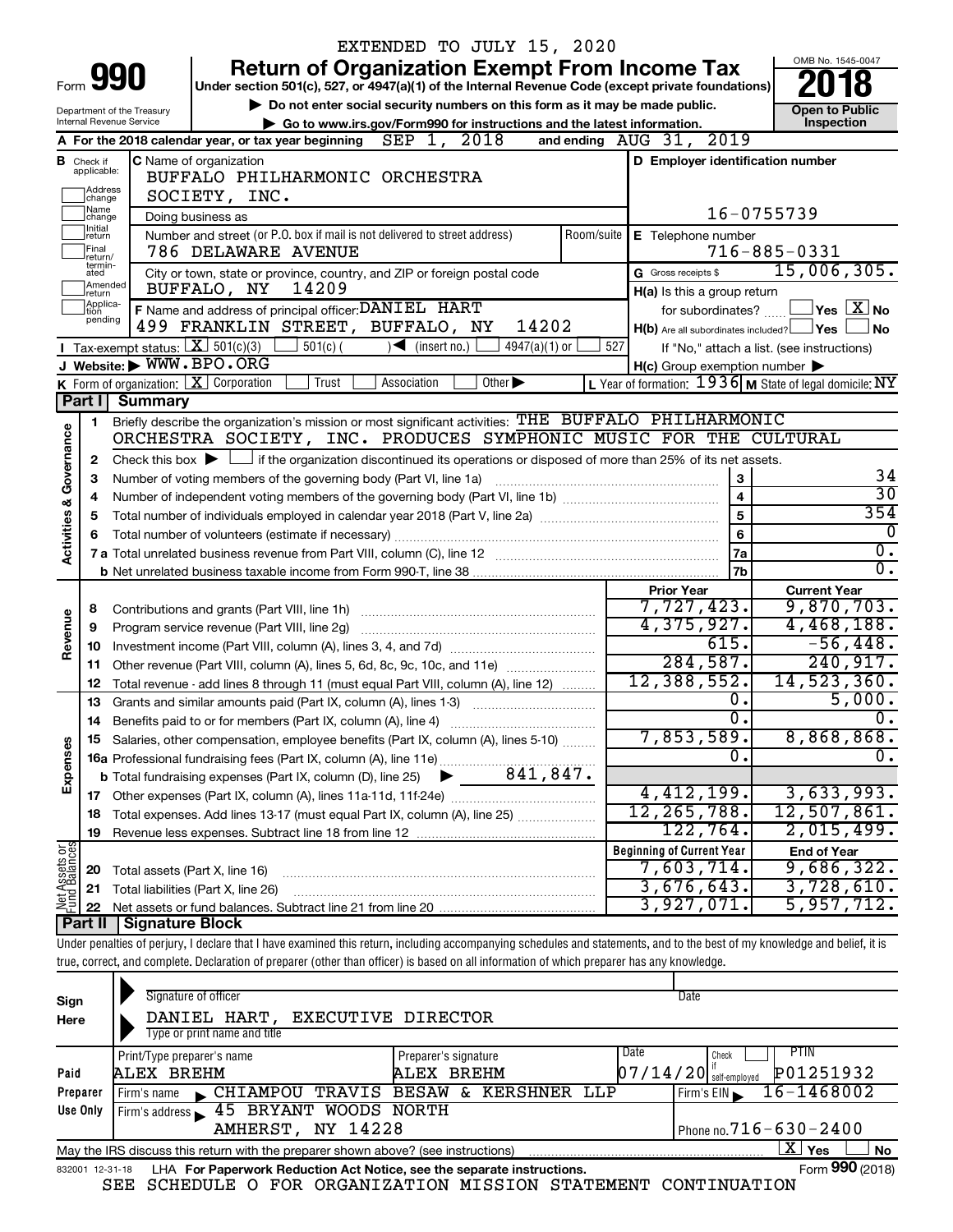EXTENDED TO JULY 15, 2020

# Form 990 — Return of Organization Exempt From Income Tax (2018)

Under section 501(c), 527, or 4947(a)(1) of the Internal Revenue Code (except private foundations)

▶ Do not enter social security numbers on this form as it may be made public.

▶ Go to www.irs.gov/Form990 for instructions and the latest information.

Department of the Treasury, Internal Revenue Service

OMB No. 1545-0047 — Open to Public Inspection

**A** For the 2018 calendar year, or tax year beginning SEP 1, 2018 and ending AUG 31, 2019

**B** Check if applicable: Address change, Name change, Initial return, Final return/terminated, Amended return, Application pending

**C** Name of organization: BUFFALO PHILHARMONIC ORCHESTRA SOCIETY, INC.

Doing business as

Number and street (or P.O. box if mail is not delivered to street address): 786 DELAWARE AVENUE — Room/suite

City or town, state or province, country, and ZIP or foreign postal code: BUFFALO, NY 14209

**D** Employer identification number: 16-0755739

**E** Telephone number: 716-885-0331

**G** Gross receipts $ 15,006,305.

**F** Name and address of principal officer: DANIEL HART, 499 FRANKLIN STREET, BUFFALO, NY 14202

**H(a)** Is this a group return for subordinates? ☐ Yes ☒ No

**H(b)** Are all subordinates included? ☐ Yes ☐ No — If "No," attach a list. (see instructions)

**H(c)** Group exemption number ▶

**I** Tax-exempt status: ☒ 501(c)(3) ☐ 501(c) ( ) ◀ (insert no.) ☐ 4947(a)(1) or ☐ 527

**J** Website: ▶ WWW.BPO.ORG

**K** Form of organization: ☒ Corporation ☐ Trust ☐ Association ☐ Other ▶

**L** Year of formation: 1936 **M** State of legal domicile: NY

## Part I Summary

**Activities & Governance**

1. Briefly describe the organization's mission or most significant activities: THE BUFFALO PHILHARMONIC ORCHESTRA SOCIETY, INC. PRODUCES SYMPHONIC MUSIC FOR THE CULTURAL
2. Check this box ▶ ☐ if the organization discontinued its operations or disposed of more than 25% of its net assets.

| | | | |
|---|---|---|---|
| 3 | Number of voting members of the governing body (Part VI, line 1a) | 3 | 34 |
| 4 | Number of independent voting members of the governing body (Part VI, line 1b) | 4 | 30 |
| 5 | Total number of individuals employed in calendar year 2018 (Part V, line 2a) | 5 | 354 |
| 6 | Total number of volunteers (estimate if necessary) | 6 | 0 |
| 7a | Total unrelated business revenue from Part VIII, column (C), line 12 | 7a | 0. |
| b | Net unrelated business taxable income from Form 990-T, line 38 | 7b | 0. |

| | | Prior Year | Current Year |
|---|---|---|---|
| **Revenue** | | | |
| 8 | Contributions and grants (Part VIII, line 1h) | 7,727,423. | 9,870,703. |
| 9 | Program service revenue (Part VIII, line 2g) | 4,375,927. | 4,468,188. |
| 10 | Investment income (Part VIII, column (A), lines 3, 4, and 7d) | 615. | -56,448. |
| 11 | Other revenue (Part VIII, column (A), lines 5, 6d, 8c, 9c, 10c, and 11e) | 284,587. | 240,917. |
| 12 | Total revenue - add lines 8 through 11 (must equal Part VIII, column (A), line 12) | 12,388,552. | 14,523,360. |
| **Expenses** | | | |
| 13 | Grants and similar amounts paid (Part IX, column (A), lines 1-3) | 0. | 5,000. |
| 14 | Benefits paid to or for members (Part IX, column (A), line 4) | 0. | 0. |
| 15 | Salaries, other compensation, employee benefits (Part IX, column (A), lines 5-10) | 7,853,589. | 8,868,868. |
| 16a | Professional fundraising fees (Part IX, column (A), line 11e) | 0. | 0. |
| b | Total fundraising expenses (Part IX, column (D), line 25) ▶ 841,847. | | |
| 17 | Other expenses (Part IX, column (A), lines 11a-11d, 11f-24e) | 4,412,199. | 3,633,993. |
| 18 | Total expenses. Add lines 13-17 (must equal Part IX, column (A), line 25) | 12,265,788. | 12,507,861. |
| 19 | Revenue less expenses. Subtract line 18 from line 12 | 122,764. | 2,015,499. |

| **Net Assets or Fund Balances** | | Beginning of Current Year | End of Year |
|---|---|---|---|
| 20 | Total assets (Part X, line 16) | 7,603,714. | 9,686,322. |
| 21 | Total liabilities (Part X, line 26) | 3,676,643. | 3,728,610. |
| 22 | Net assets or fund balances. Subtract line 21 from line 20 | 3,927,071. | 5,957,712. |

## Part II Signature Block

Under penalties of perjury, I declare that I have examined this return, including accompanying schedules and statements, and to the best of my knowledge and belief, it is true, correct, and complete. Declaration of preparer (other than officer) is based on all information of which preparer has any knowledge.

**Sign Here**

Signature of officer — Date

DANIEL HART, EXECUTIVE DIRECTOR

Type or print name and title

**Paid Preparer Use Only**

| Print/Type preparer's name | Preparer's signature | Date | Check ☐ if self-employed | PTIN |
|---|---|---|---|---|
| ALEX BREHM | ALEX BREHM | 07/14/20 | | P01251932 |

Firm's name ▶ CHIAMPOU TRAVIS BESAW & KERSHNER LLP — Firm's EIN ▶ 16-1468002

Firm's address ▶ 45 BRYANT WOODS NORTH, AMHERST, NY 14228 — Phone no. 716-630-2400

May the IRS discuss this return with the preparer shown above? (see instructions) ☒ Yes ☐ No

832001 12-31-18 LHA For Paperwork Reduction Act Notice, see the separate instructions. Form 990 (2018)

SEE SCHEDULE O FOR ORGANIZATION MISSION STATEMENT CONTINUATION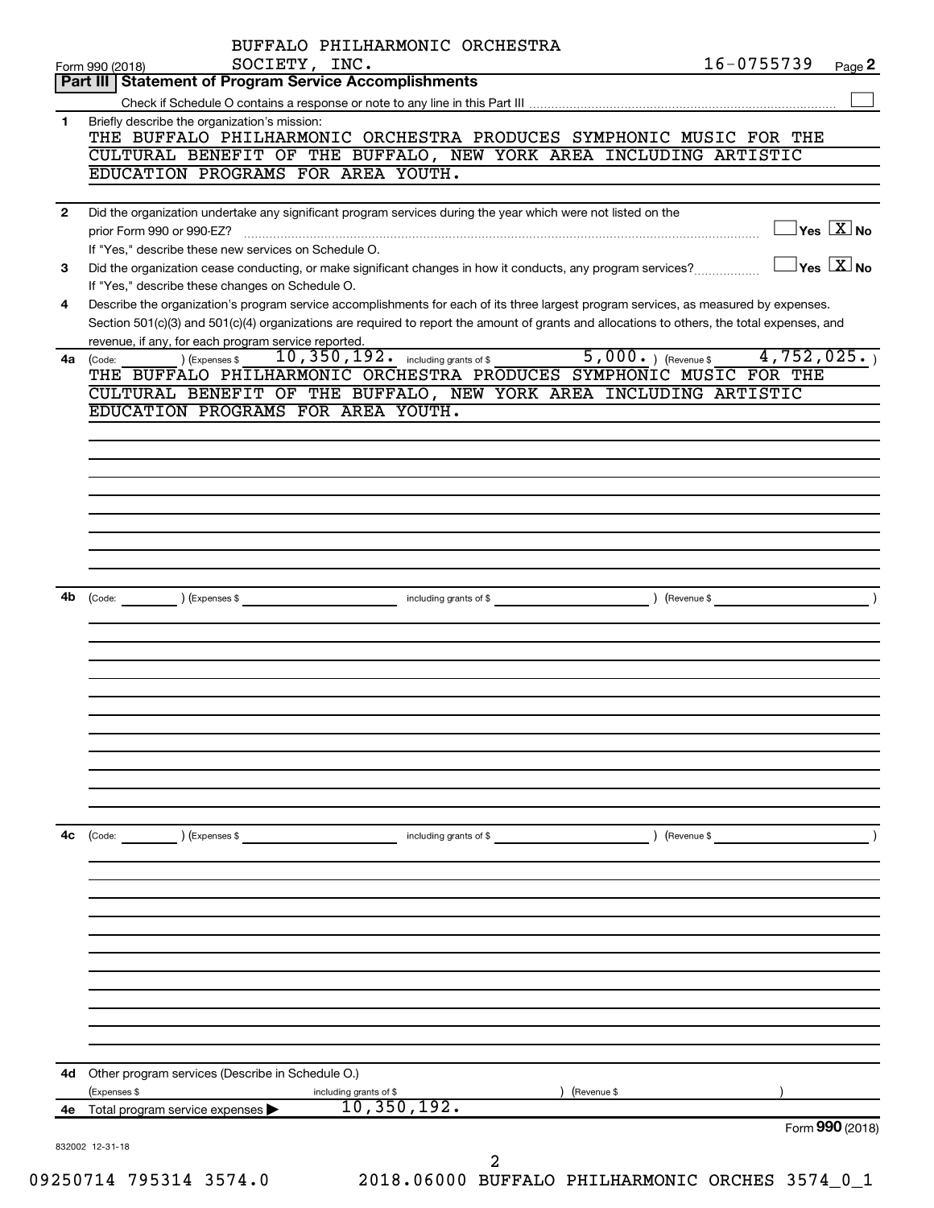BUFFALO PHILHARMONIC ORCHESTRA SOCIETY, INC.

Form 990 (2018) 16-0755739 Page **2**

## Part III | Statement of Program Service Accomplishments

Check if Schedule O contains a response or note to any line in this Part III ☐

**1** Briefly describe the organization's mission:

THE BUFFALO PHILHARMONIC ORCHESTRA PRODUCES SYMPHONIC MUSIC FOR THE CULTURAL BENEFIT OF THE BUFFALO, NEW YORK AREA INCLUDING ARTISTIC EDUCATION PROGRAMS FOR AREA YOUTH.

**2** Did the organization undertake any significant program services during the year which were not listed on the prior Form 990 or 990-EZ? ☐ Yes ☒ No

If "Yes," describe these new services on Schedule O.

**3** Did the organization cease conducting, or make significant changes in how it conducts, any program services? ☐ Yes ☒ No

If "Yes," describe these changes on Schedule O.

**4** Describe the organization's program service accomplishments for each of its three largest program services, as measured by expenses. Section 501(c)(3) and 501(c)(4) organizations are required to report the amount of grants and allocations to others, the total expenses, and revenue, if any, for each program service reported.

**4a** (Code: ) (Expenses $ 10,350,192. including grants of $ 5,000. ) (Revenue $ 4,752,025. )

THE BUFFALO PHILHARMONIC ORCHESTRA PRODUCES SYMPHONIC MUSIC FOR THE CULTURAL BENEFIT OF THE BUFFALO, NEW YORK AREA INCLUDING ARTISTIC EDUCATION PROGRAMS FOR AREA YOUTH.

**4b** (Code: ) (Expenses $ including grants of $ ) (Revenue $ )

**4c** (Code: ) (Expenses $ including grants of $ ) (Revenue $ )

**4d** Other program services (Describe in Schedule O.)

(Expenses $ including grants of $ ) (Revenue $ )

**4e** Total program service expenses ▶ 10,350,192.

Form **990** (2018)

832002 12-31-18

09250714 795314 3574.0 2018.06000 BUFFALO PHILHARMONIC ORCHES 3574_0_1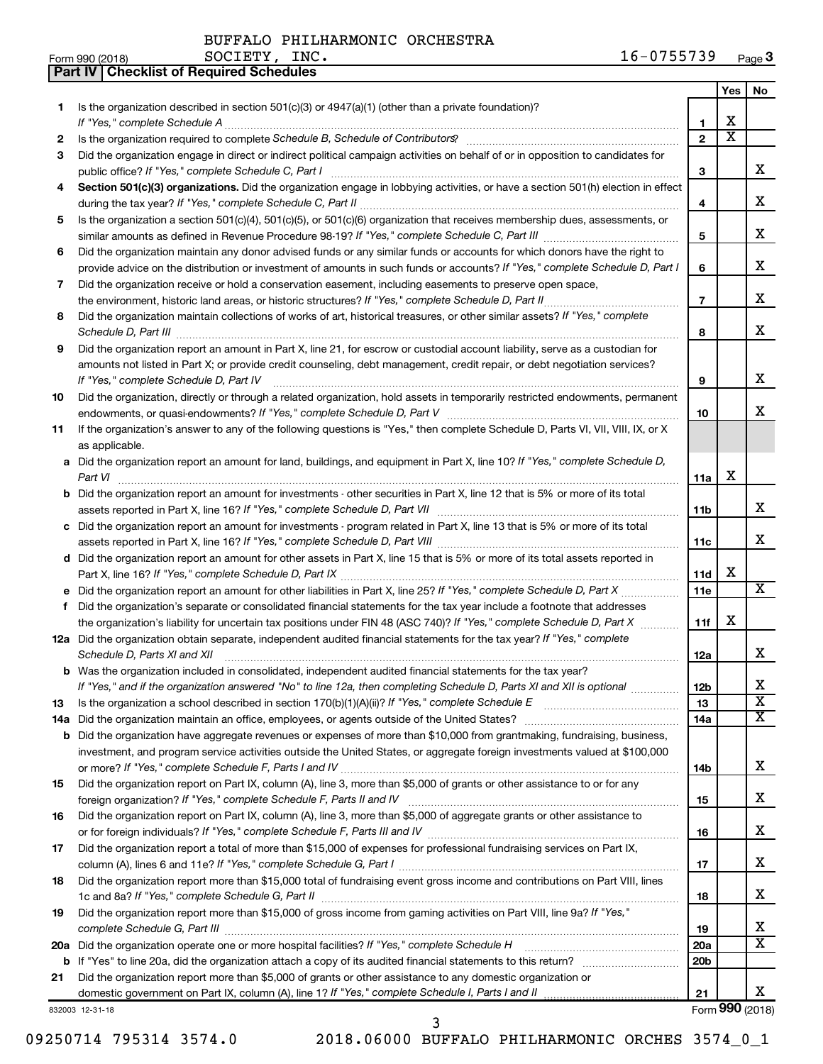BUFFALO PHILHARMONIC ORCHESTRA

Form 990 (2018) SOCIETY, INC. 16-0755739 Page **3**

**Part IV | Checklist of Required Schedules**

| | | | Yes | No |
|---|---|---|---|---|
| **1** | Is the organization described in section 501(c)(3) or 4947(a)(1) (other than a private foundation)? *If "Yes," complete Schedule A* | **1** | X | |
| **2** | Is the organization required to complete *Schedule B, Schedule of Contributors*? | **2** | X | |
| **3** | Did the organization engage in direct or indirect political campaign activities on behalf of or in opposition to candidates for public office? *If "Yes," complete Schedule C, Part I* | **3** | | X |
| **4** | **Section 501(c)(3) organizations.** Did the organization engage in lobbying activities, or have a section 501(h) election in effect during the tax year? *If "Yes," complete Schedule C, Part II* | **4** | | X |
| **5** | Is the organization a section 501(c)(4), 501(c)(5), or 501(c)(6) organization that receives membership dues, assessments, or similar amounts as defined in Revenue Procedure 98-19? *If "Yes," complete Schedule C, Part III* | **5** | | X |
| **6** | Did the organization maintain any donor advised funds or any similar funds or accounts for which donors have the right to provide advice on the distribution or investment of amounts in such funds or accounts? *If "Yes," complete Schedule D, Part I* | **6** | | X |
| **7** | Did the organization receive or hold a conservation easement, including easements to preserve open space, the environment, historic land areas, or historic structures? *If "Yes," complete Schedule D, Part II* | **7** | | X |
| **8** | Did the organization maintain collections of works of art, historical treasures, or other similar assets? *If "Yes," complete Schedule D, Part III* | **8** | | X |
| **9** | Did the organization report an amount in Part X, line 21, for escrow or custodial account liability, serve as a custodian for amounts not listed in Part X; or provide credit counseling, debt management, credit repair, or debt negotiation services? *If "Yes," complete Schedule D, Part IV* | **9** | | X |
| **10** | Did the organization, directly or through a related organization, hold assets in temporarily restricted endowments, permanent endowments, or quasi-endowments? *If "Yes," complete Schedule D, Part V* | **10** | | X |
| **11** | If the organization's answer to any of the following questions is "Yes," then complete Schedule D, Parts VI, VII, VIII, IX, or X as applicable. | | | |
| **a** | Did the organization report an amount for land, buildings, and equipment in Part X, line 10? *If "Yes," complete Schedule D, Part VI* | **11a** | X | |
| **b** | Did the organization report an amount for investments - other securities in Part X, line 12 that is 5% or more of its total assets reported in Part X, line 16? *If "Yes," complete Schedule D, Part VII* | **11b** | | X |
| **c** | Did the organization report an amount for investments - program related in Part X, line 13 that is 5% or more of its total assets reported in Part X, line 16? *If "Yes," complete Schedule D, Part VIII* | **11c** | | X |
| **d** | Did the organization report an amount for other assets in Part X, line 15 that is 5% or more of its total assets reported in Part X, line 16? *If "Yes," complete Schedule D, Part IX* | **11d** | X | |
| **e** | Did the organization report an amount for other liabilities in Part X, line 25? *If "Yes," complete Schedule D, Part X* | **11e** | | X |
| **f** | Did the organization's separate or consolidated financial statements for the tax year include a footnote that addresses the organization's liability for uncertain tax positions under FIN 48 (ASC 740)? *If "Yes," complete Schedule D, Part X* | **11f** | X | |
| **12a** | Did the organization obtain separate, independent audited financial statements for the tax year? *If "Yes," complete Schedule D, Parts XI and XII* | **12a** | | X |
| **b** | Was the organization included in consolidated, independent audited financial statements for the tax year? *If "Yes," and if the organization answered "No" to line 12a, then completing Schedule D, Parts XI and XII is optional* | **12b** | | X |
| **13** | Is the organization a school described in section 170(b)(1)(A)(ii)? *If "Yes," complete Schedule E* | **13** | | X |
| **14a** | Did the organization maintain an office, employees, or agents outside of the United States? | **14a** | | X |
| **b** | Did the organization have aggregate revenues or expenses of more than $10,000 from grantmaking, fundraising, business, investment, and program service activities outside the United States, or aggregate foreign investments valued at $100,000 or more? *If "Yes," complete Schedule F, Parts I and IV* | **14b** | | X |
| **15** | Did the organization report on Part IX, column (A), line 3, more than $5,000 of grants or other assistance to or for any foreign organization? *If "Yes," complete Schedule F, Parts II and IV* | **15** | | X |
| **16** | Did the organization report on Part IX, column (A), line 3, more than $5,000 of aggregate grants or other assistance to or for foreign individuals? *If "Yes," complete Schedule F, Parts III and IV* | **16** | | X |
| **17** | Did the organization report a total of more than $15,000 of expenses for professional fundraising services on Part IX, column (A), lines 6 and 11e? *If "Yes," complete Schedule G, Part I* | **17** | | X |
| **18** | Did the organization report more than $15,000 total of fundraising event gross income and contributions on Part VIII, lines 1c and 8a? *If "Yes," complete Schedule G, Part II* | **18** | | X |
| **19** | Did the organization report more than $15,000 of gross income from gaming activities on Part VIII, line 9a? *If "Yes," complete Schedule G, Part III* | **19** | | X |
| **20a** | Did the organization operate one or more hospital facilities? *If "Yes," complete Schedule H* | **20a** | | X |
| **b** | If "Yes" to line 20a, did the organization attach a copy of its audited financial statements to this return? | **20b** | | |
| **21** | Did the organization report more than $5,000 of grants or other assistance to any domestic organization or domestic government on Part IX, column (A), line 1? *If "Yes," complete Schedule I, Parts I and II* | **21** | | X |

832003 12-31-18 Form **990** (2018)

09250714 795314 3574.0 2018.06000 BUFFALO PHILHARMONIC ORCHES 3574_0_1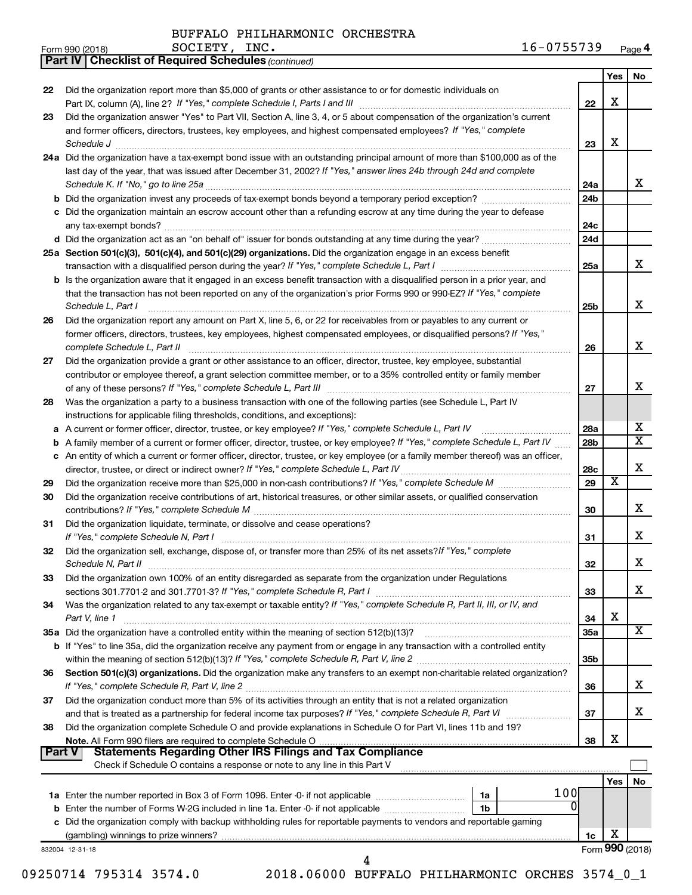BUFFALO PHILHARMONIC ORCHESTRA SOCIETY, INC. 16-0755739

Form 990 (2018)

## Part IV | Checklist of Required Schedules *(continued)*

| | | | Yes | No |
|---|---|---|---|---|
| 22 | Did the organization report more than $5,000 of grants or other assistance to or for domestic individuals on Part IX, column (A), line 2? *If "Yes," complete Schedule I, Parts I and III* | 22 | X | |
| 23 | Did the organization answer "Yes" to Part VII, Section A, line 3, 4, or 5 about compensation of the organization's current and former officers, directors, trustees, key employees, and highest compensated employees? *If "Yes," complete Schedule J* | 23 | X | |
| 24a | Did the organization have a tax-exempt bond issue with an outstanding principal amount of more than $100,000 as of the last day of the year, that was issued after December 31, 2002? *If "Yes," answer lines 24b through 24d and complete Schedule K. If "No," go to line 25a* | 24a | | X |
| b | Did the organization invest any proceeds of tax-exempt bonds beyond a temporary period exception? | 24b | | |
| c | Did the organization maintain an escrow account other than a refunding escrow at any time during the year to defease any tax-exempt bonds? | 24c | | |
| d | Did the organization act as an "on behalf of" issuer for bonds outstanding at any time during the year? | 24d | | |
| 25a | **Section 501(c)(3), 501(c)(4), and 501(c)(29) organizations.** Did the organization engage in an excess benefit transaction with a disqualified person during the year? *If "Yes," complete Schedule L, Part I* | 25a | | X |
| b | Is the organization aware that it engaged in an excess benefit transaction with a disqualified person in a prior year, and that the transaction has not been reported on any of the organization's prior Forms 990 or 990-EZ? *If "Yes," complete Schedule L, Part I* | 25b | | X |
| 26 | Did the organization report any amount on Part X, line 5, 6, or 22 for receivables from or payables to any current or former officers, directors, trustees, key employees, highest compensated employees, or disqualified persons? *If "Yes," complete Schedule L, Part II* | 26 | | X |
| 27 | Did the organization provide a grant or other assistance to an officer, director, trustee, key employee, substantial contributor or employee thereof, a grant selection committee member, or to a 35% controlled entity or family member of any of these persons? *If "Yes," complete Schedule L, Part III* | 27 | | X |
| 28 | Was the organization a party to a business transaction with one of the following parties (see Schedule L, Part IV instructions for applicable filing thresholds, conditions, and exceptions): | | | |
| a | A current or former officer, director, trustee, or key employee? *If "Yes," complete Schedule L, Part IV* | 28a | | X |
| b | A family member of a current or former officer, director, trustee, or key employee? *If "Yes," complete Schedule L, Part IV* | 28b | | X |
| c | An entity of which a current or former officer, director, trustee, or key employee (or a family member thereof) was an officer, director, trustee, or direct or indirect owner? *If "Yes," complete Schedule L, Part IV* | 28c | | X |
| 29 | Did the organization receive more than $25,000 in non-cash contributions? *If "Yes," complete Schedule M* | 29 | X | |
| 30 | Did the organization receive contributions of art, historical treasures, or other similar assets, or qualified conservation contributions? *If "Yes," complete Schedule M* | 30 | | X |
| 31 | Did the organization liquidate, terminate, or dissolve and cease operations? *If "Yes," complete Schedule N, Part I* | 31 | | X |
| 32 | Did the organization sell, exchange, dispose of, or transfer more than 25% of its net assets? *If "Yes," complete Schedule N, Part II* | 32 | | X |
| 33 | Did the organization own 100% of an entity disregarded as separate from the organization under Regulations sections 301.7701-2 and 301.7701-3? *If "Yes," complete Schedule R, Part I* | 33 | | X |
| 34 | Was the organization related to any tax-exempt or taxable entity? *If "Yes," complete Schedule R, Part II, III, or IV, and Part V, line 1* | 34 | X | |
| 35a | Did the organization have a controlled entity within the meaning of section 512(b)(13)? | 35a | | X |
| b | If "Yes" to line 35a, did the organization receive any payment from or engage in any transaction with a controlled entity within the meaning of section 512(b)(13)? *If "Yes," complete Schedule R, Part V, line 2* | 35b | | |
| 36 | **Section 501(c)(3) organizations.** Did the organization make any transfers to an exempt non-charitable related organization? *If "Yes," complete Schedule R, Part V, line 2* | 36 | | X |
| 37 | Did the organization conduct more than 5% of its activities through an entity that is not a related organization and that is treated as a partnership for federal income tax purposes? *If "Yes," complete Schedule R, Part VI* | 37 | | X |
| 38 | Did the organization complete Schedule O and provide explanations in Schedule O for Part VI, lines 11b and 19? **Note.** All Form 990 filers are required to complete Schedule O | 38 | X | |

## Part V | Statements Regarding Other IRS Filings and Tax Compliance

Check if Schedule O contains a response or note to any line in this Part V ☐

| | | | | Yes | No |
|---|---|---|---|---|---|
| 1a | Enter the number reported in Box 3 of Form 1096. Enter -0- if not applicable | 1a | 100 | | |
| b | Enter the number of Forms W-2G included in line 1a. Enter -0- if not applicable | 1b | 0 | | |
| c | Did the organization comply with backup withholding rules for reportable payments to vendors and reportable gaming (gambling) winnings to prize winners? | | 1c | X | |

832004 12-31-18

Form **990** (2018)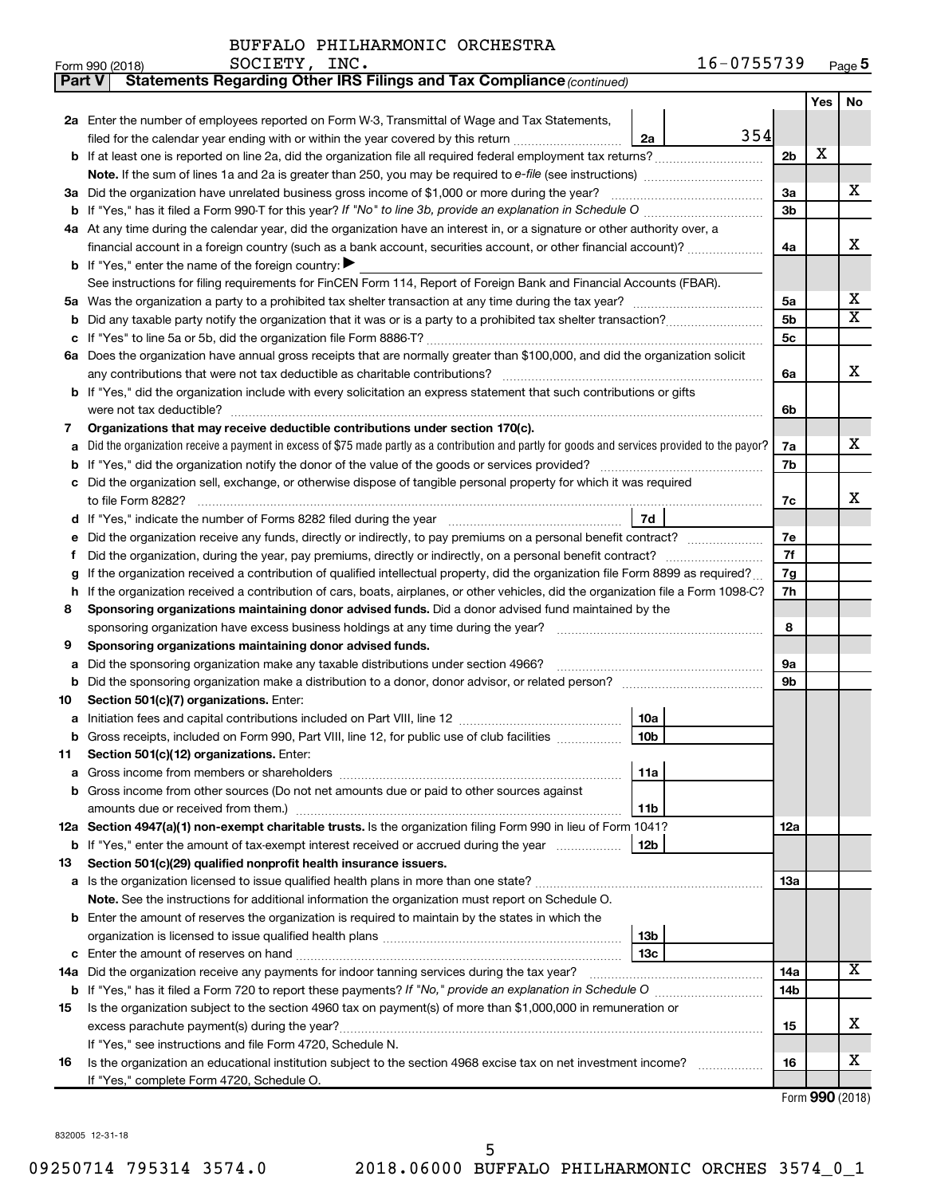BUFFALO PHILHARMONIC ORCHESTRA SOCIETY, INC. 16-0755739

Form 990 (2018) Page 5

**Part V | Statements Regarding Other IRS Filings and Tax Compliance** *(continued)*

| | | | Yes | No |
|---|---|---|---|---|
| **2a** | Enter the number of employees reported on Form W-3, Transmittal of Wage and Tax Statements, filed for the calendar year ending with or within the year covered by this return ..... 2a: 354 | | | |
| **b** | If at least one is reported on line 2a, did the organization file all required federal employment tax returns? | 2b | X | |
| | **Note.** If the sum of lines 1a and 2a is greater than 250, you may be required to *e-file* (see instructions) | | | |
| **3a** | Did the organization have unrelated business gross income of $1,000 or more during the year? | 3a | | X |
| **b** | If "Yes," has it filed a Form 990-T for this year? *If "No" to line 3b, provide an explanation in Schedule O* | 3b | | |
| **4a** | At any time during the calendar year, did the organization have an interest in, or a signature or other authority over, a financial account in a foreign country (such as a bank account, securities account, or other financial account)? | 4a | | X |
| **b** | If "Yes," enter the name of the foreign country: ▶ | | | |
| | See instructions for filing requirements for FinCEN Form 114, Report of Foreign Bank and Financial Accounts (FBAR). | | | |
| **5a** | Was the organization a party to a prohibited tax shelter transaction at any time during the tax year? | 5a | | X |
| **b** | Did any taxable party notify the organization that it was or is a party to a prohibited tax shelter transaction? | 5b | | X |
| **c** | If "Yes" to line 5a or 5b, did the organization file Form 8886-T? | 5c | | |
| **6a** | Does the organization have annual gross receipts that are normally greater than $100,000, and did the organization solicit any contributions that were not tax deductible as charitable contributions? | 6a | | X |
| **b** | If "Yes," did the organization include with every solicitation an express statement that such contributions or gifts were not tax deductible? | 6b | | |
| **7** | **Organizations that may receive deductible contributions under section 170(c).** | | | |
| **a** | Did the organization receive a payment in excess of $75 made partly as a contribution and partly for goods and services provided to the payor? | 7a | | X |
| **b** | If "Yes," did the organization notify the donor of the value of the goods or services provided? | 7b | | |
| **c** | Did the organization sell, exchange, or otherwise dispose of tangible personal property for which it was required to file Form 8282? | 7c | | X |
| **d** | If "Yes," indicate the number of Forms 8282 filed during the year ..... 7d | | | |
| **e** | Did the organization receive any funds, directly or indirectly, to pay premiums on a personal benefit contract? | 7e | | |
| **f** | Did the organization, during the year, pay premiums, directly or indirectly, on a personal benefit contract? | 7f | | |
| **g** | If the organization received a contribution of qualified intellectual property, did the organization file Form 8899 as required? | 7g | | |
| **h** | If the organization received a contribution of cars, boats, airplanes, or other vehicles, did the organization file a Form 1098-C? | 7h | | |
| **8** | **Sponsoring organizations maintaining donor advised funds.** Did a donor advised fund maintained by the sponsoring organization have excess business holdings at any time during the year? | 8 | | |
| **9** | **Sponsoring organizations maintaining donor advised funds.** | | | |
| **a** | Did the sponsoring organization make any taxable distributions under section 4966? | 9a | | |
| **b** | Did the sponsoring organization make a distribution to a donor, donor advisor, or related person? | 9b | | |
| **10** | **Section 501(c)(7) organizations.** Enter: | | | |
| **a** | Initiation fees and capital contributions included on Part VIII, line 12 ..... 10a | | | |
| **b** | Gross receipts, included on Form 990, Part VIII, line 12, for public use of club facilities ..... 10b | | | |
| **11** | **Section 501(c)(12) organizations.** Enter: | | | |
| **a** | Gross income from members or shareholders ..... 11a | | | |
| **b** | Gross income from other sources (Do not net amounts due or paid to other sources against amounts due or received from them.) ..... 11b | | | |
| **12a** | **Section 4947(a)(1) non-exempt charitable trusts.** Is the organization filing Form 990 in lieu of Form 1041? | 12a | | |
| **b** | If "Yes," enter the amount of tax-exempt interest received or accrued during the year ..... 12b | | | |
| **13** | **Section 501(c)(29) qualified nonprofit health insurance issuers.** | | | |
| **a** | Is the organization licensed to issue qualified health plans in more than one state? | 13a | | |
| | **Note.** See the instructions for additional information the organization must report on Schedule O. | | | |
| **b** | Enter the amount of reserves the organization is required to maintain by the states in which the organization is licensed to issue qualified health plans ..... 13b | | | |
| **c** | Enter the amount of reserves on hand ..... 13c | | | |
| **14a** | Did the organization receive any payments for indoor tanning services during the tax year? | 14a | | X |
| **b** | If "Yes," has it filed a Form 720 to report these payments? *If "No," provide an explanation in Schedule O* | 14b | | |
| **15** | Is the organization subject to the section 4960 tax on payment(s) of more than $1,000,000 in remuneration or excess parachute payment(s) during the year? | 15 | | X |
| | If "Yes," see instructions and file Form 4720, Schedule N. | | | |
| **16** | Is the organization an educational institution subject to the section 4968 excise tax on net investment income? | 16 | | X |
| | If "Yes," complete Form 4720, Schedule O. | | | |

Form **990** (2018)

832005 12-31-18

09250714 795314 3574.0 2018.06000 BUFFALO PHILHARMONIC ORCHES 3574_0_1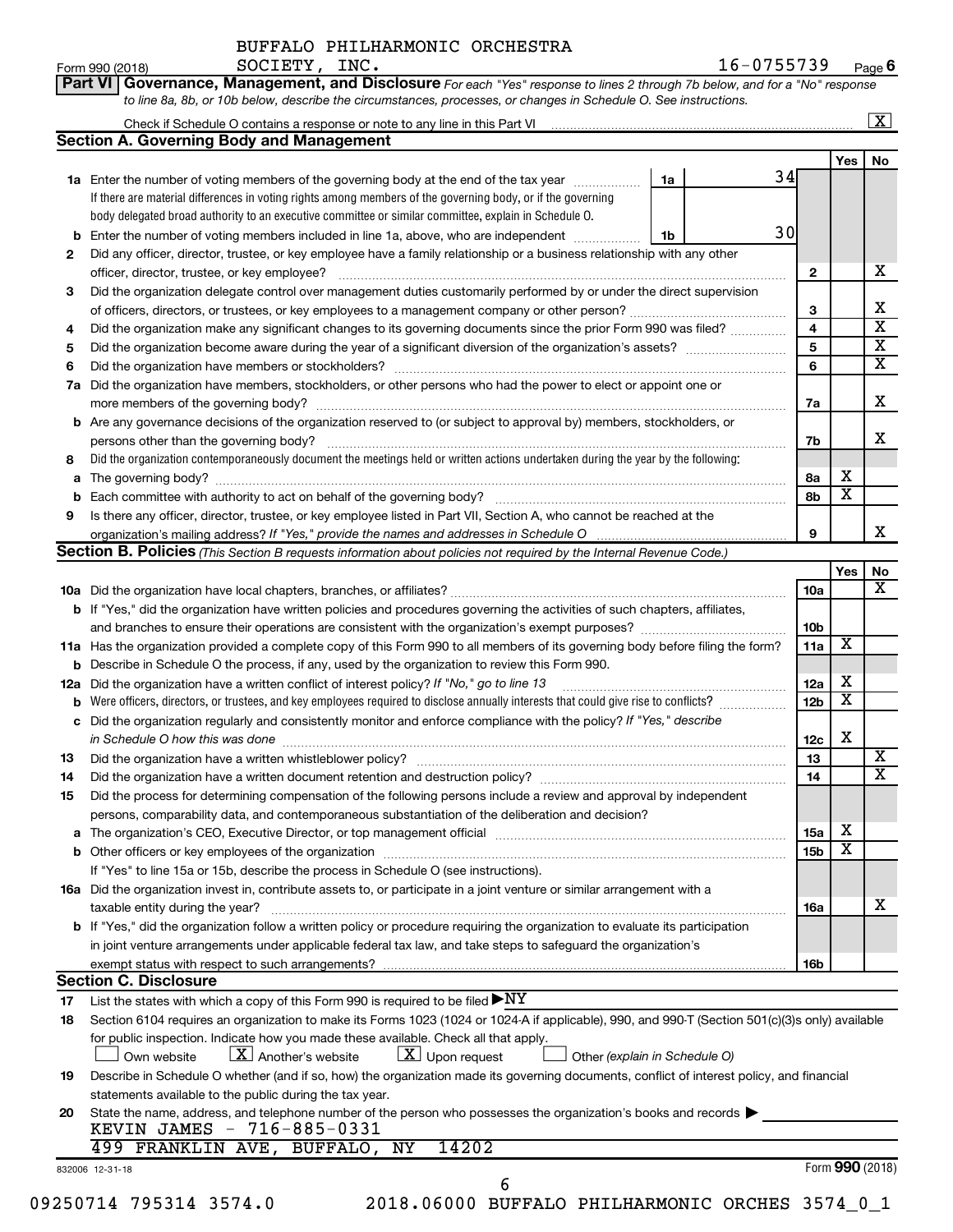BUFFALO PHILHARMONIC ORCHESTRA SOCIETY, INC.

Form 990 (2018) — 16-0755739 — Page 6

**Part VI Governance, Management, and Disclosure** *For each "Yes" response to lines 2 through 7b below, and for a "No" response to line 8a, 8b, or 10b below, describe the circumstances, processes, or changes in Schedule O. See instructions.*

Check if Schedule O contains a response or note to any line in this Part VI ... [X]

## Section A. Governing Body and Management

| | | | | Yes | No |
|---|---|---|---|---|---|
| **1a** | Enter the number of voting members of the governing body at the end of the tax year | 1a | 34 | | |
| | If there are material differences in voting rights among members of the governing body, or if the governing body delegated broad authority to an executive committee or similar committee, explain in Schedule O. | | | | |
| **b** | Enter the number of voting members included in line 1a, above, who are independent | 1b | 30 | | |
| **2** | Did any officer, director, trustee, or key employee have a family relationship or a business relationship with any other officer, director, trustee, or key employee? | 2 | | | X |
| **3** | Did the organization delegate control over management duties customarily performed by or under the direct supervision of officers, directors, or trustees, or key employees to a management company or other person? | 3 | | | X |
| **4** | Did the organization make any significant changes to its governing documents since the prior Form 990 was filed? | 4 | | | X |
| **5** | Did the organization become aware during the year of a significant diversion of the organization's assets? | 5 | | | X |
| **6** | Did the organization have members or stockholders? | 6 | | | X |
| **7a** | Did the organization have members, stockholders, or other persons who had the power to elect or appoint one or more members of the governing body? | 7a | | | X |
| **b** | Are any governance decisions of the organization reserved to (or subject to approval by) members, stockholders, or persons other than the governing body? | 7b | | | X |
| **8** | Did the organization contemporaneously document the meetings held or written actions undertaken during the year by the following: | | | | |
| **a** | The governing body? | 8a | | X | |
| **b** | Each committee with authority to act on behalf of the governing body? | 8b | | X | |
| **9** | Is there any officer, director, trustee, or key employee listed in Part VII, Section A, who cannot be reached at the organization's mailing address? *If "Yes," provide the names and addresses in Schedule O* | 9 | | | X |

## Section B. Policies *(This Section B requests information about policies not required by the Internal Revenue Code.)*

| | | | Yes | No |
|---|---|---|---|---|
| **10a** | Did the organization have local chapters, branches, or affiliates? | 10a | | X |
| **b** | If "Yes," did the organization have written policies and procedures governing the activities of such chapters, affiliates, and branches to ensure their operations are consistent with the organization's exempt purposes? | 10b | | |
| **11a** | Has the organization provided a complete copy of this Form 990 to all members of its governing body before filing the form? | 11a | X | |
| **b** | Describe in Schedule O the process, if any, used by the organization to review this Form 990. | | | |
| **12a** | Did the organization have a written conflict of interest policy? *If "No," go to line 13* | 12a | X | |
| **b** | Were officers, directors, or trustees, and key employees required to disclose annually interests that could give rise to conflicts? | 12b | X | |
| **c** | Did the organization regularly and consistently monitor and enforce compliance with the policy? *If "Yes," describe in Schedule O how this was done* | 12c | X | |
| **13** | Did the organization have a written whistleblower policy? | 13 | | X |
| **14** | Did the organization have a written document retention and destruction policy? | 14 | | X |
| **15** | Did the process for determining compensation of the following persons include a review and approval by independent persons, comparability data, and contemporaneous substantiation of the deliberation and decision? | | | |
| **a** | The organization's CEO, Executive Director, or top management official | 15a | X | |
| **b** | Other officers or key employees of the organization | 15b | X | |
| | If "Yes" to line 15a or 15b, describe the process in Schedule O (see instructions). | | | |
| **16a** | Did the organization invest in, contribute assets to, or participate in a joint venture or similar arrangement with a taxable entity during the year? | 16a | | X |
| **b** | If "Yes," did the organization follow a written policy or procedure requiring the organization to evaluate its participation in joint venture arrangements under applicable federal tax law, and take steps to safeguard the organization's exempt status with respect to such arrangements? | 16b | | |

## Section C. Disclosure

**17** List the states with which a copy of this Form 990 is required to be filed ▶ NY

**18** Section 6104 requires an organization to make its Forms 1023 (1024 or 1024-A if applicable), 990, and 990-T (Section 501(c)(3)s only) available for public inspection. Indicate how you made these available. Check all that apply.

[ ] Own website  [X] Another's website  [X] Upon request  [ ] Other *(explain in Schedule O)*

**19** Describe in Schedule O whether (and if so, how) the organization made its governing documents, conflict of interest policy, and financial statements available to the public during the tax year.

**20** State the name, address, and telephone number of the person who possesses the organization's books and records ▶

KEVIN JAMES - 716-885-0331
499 FRANKLIN AVE, BUFFALO, NY 14202

832006 12-31-18 — Form **990** (2018)

09250714 795314 3574.0 — 2018.06000 BUFFALO PHILHARMONIC ORCHES 3574_0_1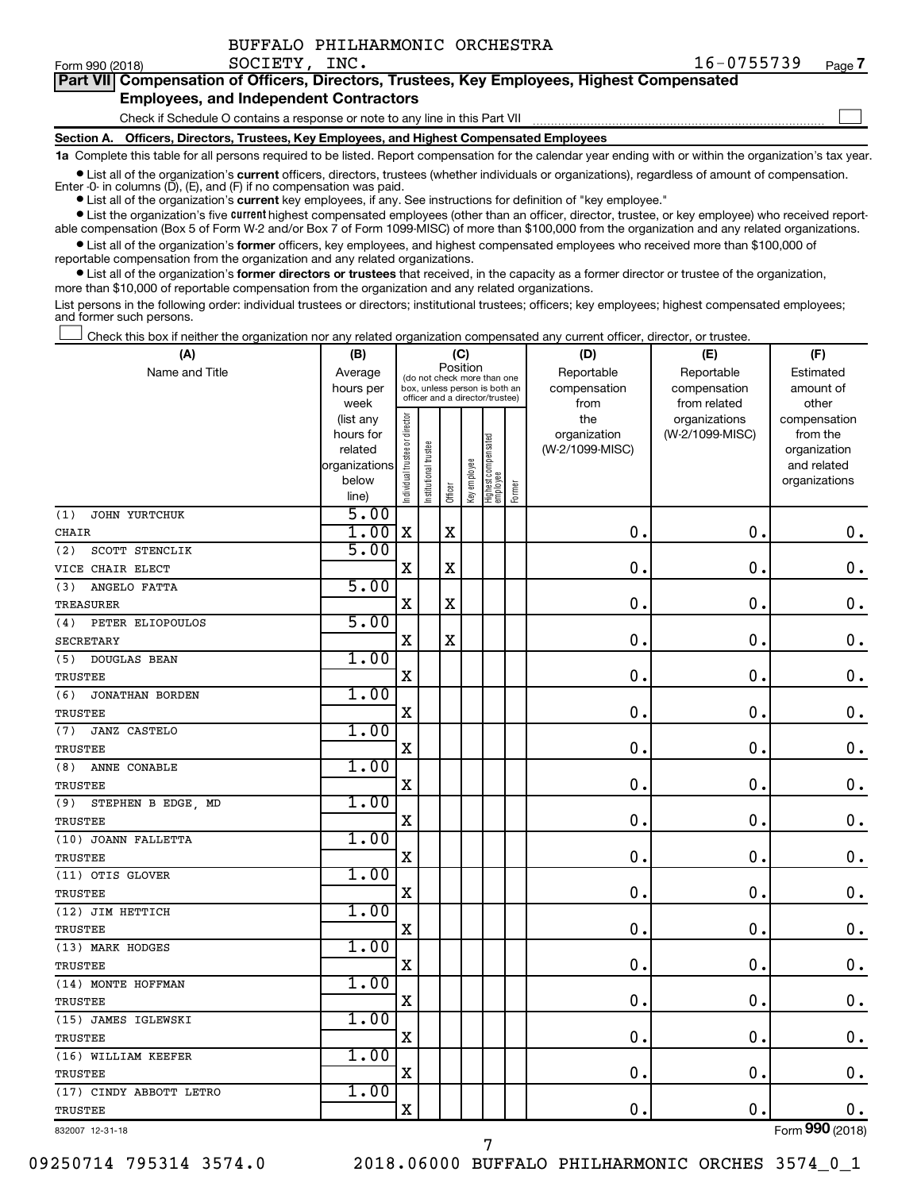BUFFALO PHILHARMONIC ORCHESTRA SOCIETY, INC. 16-0755739

Form 990 (2018) Page 7

## Part VII Compensation of Officers, Directors, Trustees, Key Employees, Highest Compensated Employees, and Independent Contractors

Check if Schedule O contains a response or note to any line in this Part VII

### Section A. Officers, Directors, Trustees, Key Employees, and Highest Compensated Employees

**1a** Complete this table for all persons required to be listed. Report compensation for the calendar year ending with or within the organization's tax year.

- List all of the organization's **current** officers, directors, trustees (whether individuals or organizations), regardless of amount of compensation. Enter -0- in columns (D), (E), and (F) if no compensation was paid.
- List all of the organization's **current** key employees, if any. See instructions for definition of "key employee."
- List the organization's five **current** highest compensated employees (other than an officer, director, trustee, or key employee) who received reportable compensation (Box 5 of Form W-2 and/or Box 7 of Form 1099-MISC) of more than $100,000 from the organization and any related organizations.
- List all of the organization's **former** officers, key employees, and highest compensated employees who received more than $100,000 of reportable compensation from the organization and any related organizations.
- List all of the organization's **former directors or trustees** that received, in the capacity as a former director or trustee of the organization, more than $10,000 of reportable compensation from the organization and any related organizations.

List persons in the following order: individual trustees or directors; institutional trustees; officers; key employees; highest compensated employees; and former such persons.

Check this box if neither the organization nor any related organization compensated any current officer, director, or trustee.

| (A) Name and Title | (B) Average hours per week (list any hours for related organizations below line) | (C) Position: Individual trustee or director | Institutional trustee | Officer | Key employee | Highest compensated employee | Former | (D) Reportable compensation from the organization (W-2/1099-MISC) | (E) Reportable compensation from related organizations (W-2/1099-MISC) | (F) Estimated amount of other compensation from the organization and related organizations |
|---|---|---|---|---|---|---|---|---|---|---|
| (1) JOHN YURTCHUK<br>CHAIR | 5.00<br>1.00 | X | | X | | | | 0. | 0. | 0. |
| (2) SCOTT STENCLIK<br>VICE CHAIR ELECT | 5.00 | X | | X | | | | 0. | 0. | 0. |
| (3) ANGELO FATTA<br>TREASURER | 5.00 | X | | X | | | | 0. | 0. | 0. |
| (4) PETER ELIOPOULOS<br>SECRETARY | 5.00 | X | | X | | | | 0. | 0. | 0. |
| (5) DOUGLAS BEAN<br>TRUSTEE | 1.00 | X | | | | | | 0. | 0. | 0. |
| (6) JONATHAN BORDEN<br>TRUSTEE | 1.00 | X | | | | | | 0. | 0. | 0. |
| (7) JANZ CASTELO<br>TRUSTEE | 1.00 | X | | | | | | 0. | 0. | 0. |
| (8) ANNE CONABLE<br>TRUSTEE | 1.00 | X | | | | | | 0. | 0. | 0. |
| (9) STEPHEN B EDGE, MD<br>TRUSTEE | 1.00 | X | | | | | | 0. | 0. | 0. |
| (10) JOANN FALLETTA<br>TRUSTEE | 1.00 | X | | | | | | 0. | 0. | 0. |
| (11) OTIS GLOVER<br>TRUSTEE | 1.00 | X | | | | | | 0. | 0. | 0. |
| (12) JIM HETTICH<br>TRUSTEE | 1.00 | X | | | | | | 0. | 0. | 0. |
| (13) MARK HODGES<br>TRUSTEE | 1.00 | X | | | | | | 0. | 0. | 0. |
| (14) MONTE HOFFMAN<br>TRUSTEE | 1.00 | X | | | | | | 0. | 0. | 0. |
| (15) JAMES IGLEWSKI<br>TRUSTEE | 1.00 | X | | | | | | 0. | 0. | 0. |
| (16) WILLIAM KEEFER<br>TRUSTEE | 1.00 | X | | | | | | 0. | 0. | 0. |
| (17) CINDY ABBOTT LETRO<br>TRUSTEE | 1.00 | X | | | | | | 0. | 0. | 0. |

832007 12-31-18

Form **990** (2018)

09250714 795314 3574.0 2018.06000 BUFFALO PHILHARMONIC ORCHES 3574_0_1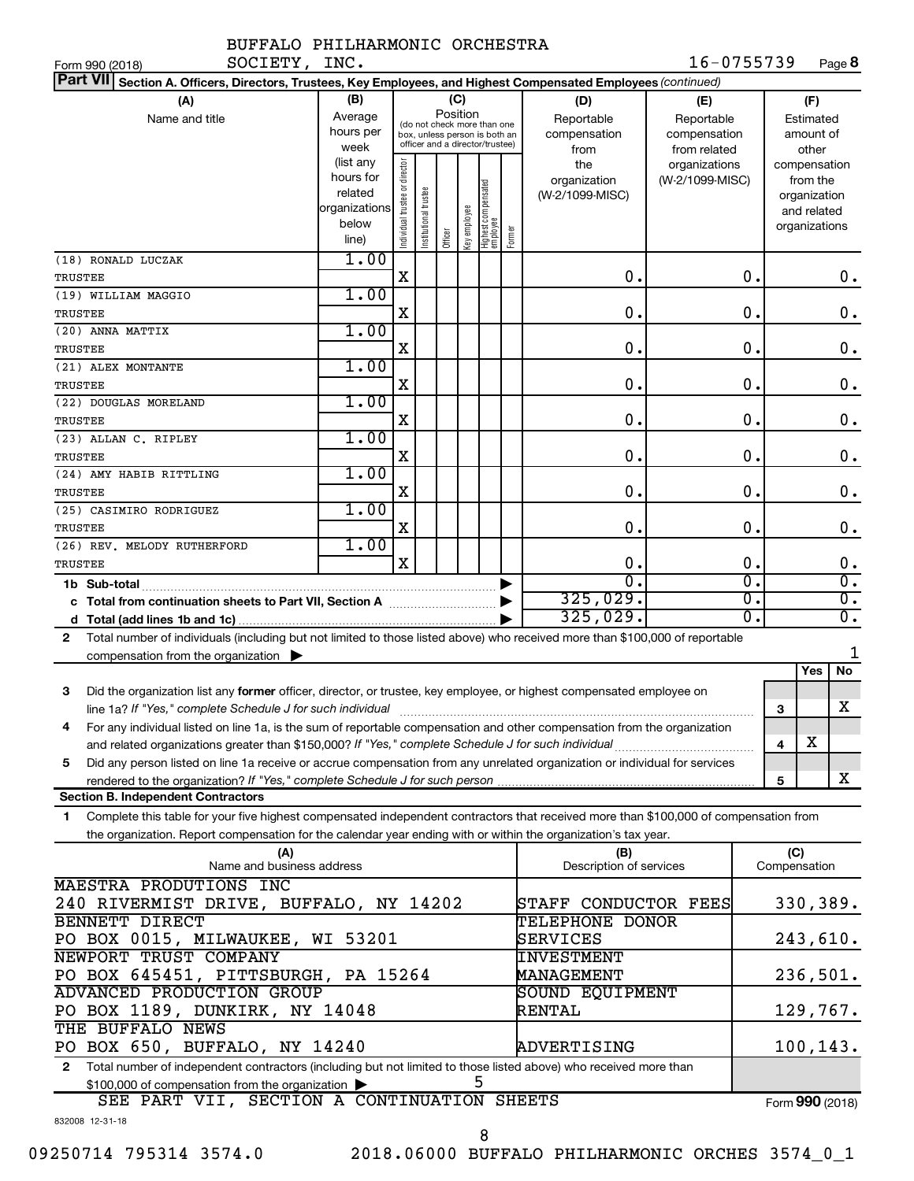BUFFALO PHILHARMONIC ORCHESTRA SOCIETY, INC. 16-0755739

Form 990 (2018) Page 8

**Part VII Section A. Officers, Directors, Trustees, Key Employees, and Highest Compensated Employees** *(continued)*

| (A) Name and title | (B) Average hours per week (list any hours for related organizations below line) | (C) Position: Individual trustee or director | Institutional trustee | Officer | Key employee | Highest compensated employee | Former | (D) Reportable compensation from the organization (W-2/1099-MISC) | (E) Reportable compensation from related organizations (W-2/1099-MISC) | (F) Estimated amount of other compensation from the organization and related organizations |
|---|---|---|---|---|---|---|---|---|---|---|
| (18) RONALD LUCZAK<br>TRUSTEE | 1.00 | X | | | | | | 0. | 0. | 0. |
| (19) WILLIAM MAGGIO<br>TRUSTEE | 1.00 | X | | | | | | 0. | 0. | 0. |
| (20) ANNA MATTIX<br>TRUSTEE | 1.00 | X | | | | | | 0. | 0. | 0. |
| (21) ALEX MONTANTE<br>TRUSTEE | 1.00 | X | | | | | | 0. | 0. | 0. |
| (22) DOUGLAS MORELAND<br>TRUSTEE | 1.00 | X | | | | | | 0. | 0. | 0. |
| (23) ALLAN C. RIPLEY<br>TRUSTEE | 1.00 | X | | | | | | 0. | 0. | 0. |
| (24) AMY HABIB RITTLING<br>TRUSTEE | 1.00 | X | | | | | | 0. | 0. | 0. |
| (25) CASIMIRO RODRIGUEZ<br>TRUSTEE | 1.00 | X | | | | | | 0. | 0. | 0. |
| (26) REV. MELODY RUTHERFORD<br>TRUSTEE | 1.00 | X | | | | | | 0. | 0. | 0. |
| **1b Sub-total** | | | | | | | | 0. | 0. | 0. |
| **c Total from continuation sheets to Part VII, Section A** | | | | | | | | 325,029. | 0. | 0. |
| **d Total (add lines 1b and 1c)** | | | | | | | | 325,029. | 0. | 0. |

**2** Total number of individuals (including but not limited to those listed above) who received more than $100,000 of reportable compensation from the organization ▶ 1

| | | | Yes | No |
|---|---|---|---|---|
| **3** | Did the organization list any **former** officer, director, or trustee, key employee, or highest compensated employee on line 1a? *If "Yes," complete Schedule J for such individual* | 3 | | X |
| **4** | For any individual listed on line 1a, is the sum of reportable compensation and other compensation from the organization and related organizations greater than $150,000? *If "Yes," complete Schedule J for such individual* | 4 | X | |
| **5** | Did any person listed on line 1a receive or accrue compensation from any unrelated organization or individual for services rendered to the organization? *If "Yes," complete Schedule J for such person* | 5 | | X |

**Section B. Independent Contractors**

**1** Complete this table for your five highest compensated independent contractors that received more than $100,000 of compensation from the organization. Report compensation for the calendar year ending with or within the organization's tax year.

| (A) Name and business address | (B) Description of services | (C) Compensation |
|---|---|---|
| MAESTRA PRODUTIONS INC<br>240 RIVERMIST DRIVE, BUFFALO, NY 14202 | STAFF CONDUCTOR FEES | 330,389. |
| BENNETT DIRECT<br>PO BOX 0015, MILWAUKEE, WI 53201 | TELEPHONE DONOR SERVICES | 243,610. |
| NEWPORT TRUST COMPANY<br>PO BOX 645451, PITTSBURGH, PA 15264 | INVESTMENT MANAGEMENT | 236,501. |
| ADVANCED PRODUCTION GROUP<br>PO BOX 1189, DUNKIRK, NY 14048 | SOUND EQUIPMENT RENTAL | 129,767. |
| THE BUFFALO NEWS<br>PO BOX 650, BUFFALO, NY 14240 | ADVERTISING | 100,143. |

**2** Total number of independent contractors (including but not limited to those listed above) who received more than $100,000 of compensation from the organization ▶ 5

SEE PART VII, SECTION A CONTINUATION SHEETS

Form **990** (2018)

832008 12-31-18

09250714 795314 3574.0 2018.06000 BUFFALO PHILHARMONIC ORCHES 3574_0_1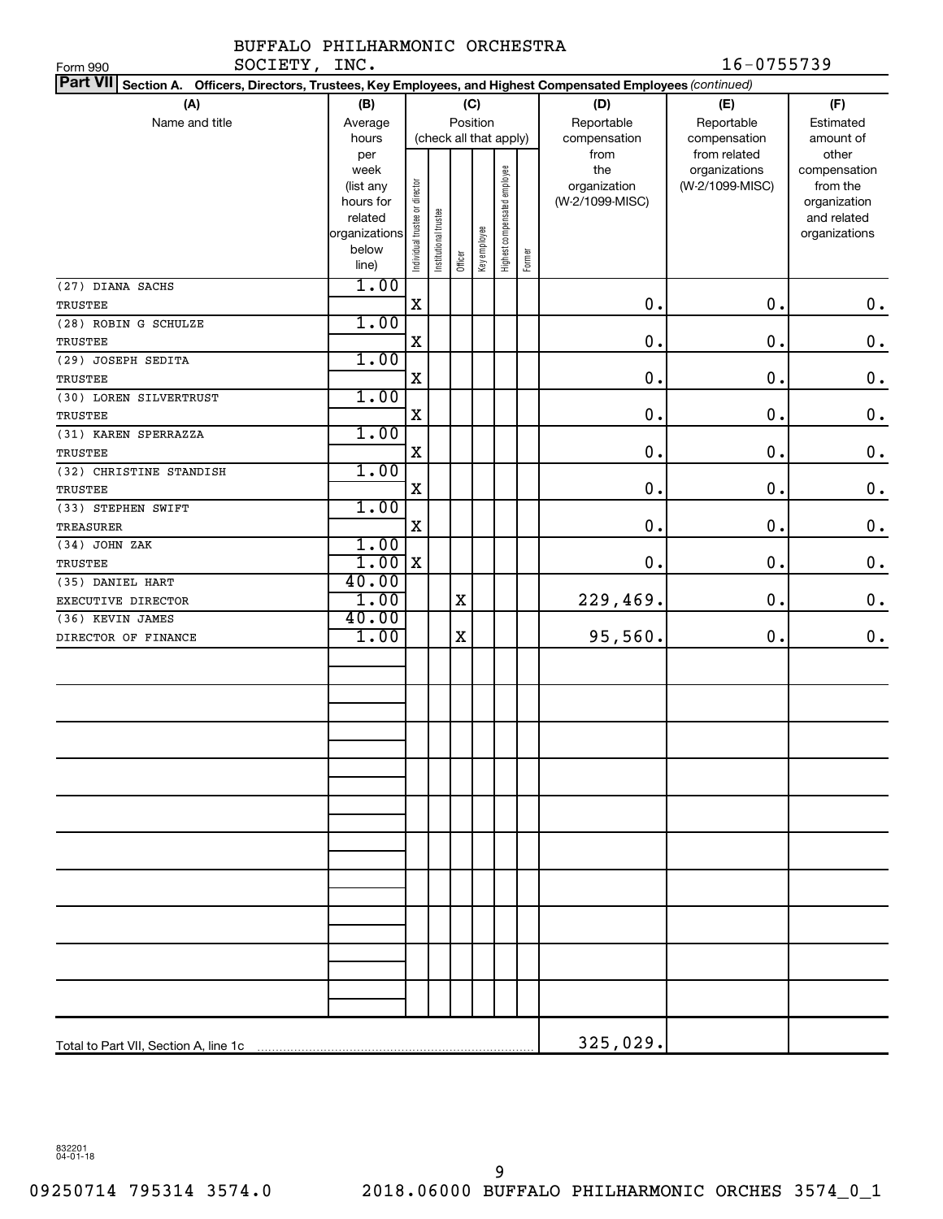BUFFALO PHILHARMONIC ORCHESTRA SOCIETY, INC.

Form 990 16-0755739

**Part VII** **Section A. Officers, Directors, Trustees, Key Employees, and Highest Compensated Employees** *(continued)*

| (A) Name and title | (B) Average hours per week (list any hours for related organizations below line) | (C) Position (check all that apply): Individual trustee or director | Institutional trustee | Officer | Key employee | Highest compensated employee | Former | (D) Reportable compensation from the organization (W-2/1099-MISC) | (E) Reportable compensation from related organizations (W-2/1099-MISC) | (F) Estimated amount of other compensation from the organization and related organizations |
|---|---|---|---|---|---|---|---|---|---|---|
| (27) DIANA SACHS<br>TRUSTEE | 1.00 | X | | | | | | 0. | 0. | 0. |
| (28) ROBIN G SCHULZE<br>TRUSTEE | 1.00 | X | | | | | | 0. | 0. | 0. |
| (29) JOSEPH SEDITA<br>TRUSTEE | 1.00 | X | | | | | | 0. | 0. | 0. |
| (30) LOREN SILVERTRUST<br>TRUSTEE | 1.00 | X | | | | | | 0. | 0. | 0. |
| (31) KAREN SPERRAZZA<br>TRUSTEE | 1.00 | X | | | | | | 0. | 0. | 0. |
| (32) CHRISTINE STANDISH<br>TRUSTEE | 1.00 | X | | | | | | 0. | 0. | 0. |
| (33) STEPHEN SWIFT<br>TREASURER | 1.00 | X | | | | | | 0. | 0. | 0. |
| (34) JOHN ZAK<br>TRUSTEE | 1.00<br>1.00 | X | | | | | | 0. | 0. | 0. |
| (35) DANIEL HART<br>EXECUTIVE DIRECTOR | 40.00<br>1.00 | | | X | | | | 229,469. | 0. | 0. |
| (36) KEVIN JAMES<br>DIRECTOR OF FINANCE | 40.00<br>1.00 | | | X | | | | 95,560. | 0. | 0. |
| Total to Part VII, Section A, line 1c | | | | | | | | 325,029. | | |

832201 04-01-18

09250714 795314 3574.0 2018.06000 BUFFALO PHILHARMONIC ORCHES 3574_0_1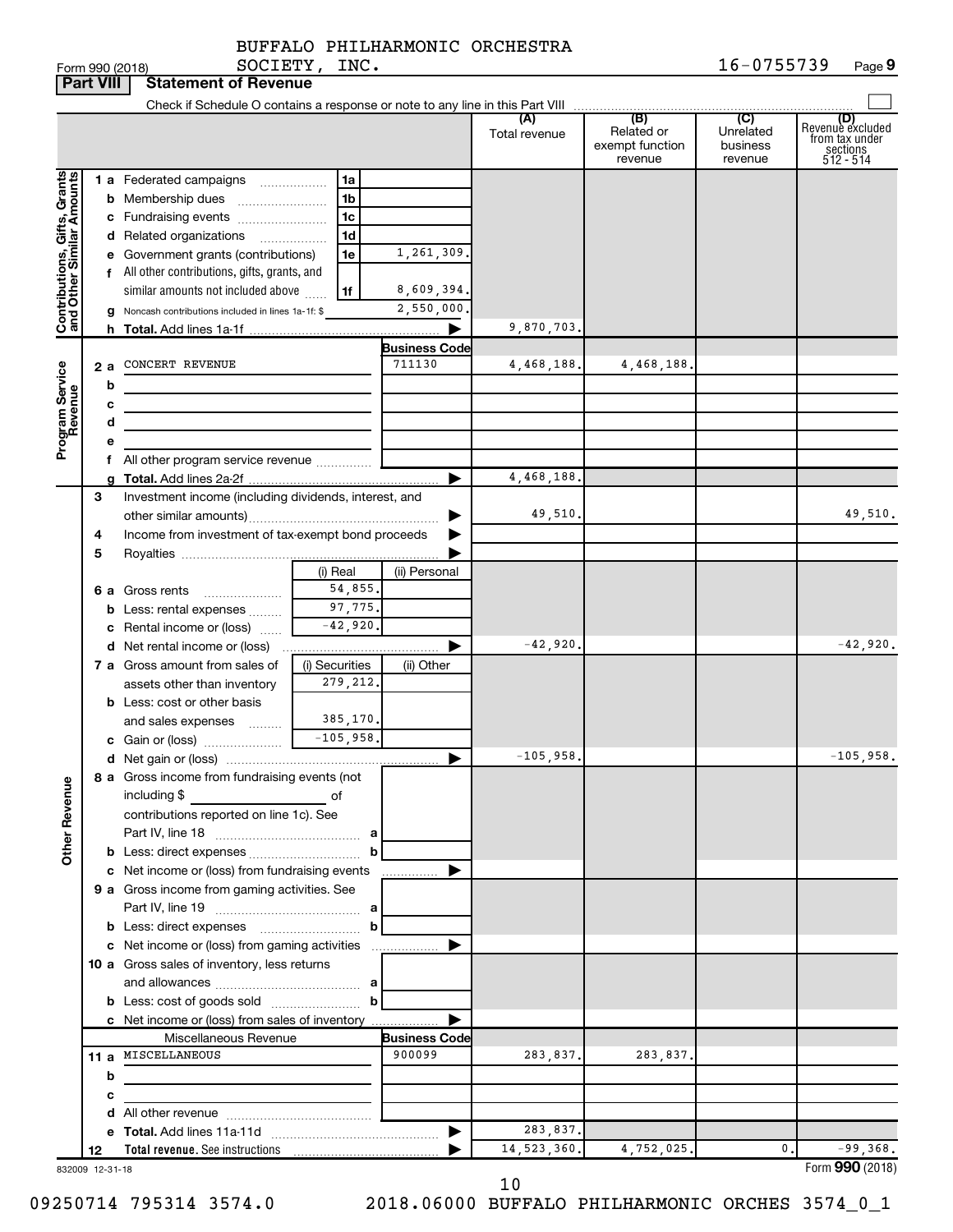BUFFALO PHILHARMONIC ORCHESTRA SOCIETY, INC.

Form 990 (2018) 16-0755739 Page 9

**Part VIII Statement of Revenue**

Check if Schedule O contains a response or note to any line in this Part VIII

| | | | | (A) Total revenue | (B) Related or exempt function revenue | (C) Unrelated business revenue | (D) Revenue excluded from tax under sections 512 - 514 |
|---|---|---|---|---|---|---|---|
| **Contributions, Gifts, Grants and Other Similar Amounts** | 1 a Federated campaigns | 1a | | | | | |
| | b Membership dues | 1b | | | | | |
| | c Fundraising events | 1c | | | | | |
| | d Related organizations | 1d | | | | | |
| | e Government grants (contributions) | 1e | 1,261,309. | | | | |
| | f All other contributions, gifts, grants, and similar amounts not included above | 1f | 8,609,394. | | | | |
| | g Noncash contributions included in lines 1a-1f: $ | | 2,550,000. | | | | |
| | h **Total.** Add lines 1a-1f | | | 9,870,703. | | | |
| **Program Service Revenue** | | | **Business Code** | | | | |
| | 2 a CONCERT REVENUE | | 711130 | 4,468,188. | 4,468,188. | | |
| | b | | | | | | |
| | c | | | | | | |
| | d | | | | | | |
| | e | | | | | | |
| | f All other program service revenue | | | | | | |
| | g **Total.** Add lines 2a-2f | | | 4,468,188. | | | |
| **Other Revenue** | 3 Investment income (including dividends, interest, and other similar amounts) | | | 49,510. | | | 49,510. |
| | 4 Income from investment of tax-exempt bond proceeds | | | | | | |
| | 5 Royalties | | | | | | |
| | | (i) Real | (ii) Personal | | | | |
| | 6 a Gross rents | 54,855. | | | | | |
| | b Less: rental expenses | 97,775. | | | | | |
| | c Rental income or (loss) | -42,920. | | | | | |
| | d Net rental income or (loss) | | | -42,920. | | | -42,920. |
| | | (i) Securities | (ii) Other | | | | |
| | 7 a Gross amount from sales of assets other than inventory | 279,212. | | | | | |
| | b Less: cost or other basis and sales expenses | 385,170. | | | | | |
| | c Gain or (loss) | -105,958. | | | | | |
| | d Net gain or (loss) | | | -105,958. | | | -105,958. |
| | 8 a Gross income from fundraising events (not including $ _____ of contributions reported on line 1c). See Part IV, line 18 | a | | | | | |
| | b Less: direct expenses | b | | | | | |
| | c Net income or (loss) from fundraising events | | | | | | |
| | 9 a Gross income from gaming activities. See Part IV, line 19 | a | | | | | |
| | b Less: direct expenses | b | | | | | |
| | c Net income or (loss) from gaming activities | | | | | | |
| | 10 a Gross sales of inventory, less returns and allowances | a | | | | | |
| | b Less: cost of goods sold | b | | | | | |
| | c Net income or (loss) from sales of inventory | | | | | | |
| | Miscellaneous Revenue | | **Business Code** | | | | |
| | 11 a MISCELLANEOUS | | 900099 | 283,837. | 283,837. | | |
| | b | | | | | | |
| | c | | | | | | |
| | d All other revenue | | | | | | |
| | e **Total.** Add lines 11a-11d | | | 283,837. | | | |
| | 12 **Total revenue.** See instructions | | | 14,523,360. | 4,752,025. | 0. | -99,368. |

832009 12-31-18

Form **990** (2018)

09250714 795314 3574.0 2018.06000 BUFFALO PHILHARMONIC ORCHES 3574_0_1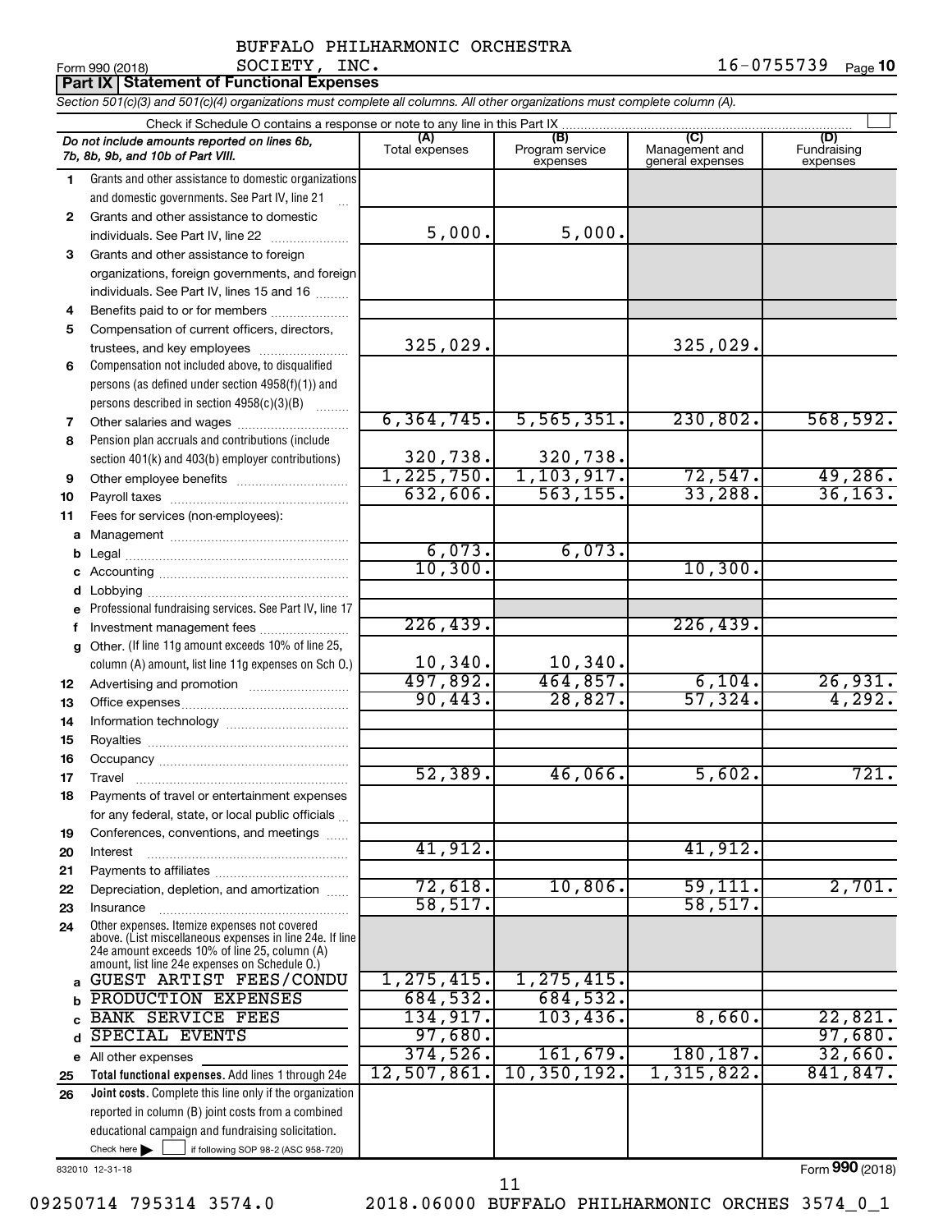BUFFALO PHILHARMONIC ORCHESTRA
SOCIETY, INC.

Form 990 (2018) 16-0755739 Page **10**

**Part IX | Statement of Functional Expenses**

*Section 501(c)(3) and 501(c)(4) organizations must complete all columns. All other organizations must complete column (A).*

Check if Schedule O contains a response or note to any line in this Part IX

| | *Do not include amounts reported on lines 6b, 7b, 8b, 9b, and 10b of Part VIII.* | (A) Total expenses | (B) Program service expenses | (C) Management and general expenses | (D) Fundraising expenses |
|---|---|---|---|---|---|
| 1 | Grants and other assistance to domestic organizations and domestic governments. See Part IV, line 21 | | | | |
| 2 | Grants and other assistance to domestic individuals. See Part IV, line 22 | 5,000. | 5,000. | | |
| 3 | Grants and other assistance to foreign organizations, foreign governments, and foreign individuals. See Part IV, lines 15 and 16 | | | | |
| 4 | Benefits paid to or for members | | | | |
| 5 | Compensation of current officers, directors, trustees, and key employees | 325,029. | | 325,029. | |
| 6 | Compensation not included above, to disqualified persons (as defined under section 4958(f)(1)) and persons described in section 4958(c)(3)(B) | | | | |
| 7 | Other salaries and wages | 6,364,745. | 5,565,351. | 230,802. | 568,592. |
| 8 | Pension plan accruals and contributions (include section 401(k) and 403(b) employer contributions) | 320,738. | 320,738. | | |
| 9 | Other employee benefits | 1,225,750. | 1,103,917. | 72,547. | 49,286. |
| 10 | Payroll taxes | 632,606. | 563,155. | 33,288. | 36,163. |
| 11 | Fees for services (non-employees): | | | | |
| a | Management | | | | |
| b | Legal | 6,073. | 6,073. | | |
| c | Accounting | 10,300. | | 10,300. | |
| d | Lobbying | | | | |
| e | Professional fundraising services. See Part IV, line 17 | | | | |
| f | Investment management fees | 226,439. | | 226,439. | |
| g | Other. (If line 11g amount exceeds 10% of line 25, column (A) amount, list line 11g expenses on Sch O.) | 10,340. | 10,340. | | |
| 12 | Advertising and promotion | 497,892. | 464,857. | 6,104. | 26,931. |
| 13 | Office expenses | 90,443. | 28,827. | 57,324. | 4,292. |
| 14 | Information technology | | | | |
| 15 | Royalties | | | | |
| 16 | Occupancy | | | | |
| 17 | Travel | 52,389. | 46,066. | 5,602. | 721. |
| 18 | Payments of travel or entertainment expenses for any federal, state, or local public officials | | | | |
| 19 | Conferences, conventions, and meetings | | | | |
| 20 | Interest | 41,912. | | 41,912. | |
| 21 | Payments to affiliates | | | | |
| 22 | Depreciation, depletion, and amortization | 72,618. | 10,806. | 59,111. | 2,701. |
| 23 | Insurance | 58,517. | | 58,517. | |
| 24 | Other expenses. Itemize expenses not covered above. (List miscellaneous expenses in line 24e. If line 24e amount exceeds 10% of line 25, column (A) amount, list line 24e expenses on Schedule O.) | | | | |
| a | GUEST ARTIST FEES/CONDU | 1,275,415. | 1,275,415. | | |
| b | PRODUCTION EXPENSES | 684,532. | 684,532. | | |
| c | BANK SERVICE FEES | 134,917. | 103,436. | 8,660. | 22,821. |
| d | SPECIAL EVENTS | 97,680. | | | 97,680. |
| e | All other expenses | 374,526. | 161,679. | 180,187. | 32,660. |
| 25 | **Total functional expenses.** Add lines 1 through 24e | 12,507,861. | 10,350,192. | 1,315,822. | 841,847. |
| 26 | **Joint costs.** Complete this line only if the organization reported in column (B) joint costs from a combined educational campaign and fundraising solicitation. Check here ☐ if following SOP 98-2 (ASC 958-720) | | | | |

832010 12-31-18 Form **990** (2018)

09250714 795314 3574.0 2018.06000 BUFFALO PHILHARMONIC ORCHES 3574_0_1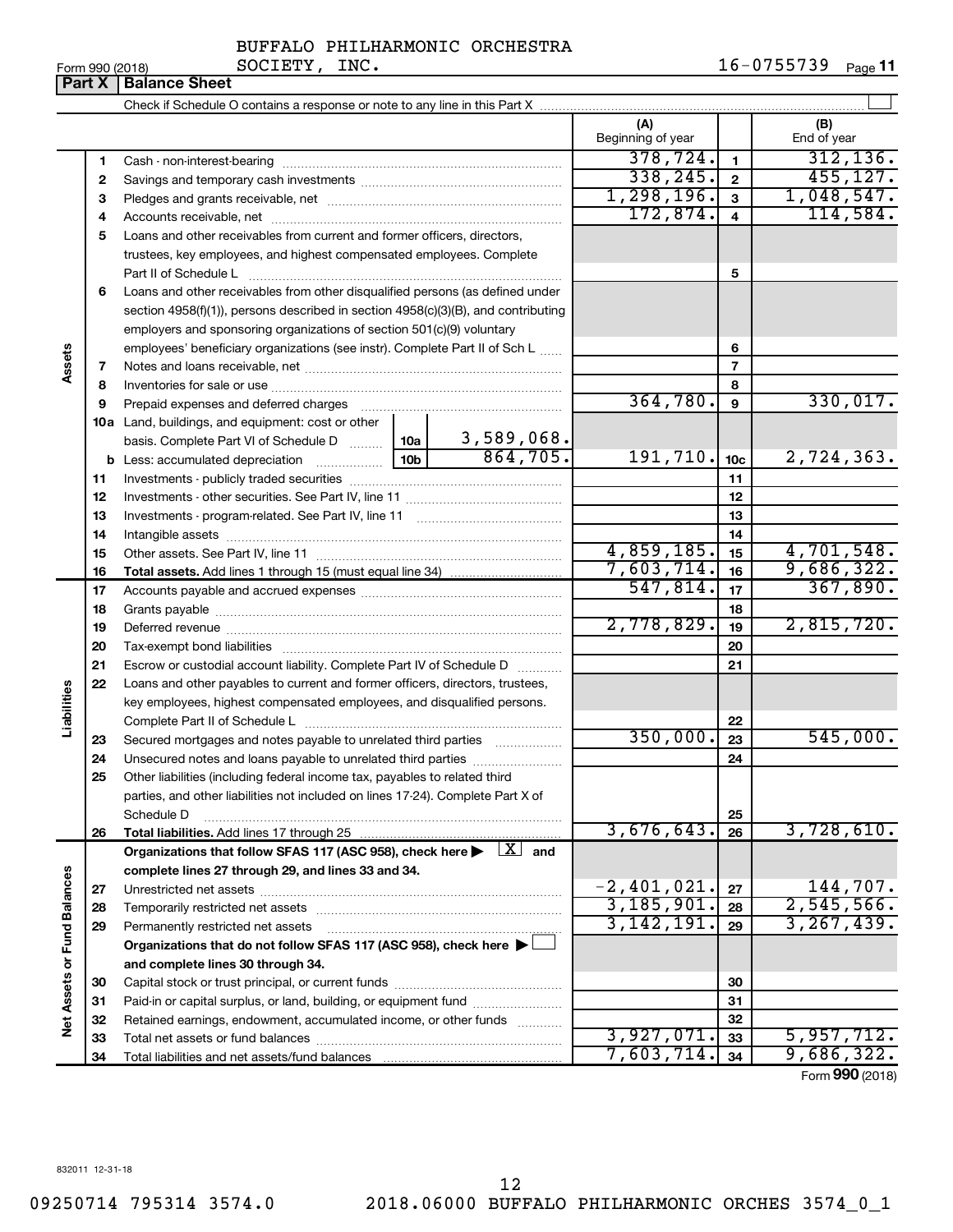BUFFALO PHILHARMONIC ORCHESTRA SOCIETY, INC.

Form 990 (2018) 16-0755739 Page 11

**Part X | Balance Sheet**

Check if Schedule O contains a response or note to any line in this Part X ☐

| | | | | (A) Beginning of year | | (B) End of year |
|---|---|---|---|---|---|---|
| **Assets** | 1 | Cash - non-interest-bearing | | 378,724. | 1 | 312,136. |
| | 2 | Savings and temporary cash investments | | 338,245. | 2 | 455,127. |
| | 3 | Pledges and grants receivable, net | | 1,298,196. | 3 | 1,048,547. |
| | 4 | Accounts receivable, net | | 172,874. | 4 | 114,584. |
| | 5 | Loans and other receivables from current and former officers, directors, trustees, key employees, and highest compensated employees. Complete Part II of Schedule L | | | 5 | |
| | 6 | Loans and other receivables from other disqualified persons (as defined under section 4958(f)(1)), persons described in section 4958(c)(3)(B), and contributing employers and sponsoring organizations of section 501(c)(9) voluntary employees' beneficiary organizations (see instr). Complete Part II of Sch L | | | 6 | |
| | 7 | Notes and loans receivable, net | | | 7 | |
| | 8 | Inventories for sale or use | | | 8 | |
| | 9 | Prepaid expenses and deferred charges | | 364,780. | 9 | 330,017. |
| | 10a | Land, buildings, and equipment: cost or other basis. Complete Part VI of Schedule D | 10a 3,589,068. | | | |
| | b | Less: accumulated depreciation | 10b 864,705. | 191,710. | 10c | 2,724,363. |
| | 11 | Investments - publicly traded securities | | | 11 | |
| | 12 | Investments - other securities. See Part IV, line 11 | | | 12 | |
| | 13 | Investments - program-related. See Part IV, line 11 | | | 13 | |
| | 14 | Intangible assets | | | 14 | |
| | 15 | Other assets. See Part IV, line 11 | | 4,859,185. | 15 | 4,701,548. |
| | 16 | **Total assets.** Add lines 1 through 15 (must equal line 34) | | 7,603,714. | 16 | 9,686,322. |
| **Liabilities** | 17 | Accounts payable and accrued expenses | | 547,814. | 17 | 367,890. |
| | 18 | Grants payable | | | 18 | |
| | 19 | Deferred revenue | | 2,778,829. | 19 | 2,815,720. |
| | 20 | Tax-exempt bond liabilities | | | 20 | |
| | 21 | Escrow or custodial account liability. Complete Part IV of Schedule D | | | 21 | |
| | 22 | Loans and other payables to current and former officers, directors, trustees, key employees, highest compensated employees, and disqualified persons. Complete Part II of Schedule L | | | 22 | |
| | 23 | Secured mortgages and notes payable to unrelated third parties | | 350,000. | 23 | 545,000. |
| | 24 | Unsecured notes and loans payable to unrelated third parties | | | 24 | |
| | 25 | Other liabilities (including federal income tax, payables to related third parties, and other liabilities not included on lines 17-24). Complete Part X of Schedule D | | | 25 | |
| | 26 | **Total liabilities.** Add lines 17 through 25 | | 3,676,643. | 26 | 3,728,610. |
| **Net Assets or Fund Balances** | | **Organizations that follow SFAS 117 (ASC 958), check here ▶ ☒ and complete lines 27 through 29, and lines 33 and 34.** | | | | |
| | 27 | Unrestricted net assets | | -2,401,021. | 27 | 144,707. |
| | 28 | Temporarily restricted net assets | | 3,185,901. | 28 | 2,545,566. |
| | 29 | Permanently restricted net assets | | 3,142,191. | 29 | 3,267,439. |
| | | **Organizations that do not follow SFAS 117 (ASC 958), check here ▶ ☐ and complete lines 30 through 34.** | | | | |
| | 30 | Capital stock or trust principal, or current funds | | | 30 | |
| | 31 | Paid-in or capital surplus, or land, building, or equipment fund | | | 31 | |
| | 32 | Retained earnings, endowment, accumulated income, or other funds | | | 32 | |
| | 33 | Total net assets or fund balances | | 3,927,071. | 33 | 5,957,712. |
| | 34 | Total liabilities and net assets/fund balances | | 7,603,714. | 34 | 9,686,322. |

Form **990** (2018)

832011 12-31-18

09250714 795314 3574.0 2018.06000 BUFFALO PHILHARMONIC ORCHES 3574_0_1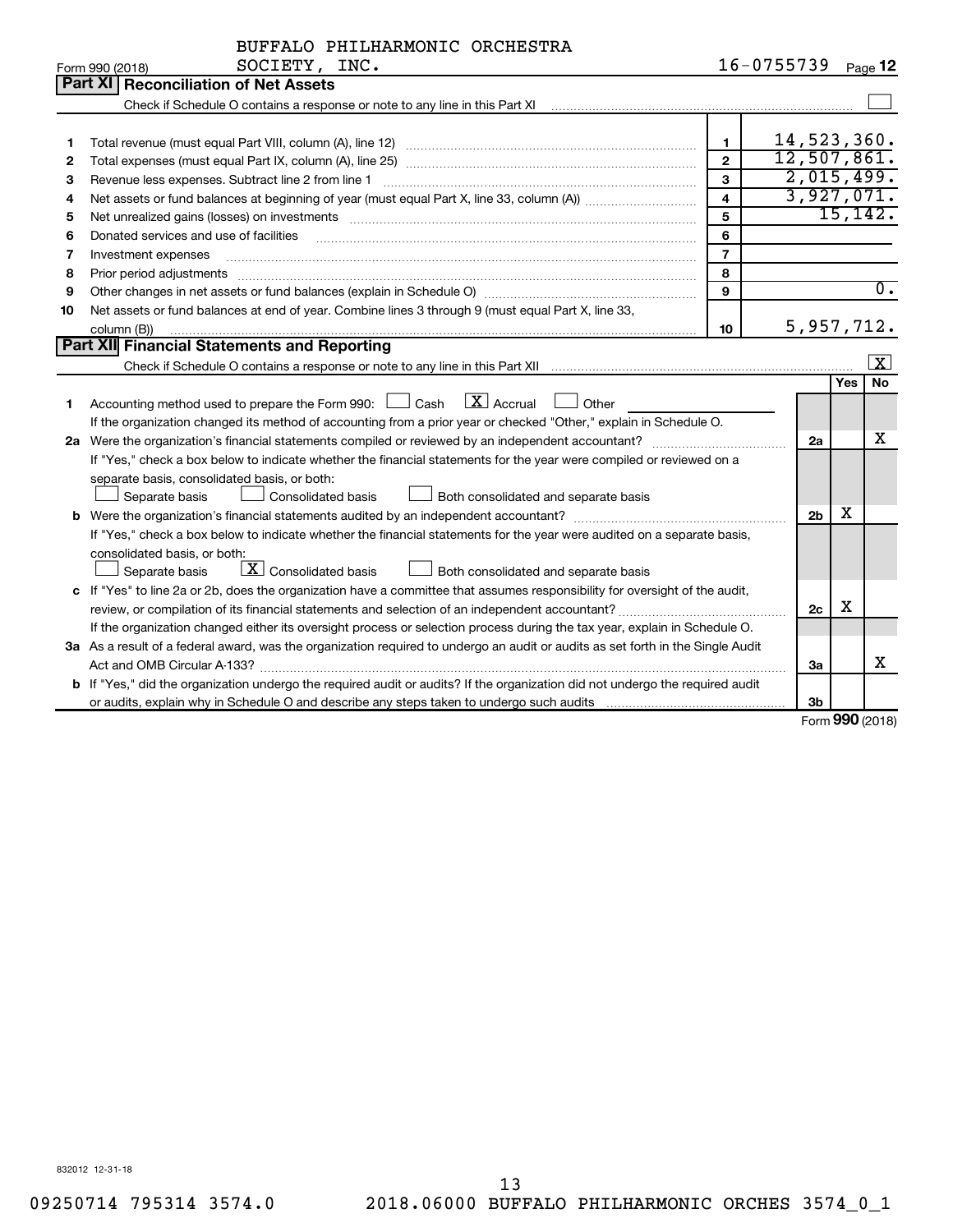BUFFALO PHILHARMONIC ORCHESTRA SOCIETY, INC.

Form 990 (2018) 16-0755739 Page **12**

## Part XI Reconciliation of Net Assets

Check if Schedule O contains a response or note to any line in this Part XI ☐

| | | | |
|---|---|---|---|
| 1 | Total revenue (must equal Part VIII, column (A), line 12) | 1 | 14,523,360. |
| 2 | Total expenses (must equal Part IX, column (A), line 25) | 2 | 12,507,861. |
| 3 | Revenue less expenses. Subtract line 2 from line 1 | 3 | 2,015,499. |
| 4 | Net assets or fund balances at beginning of year (must equal Part X, line 33, column (A)) | 4 | 3,927,071. |
| 5 | Net unrealized gains (losses) on investments | 5 | 15,142. |
| 6 | Donated services and use of facilities | 6 | |
| 7 | Investment expenses | 7 | |
| 8 | Prior period adjustments | 8 | |
| 9 | Other changes in net assets or fund balances (explain in Schedule O) | 9 | 0. |
| 10 | Net assets or fund balances at end of year. Combine lines 3 through 9 (must equal Part X, line 33, column (B)) | 10 | 5,957,712. |

## Part XII Financial Statements and Reporting

Check if Schedule O contains a response or note to any line in this Part XII ☒

| | | | Yes | No |
|---|---|---|---|---|
| 1 | Accounting method used to prepare the Form 990: ☐ Cash ☒ Accrual ☐ Other<br>If the organization changed its method of accounting from a prior year or checked "Other," explain in Schedule O. | | | |
| 2a | Were the organization's financial statements compiled or reviewed by an independent accountant?<br>If "Yes," check a box below to indicate whether the financial statements for the year were compiled or reviewed on a separate basis, consolidated basis, or both:<br>☐ Separate basis ☐ Consolidated basis ☐ Both consolidated and separate basis | 2a | | X |
| b | Were the organization's financial statements audited by an independent accountant?<br>If "Yes," check a box below to indicate whether the financial statements for the year were audited on a separate basis, consolidated basis, or both:<br>☐ Separate basis ☒ Consolidated basis ☐ Both consolidated and separate basis | 2b | X | |
| c | If "Yes" to line 2a or 2b, does the organization have a committee that assumes responsibility for oversight of the audit, review, or compilation of its financial statements and selection of an independent accountant?<br>If the organization changed either its oversight process or selection process during the tax year, explain in Schedule O. | 2c | X | |
| 3a | As a result of a federal award, was the organization required to undergo an audit or audits as set forth in the Single Audit Act and OMB Circular A-133? | 3a | | X |
| b | If "Yes," did the organization undergo the required audit or audits? If the organization did not undergo the required audit or audits, explain why in Schedule O and describe any steps taken to undergo such audits | 3b | | |

Form **990** (2018)

832012 12-31-18

09250714 795314 3574.0 2018.06000 BUFFALO PHILHARMONIC ORCHES 3574_0_1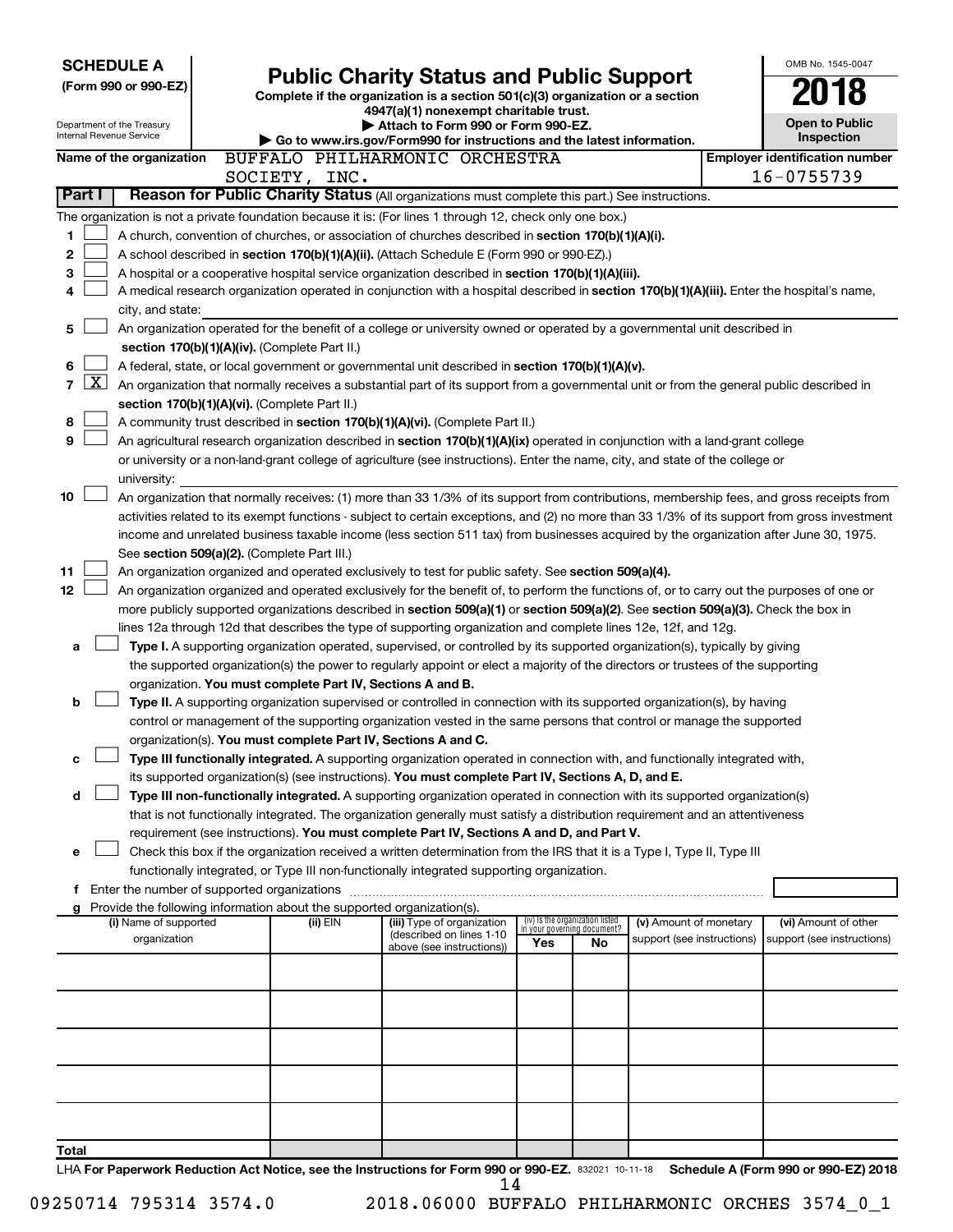**SCHEDULE A**
**(Form 990 or 990-EZ)**

Department of the Treasury
Internal Revenue Service

# Public Charity Status and Public Support

**Complete if the organization is a section 501(c)(3) organization or a section 4947(a)(1) nonexempt charitable trust.**
**▶ Attach to Form 990 or Form 990-EZ.**
**▶ Go to www.irs.gov/Form990 for instructions and the latest information.**

OMB No. 1545-0047
**2018**
**Open to Public Inspection**

**Name of the organization** BUFFALO PHILHARMONIC ORCHESTRA SOCIETY, INC.
**Employer identification number** 16-0755739

## Part I Reason for Public Charity Status (All organizations must complete this part.) See instructions.

The organization is not a private foundation because it is: (For lines 1 through 12, check only one box.)

1. [ ] A church, convention of churches, or association of churches described in **section 170(b)(1)(A)(i).**
2. [ ] A school described in **section 170(b)(1)(A)(ii).** (Attach Schedule E (Form 990 or 990-EZ).)
3. [ ] A hospital or a cooperative hospital service organization described in **section 170(b)(1)(A)(iii).**
4. [ ] A medical research organization operated in conjunction with a hospital described in **section 170(b)(1)(A)(iii).** Enter the hospital's name, city, and state:
5. [ ] An organization operated for the benefit of a college or university owned or operated by a governmental unit described in **section 170(b)(1)(A)(iv).** (Complete Part II.)
6. [ ] A federal, state, or local government or governmental unit described in **section 170(b)(1)(A)(v).**
7. [X] An organization that normally receives a substantial part of its support from a governmental unit or from the general public described in **section 170(b)(1)(A)(vi).** (Complete Part II.)
8. [ ] A community trust described in **section 170(b)(1)(A)(vi).** (Complete Part II.)
9. [ ] An agricultural research organization described in **section 170(b)(1)(A)(ix)** operated in conjunction with a land-grant college or university or a non-land-grant college of agriculture (see instructions). Enter the name, city, and state of the college or university:
10. [ ] An organization that normally receives: (1) more than 33 1/3% of its support from contributions, membership fees, and gross receipts from activities related to its exempt functions - subject to certain exceptions, and (2) no more than 33 1/3% of its support from gross investment income and unrelated business taxable income (less section 511 tax) from businesses acquired by the organization after June 30, 1975. See **section 509(a)(2).** (Complete Part III.)
11. [ ] An organization organized and operated exclusively to test for public safety. See **section 509(a)(4).**
12. [ ] An organization organized and operated exclusively for the benefit of, to perform the functions of, or to carry out the purposes of one or more publicly supported organizations described in **section 509(a)(1)** or **section 509(a)(2).** See **section 509(a)(3).** Check the box in lines 12a through 12d that describes the type of supporting organization and complete lines 12e, 12f, and 12g.
   - **a** [ ] **Type I.** A supporting organization operated, supervised, or controlled by its supported organization(s), typically by giving the supported organization(s) the power to regularly appoint or elect a majority of the directors or trustees of the supporting organization. **You must complete Part IV, Sections A and B.**
   - **b** [ ] **Type II.** A supporting organization supervised or controlled in connection with its supported organization(s), by having control or management of the supporting organization vested in the same persons that control or manage the supported organization(s). **You must complete Part IV, Sections A and C.**
   - **c** [ ] **Type III functionally integrated.** A supporting organization operated in connection with, and functionally integrated with, its supported organization(s) (see instructions). **You must complete Part IV, Sections A, D, and E.**
   - **d** [ ] **Type III non-functionally integrated.** A supporting organization operated in connection with its supported organization(s) that is not functionally integrated. The organization generally must satisfy a distribution requirement and an attentiveness requirement (see instructions). **You must complete Part IV, Sections A and D, and Part V.**
   - **e** [ ] Check this box if the organization received a written determination from the IRS that it is a Type I, Type II, Type III functionally integrated, or Type III non-functionally integrated supporting organization.
   - **f** Enter the number of supported organizations
   - **g** Provide the following information about the supported organization(s).

| (i) Name of supported organization | (ii) EIN | (iii) Type of organization (described on lines 1-10 above (see instructions)) | (iv) Is the organization listed in your governing document? Yes | No | (v) Amount of monetary support (see instructions) | (vi) Amount of other support (see instructions) |
|---|---|---|---|---|---|---|
| | | | | | | |
| | | | | | | |
| | | | | | | |
| | | | | | | |
| | | | | | | |
| **Total** | | | | | | |

LHA **For Paperwork Reduction Act Notice, see the Instructions for Form 990 or 990-EZ.** 832021 10-11-18 **Schedule A (Form 990 or 990-EZ) 2018**

09250714 795314 3574.0 2018.06000 BUFFALO PHILHARMONIC ORCHES 3574_0_1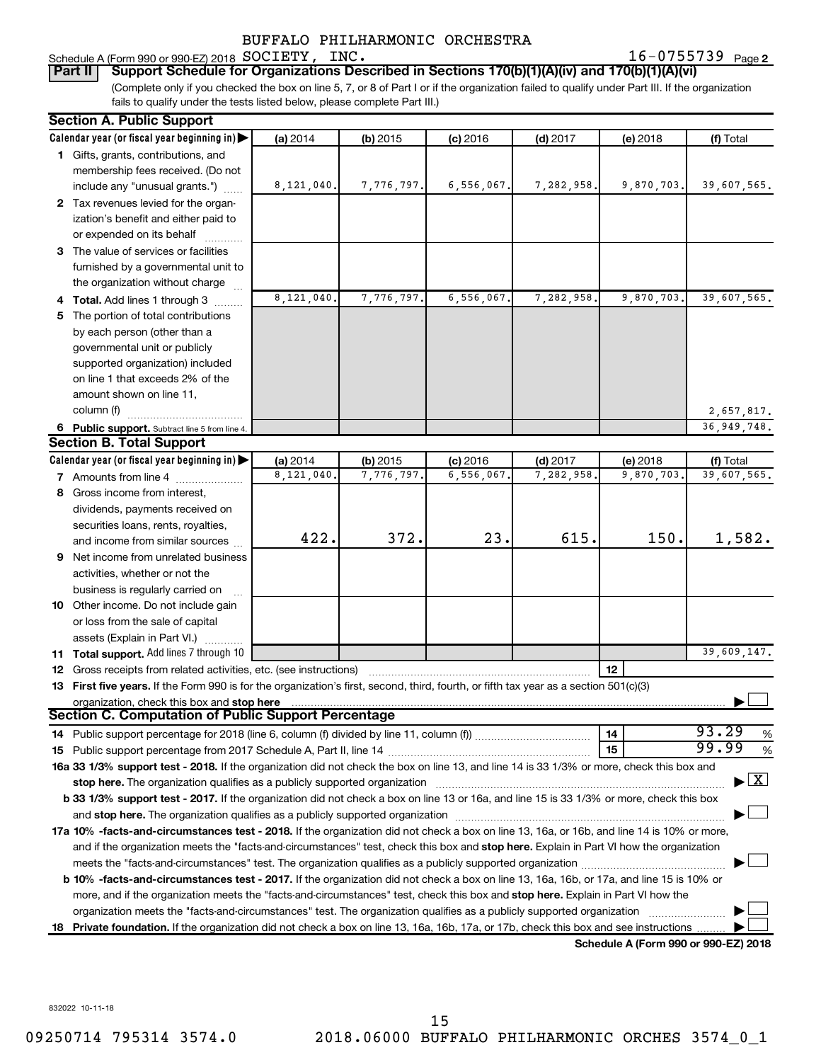BUFFALO PHILHARMONIC ORCHESTRA

Schedule A (Form 990 or 990-EZ) 2018 SOCIETY, INC. 16-0755739 Page 2

**Part II** **Support Schedule for Organizations Described in Sections 170(b)(1)(A)(iv) and 170(b)(1)(A)(vi)**

(Complete only if you checked the box on line 5, 7, or 8 of Part I or if the organization failed to qualify under Part III. If the organization fails to qualify under the tests listed below, please complete Part III.)

## Section A. Public Support

| Calendar year (or fiscal year beginning in) | (a) 2014 | (b) 2015 | (c) 2016 | (d) 2017 | (e) 2018 | (f) Total |
|---|---|---|---|---|---|---|
| **1** Gifts, grants, contributions, and membership fees received. (Do not include any "unusual grants.") | 8,121,040. | 7,776,797. | 6,556,067. | 7,282,958. | 9,870,703. | 39,607,565. |
| **2** Tax revenues levied for the organization's benefit and either paid to or expended on its behalf | | | | | | |
| **3** The value of services or facilities furnished by a governmental unit to the organization without charge | | | | | | |
| **4 Total.** Add lines 1 through 3 | 8,121,040. | 7,776,797. | 6,556,067. | 7,282,958. | 9,870,703. | 39,607,565. |
| **5** The portion of total contributions by each person (other than a governmental unit or publicly supported organization) included on line 1 that exceeds 2% of the amount shown on line 11, column (f) | | | | | | 2,657,817. |
| **6 Public support.** Subtract line 5 from line 4. | | | | | | 36,949,748. |

## Section B. Total Support

| Calendar year (or fiscal year beginning in) | (a) 2014 | (b) 2015 | (c) 2016 | (d) 2017 | (e) 2018 | (f) Total |
|---|---|---|---|---|---|---|
| **7** Amounts from line 4 | 8,121,040. | 7,776,797. | 6,556,067. | 7,282,958. | 9,870,703. | 39,607,565. |
| **8** Gross income from interest, dividends, payments received on securities loans, rents, royalties, and income from similar sources | 422. | 372. | 23. | 615. | 150. | 1,582. |
| **9** Net income from unrelated business activities, whether or not the business is regularly carried on | | | | | | |
| **10** Other income. Do not include gain or loss from the sale of capital assets (Explain in Part VI.) | | | | | | |
| **11 Total support.** Add lines 7 through 10 | | | | | | 39,609,147. |

**12** Gross receipts from related activities, etc. (see instructions) | **12** |

**13 First five years.** If the Form 990 is for the organization's first, second, third, fourth, or fifth tax year as a section 501(c)(3) organization, check this box and **stop here** ☐

## Section C. Computation of Public Support Percentage

**14** Public support percentage for 2018 (line 6, column (f) divided by line 11, column (f)) | **14** | 93.29 %

**15** Public support percentage from 2017 Schedule A, Part II, line 14 | **15** | 99.99 %

**16a 33 1/3% support test - 2018.** If the organization did not check the box on line 13, and line 14 is 33 1/3% or more, check this box and **stop here.** The organization qualifies as a publicly supported organization ☒

**b 33 1/3% support test - 2017.** If the organization did not check a box on line 13 or 16a, and line 15 is 33 1/3% or more, check this box and **stop here.** The organization qualifies as a publicly supported organization ☐

**17a 10% -facts-and-circumstances test - 2018.** If the organization did not check a box on line 13, 16a, or 16b, and line 14 is 10% or more, and if the organization meets the "facts-and-circumstances" test, check this box and **stop here.** Explain in Part VI how the organization meets the "facts-and-circumstances" test. The organization qualifies as a publicly supported organization ☐

**b 10% -facts-and-circumstances test - 2017.** If the organization did not check a box on line 13, 16a, 16b, or 17a, and line 15 is 10% or more, and if the organization meets the "facts-and-circumstances" test, check this box and **stop here.** Explain in Part VI how the organization meets the "facts-and-circumstances" test. The organization qualifies as a publicly supported organization ☐

**18 Private foundation.** If the organization did not check a box on line 13, 16a, 16b, 17a, or 17b, check this box and see instructions ☐

**Schedule A (Form 990 or 990-EZ) 2018**

832022 10-11-18

09250714 795314 3574.0 2018.06000 BUFFALO PHILHARMONIC ORCHES 3574_0_1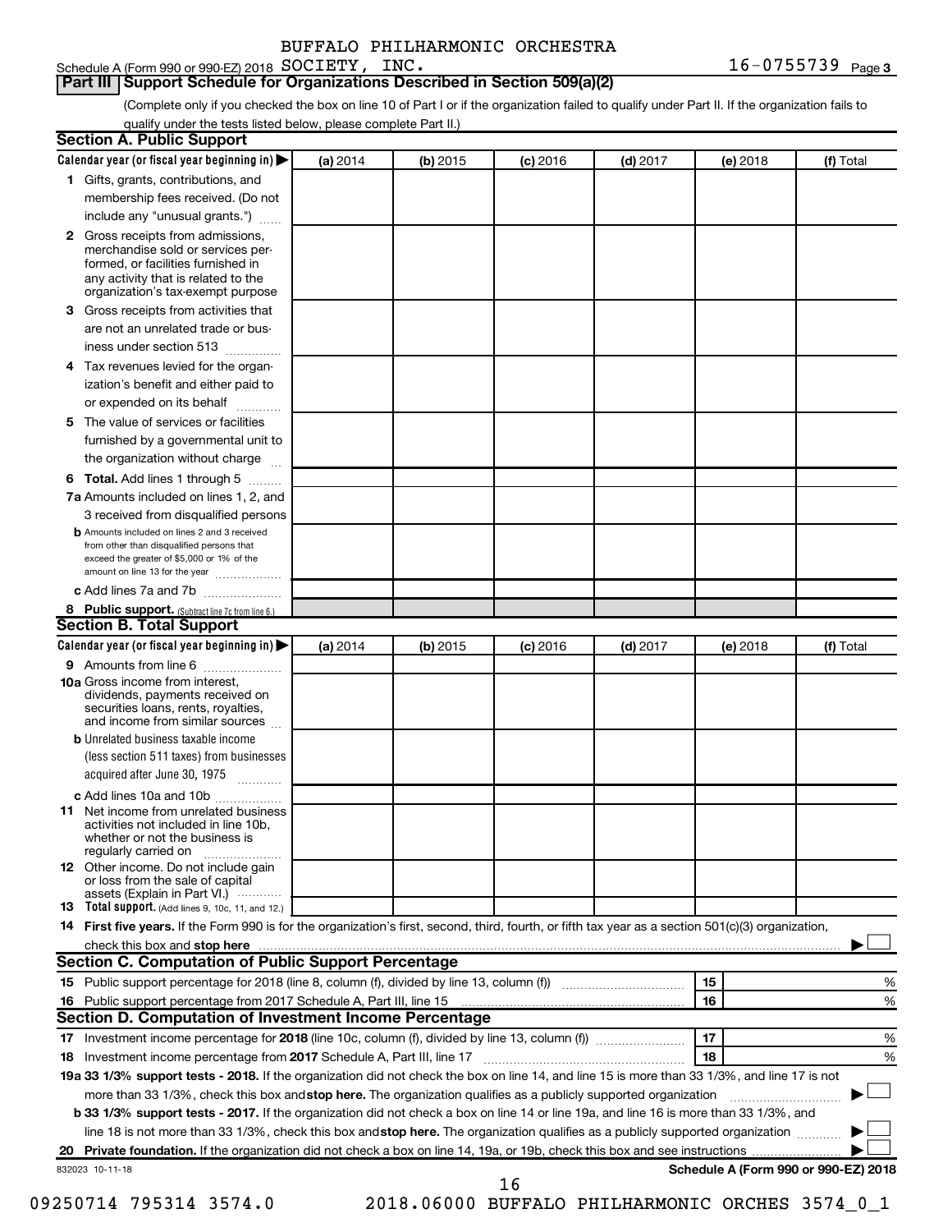BUFFALO PHILHARMONIC ORCHESTRA

Schedule A (Form 990 or 990-EZ) 2018 SOCIETY, INC. 16-0755739 Page 3

**Part III | Support Schedule for Organizations Described in Section 509(a)(2)**

(Complete only if you checked the box on line 10 of Part I or if the organization failed to qualify under Part II. If the organization fails to qualify under the tests listed below, please complete Part II.)

**Section A. Public Support**

| Calendar year (or fiscal year beginning in) ▶ | (a) 2014 | (b) 2015 | (c) 2016 | (d) 2017 | (e) 2018 | (f) Total |
|---|---|---|---|---|---|---|
| **1** Gifts, grants, contributions, and membership fees received. (Do not include any "unusual grants.") | | | | | | |
| **2** Gross receipts from admissions, merchandise sold or services performed, or facilities furnished in any activity that is related to the organization's tax-exempt purpose | | | | | | |
| **3** Gross receipts from activities that are not an unrelated trade or business under section 513 | | | | | | |
| **4** Tax revenues levied for the organization's benefit and either paid to or expended on its behalf | | | | | | |
| **5** The value of services or facilities furnished by a governmental unit to the organization without charge | | | | | | |
| **6 Total.** Add lines 1 through 5 | | | | | | |
| **7a** Amounts included on lines 1, 2, and 3 received from disqualified persons | | | | | | |
| **b** Amounts included on lines 2 and 3 received from other than disqualified persons that exceed the greater of $5,000 or 1% of the amount on line 13 for the year | | | | | | |
| **c** Add lines 7a and 7b | | | | | | |
| **8 Public support.** (Subtract line 7c from line 6.) | | | | | | |

**Section B. Total Support**

| Calendar year (or fiscal year beginning in) ▶ | (a) 2014 | (b) 2015 | (c) 2016 | (d) 2017 | (e) 2018 | (f) Total |
|---|---|---|---|---|---|---|
| **9** Amounts from line 6 | | | | | | |
| **10a** Gross income from interest, dividends, payments received on securities loans, rents, royalties, and income from similar sources | | | | | | |
| **b** Unrelated business taxable income (less section 511 taxes) from businesses acquired after June 30, 1975 | | | | | | |
| **c** Add lines 10a and 10b | | | | | | |
| **11** Net income from unrelated business activities not included in line 10b, whether or not the business is regularly carried on | | | | | | |
| **12** Other income. Do not include gain or loss from the sale of capital assets (Explain in Part VI.) | | | | | | |
| **13 Total support.** (Add lines 9, 10c, 11, and 12.) | | | | | | |

**14 First five years.** If the Form 990 is for the organization's first, second, third, fourth, or fifth tax year as a section 501(c)(3) organization, check this box and **stop here** ▶ ☐

**Section C. Computation of Public Support Percentage**

| | | | |
|---|---|---|---|
| **15** | Public support percentage for 2018 (line 8, column (f), divided by line 13, column (f)) | 15 | % |
| **16** | Public support percentage from 2017 Schedule A, Part III, line 15 | 16 | % |

**Section D. Computation of Investment Income Percentage**

| | | | |
|---|---|---|---|
| **17** | Investment income percentage for **2018** (line 10c, column (f), divided by line 13, column (f)) | 17 | % |
| **18** | Investment income percentage from **2017** Schedule A, Part III, line 17 | 18 | % |

**19a 33 1/3% support tests - 2018.** If the organization did not check the box on line 14, and line 15 is more than 33 1/3%, and line 17 is not more than 33 1/3%, check this box and **stop here.** The organization qualifies as a publicly supported organization ▶ ☐

**b 33 1/3% support tests - 2017.** If the organization did not check a box on line 14 or line 19a, and line 16 is more than 33 1/3%, and line 18 is not more than 33 1/3%, check this box and **stop here.** The organization qualifies as a publicly supported organization ▶ ☐

**20 Private foundation.** If the organization did not check a box on line 14, 19a, or 19b, check this box and see instructions ▶ ☐

832023 10-11-18 **Schedule A (Form 990 or 990-EZ) 2018**

09250714 795314 3574.0 2018.06000 BUFFALO PHILHARMONIC ORCHES 3574_0_1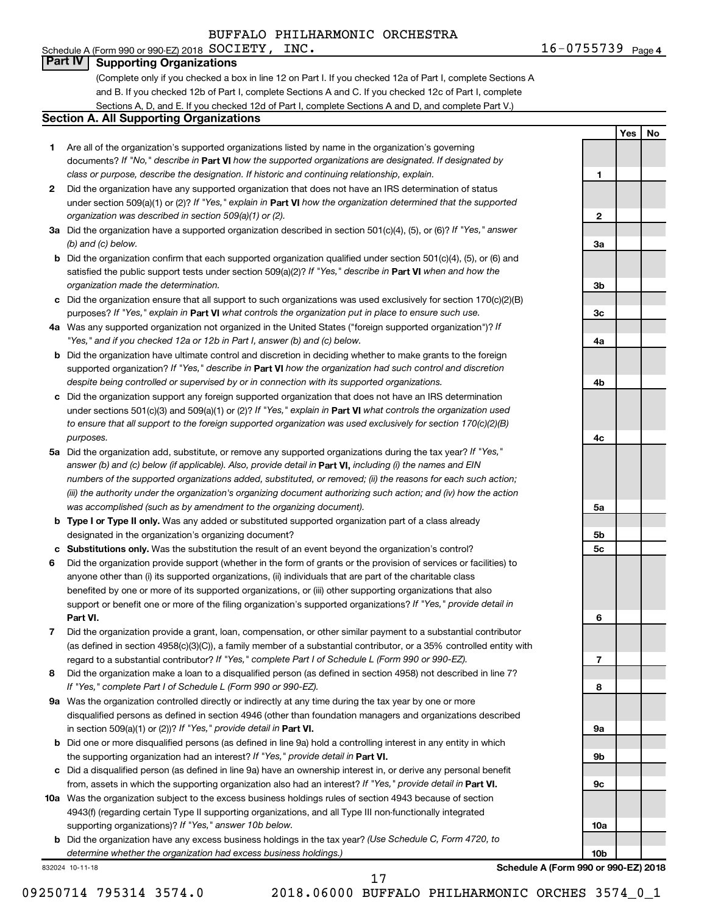BUFFALO PHILHARMONIC ORCHESTRA

Schedule A (Form 990 or 990-EZ) 2018 SOCIETY, INC. 16-0755739 Page 4

## Part IV Supporting Organizations

(Complete only if you checked a box in line 12 on Part I. If you checked 12a of Part I, complete Sections A and B. If you checked 12b of Part I, complete Sections A and C. If you checked 12c of Part I, complete Sections A, D, and E. If you checked 12d of Part I, complete Sections A and D, and complete Part V.)

### Section A. All Supporting Organizations

| | | | Yes | No |
|---|---|---|---|---|
| 1 | Are all of the organization's supported organizations listed by name in the organization's governing documents? *If "No," describe in* **Part VI** *how the supported organizations are designated. If designated by class or purpose, describe the designation. If historic and continuing relationship, explain.* | 1 | | |
| 2 | Did the organization have any supported organization that does not have an IRS determination of status under section 509(a)(1) or (2)? *If "Yes," explain in* **Part VI** *how the organization determined that the supported organization was described in section 509(a)(1) or (2).* | 2 | | |
| 3a | Did the organization have a supported organization described in section 501(c)(4), (5), or (6)? *If "Yes," answer (b) and (c) below.* | 3a | | |
| b | Did the organization confirm that each supported organization qualified under section 501(c)(4), (5), or (6) and satisfied the public support tests under section 509(a)(2)? *If "Yes," describe in* **Part VI** *when and how the organization made the determination.* | 3b | | |
| c | Did the organization ensure that all support to such organizations was used exclusively for section 170(c)(2)(B) purposes? *If "Yes," explain in* **Part VI** *what controls the organization put in place to ensure such use.* | 3c | | |
| 4a | Was any supported organization not organized in the United States ("foreign supported organization")? *If "Yes," and if you checked 12a or 12b in Part I, answer (b) and (c) below.* | 4a | | |
| b | Did the organization have ultimate control and discretion in deciding whether to make grants to the foreign supported organization? *If "Yes," describe in* **Part VI** *how the organization had such control and discretion despite being controlled or supervised by or in connection with its supported organizations.* | 4b | | |
| c | Did the organization support any foreign supported organization that does not have an IRS determination under sections 501(c)(3) and 509(a)(1) or (2)? *If "Yes," explain in* **Part VI** *what controls the organization used to ensure that all support to the foreign supported organization was used exclusively for section 170(c)(2)(B) purposes.* | 4c | | |
| 5a | Did the organization add, substitute, or remove any supported organizations during the tax year? *If "Yes," answer (b) and (c) below (if applicable). Also, provide detail in* **Part VI,** *including (i) the names and EIN numbers of the supported organizations added, substituted, or removed; (ii) the reasons for each such action; (iii) the authority under the organization's organizing document authorizing such action; and (iv) how the action was accomplished (such as by amendment to the organizing document).* | 5a | | |
| b | **Type I or Type II only.** Was any added or substituted supported organization part of a class already designated in the organization's organizing document? | 5b | | |
| c | **Substitutions only.** Was the substitution the result of an event beyond the organization's control? | 5c | | |
| 6 | Did the organization provide support (whether in the form of grants or the provision of services or facilities) to anyone other than (i) its supported organizations, (ii) individuals that are part of the charitable class benefited by one or more of its supported organizations, or (iii) other supporting organizations that also support or benefit one or more of the filing organization's supported organizations? *If "Yes," provide detail in* **Part VI.** | 6 | | |
| 7 | Did the organization provide a grant, loan, compensation, or other similar payment to a substantial contributor (as defined in section 4958(c)(3)(C)), a family member of a substantial contributor, or a 35% controlled entity with regard to a substantial contributor? *If "Yes," complete Part I of Schedule L (Form 990 or 990-EZ).* | 7 | | |
| 8 | Did the organization make a loan to a disqualified person (as defined in section 4958) not described in line 7? *If "Yes," complete Part I of Schedule L (Form 990 or 990-EZ).* | 8 | | |
| 9a | Was the organization controlled directly or indirectly at any time during the tax year by one or more disqualified persons as defined in section 4946 (other than foundation managers and organizations described in section 509(a)(1) or (2))? *If "Yes," provide detail in* **Part VI.** | 9a | | |
| b | Did one or more disqualified persons (as defined in line 9a) hold a controlling interest in any entity in which the supporting organization had an interest? *If "Yes," provide detail in* **Part VI.** | 9b | | |
| c | Did a disqualified person (as defined in line 9a) have an ownership interest in, or derive any personal benefit from, assets in which the supporting organization also had an interest? *If "Yes," provide detail in* **Part VI.** | 9c | | |
| 10a | Was the organization subject to the excess business holdings rules of section 4943 because of section 4943(f) (regarding certain Type II supporting organizations, and all Type III non-functionally integrated supporting organizations)? *If "Yes," answer 10b below.* | 10a | | |
| b | Did the organization have any excess business holdings in the tax year? *(Use Schedule C, Form 4720, to determine whether the organization had excess business holdings.)* | 10b | | |

832024 10-11-18 **Schedule A (Form 990 or 990-EZ) 2018**

09250714 795314 3574.0 2018.06000 BUFFALO PHILHARMONIC ORCHES 3574_0_1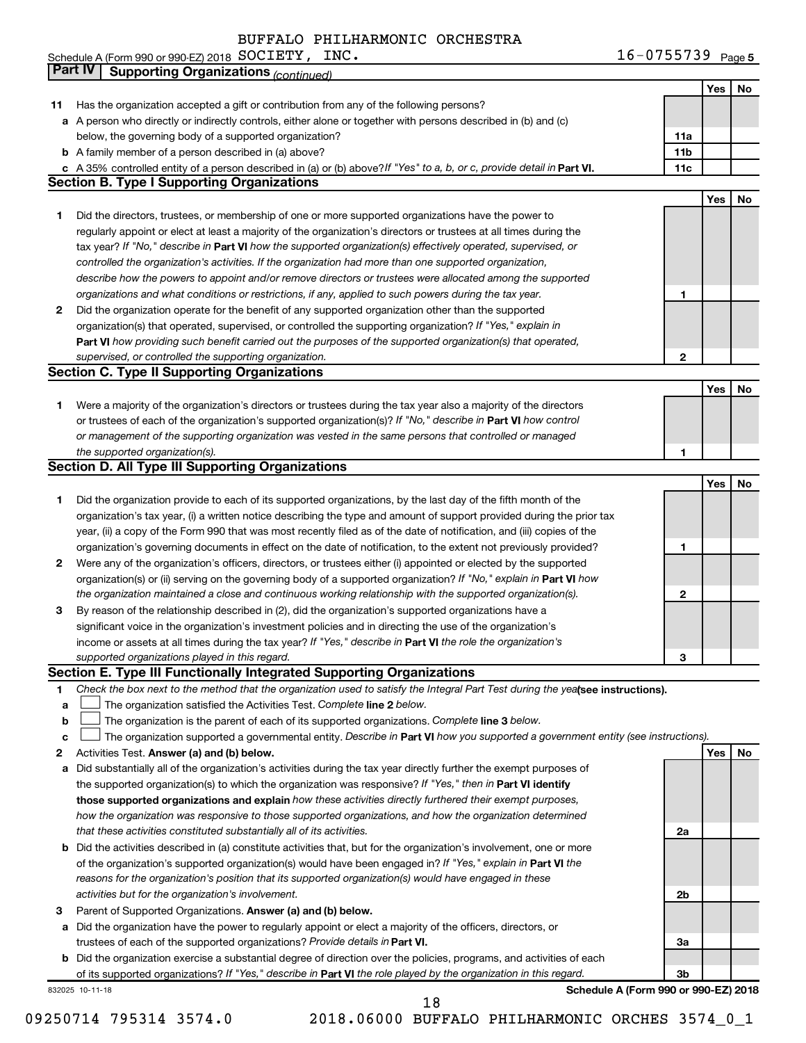BUFFALO PHILHARMONIC ORCHESTRA

Schedule A (Form 990 or 990-EZ) 2018 SOCIETY, INC. 16-0755739 Page 5

## Part IV Supporting Organizations *(continued)*

| | | | Yes | No |
|---|---|---|---|---|
| 11 | Has the organization accepted a gift or contribution from any of the following persons? | | | |
| a | A person who directly or indirectly controls, either alone or together with persons described in (b) and (c) below, the governing body of a supported organization? | 11a | | |
| b | A family member of a person described in (a) above? | 11b | | |
| c | A 35% controlled entity of a person described in (a) or (b) above? *If "Yes" to a, b, or c, provide detail in* **Part VI.** | 11c | | |

### Section B. Type I Supporting Organizations

| | | | Yes | No |
|---|---|---|---|---|
| 1 | Did the directors, trustees, or membership of one or more supported organizations have the power to regularly appoint or elect at least a majority of the organization's directors or trustees at all times during the tax year? *If "No," describe in* **Part VI** *how the supported organization(s) effectively operated, supervised, or controlled the organization's activities. If the organization had more than one supported organization, describe how the powers to appoint and/or remove directors or trustees were allocated among the supported organizations and what conditions or restrictions, if any, applied to such powers during the tax year.* | 1 | | |
| 2 | Did the organization operate for the benefit of any supported organization other than the supported organization(s) that operated, supervised, or controlled the supporting organization? *If "Yes," explain in* **Part VI** *how providing such benefit carried out the purposes of the supported organization(s) that operated, supervised, or controlled the supporting organization.* | 2 | | |

### Section C. Type II Supporting Organizations

| | | | Yes | No |
|---|---|---|---|---|
| 1 | Were a majority of the organization's directors or trustees during the tax year also a majority of the directors or trustees of each of the organization's supported organization(s)? *If "No," describe in* **Part VI** *how control or management of the supporting organization was vested in the same persons that controlled or managed the supported organization(s).* | 1 | | |

### Section D. All Type III Supporting Organizations

| | | | Yes | No |
|---|---|---|---|---|
| 1 | Did the organization provide to each of its supported organizations, by the last day of the fifth month of the organization's tax year, (i) a written notice describing the type and amount of support provided during the prior tax year, (ii) a copy of the Form 990 that was most recently filed as of the date of notification, and (iii) copies of the organization's governing documents in effect on the date of notification, to the extent not previously provided? | 1 | | |
| 2 | Were any of the organization's officers, directors, or trustees either (i) appointed or elected by the supported organization(s) or (ii) serving on the governing body of a supported organization? *If "No," explain in* **Part VI** *how the organization maintained a close and continuous working relationship with the supported organization(s).* | 2 | | |
| 3 | By reason of the relationship described in (2), did the organization's supported organizations have a significant voice in the organization's investment policies and in directing the use of the organization's income or assets at all times during the tax year? *If "Yes," describe in* **Part VI** *the role the organization's supported organizations played in this regard.* | 3 | | |

### Section E. Type III Functionally Integrated Supporting Organizations

1 *Check the box next to the method that the organization used to satisfy the Integral Part Test during the year* **(see instructions).**

a ☐ The organization satisfied the Activities Test. *Complete* **line 2** *below.*

b ☐ The organization is the parent of each of its supported organizations. *Complete* **line 3** *below.*

c ☐ The organization supported a governmental entity. *Describe in* **Part VI** *how you supported a government entity (see instructions).*

| | | | Yes | No |
|---|---|---|---|---|
| 2 | Activities Test. **Answer (a) and (b) below.** | | | |
| a | Did substantially all of the organization's activities during the tax year directly further the exempt purposes of the supported organization(s) to which the organization was responsive? *If "Yes," then in* **Part VI identify those supported organizations and explain** *how these activities directly furthered their exempt purposes, how the organization was responsive to those supported organizations, and how the organization determined that these activities constituted substantially all of its activities.* | 2a | | |
| b | Did the activities described in (a) constitute activities that, but for the organization's involvement, one or more of the organization's supported organization(s) would have been engaged in? *If "Yes," explain in* **Part VI** *the reasons for the organization's position that its supported organization(s) would have engaged in these activities but for the organization's involvement.* | 2b | | |
| 3 | Parent of Supported Organizations. **Answer (a) and (b) below.** | | | |
| a | Did the organization have the power to regularly appoint or elect a majority of the officers, directors, or trustees of each of the supported organizations? *Provide details in* **Part VI.** | 3a | | |
| b | Did the organization exercise a substantial degree of direction over the policies, programs, and activities of each of its supported organizations? *If "Yes," describe in* **Part VI** *the role played by the organization in this regard.* | 3b | | |

832025 10-11-18 **Schedule A (Form 990 or 990-EZ) 2018**

09250714 795314 3574.0 2018.06000 BUFFALO PHILHARMONIC ORCHES 3574_0_1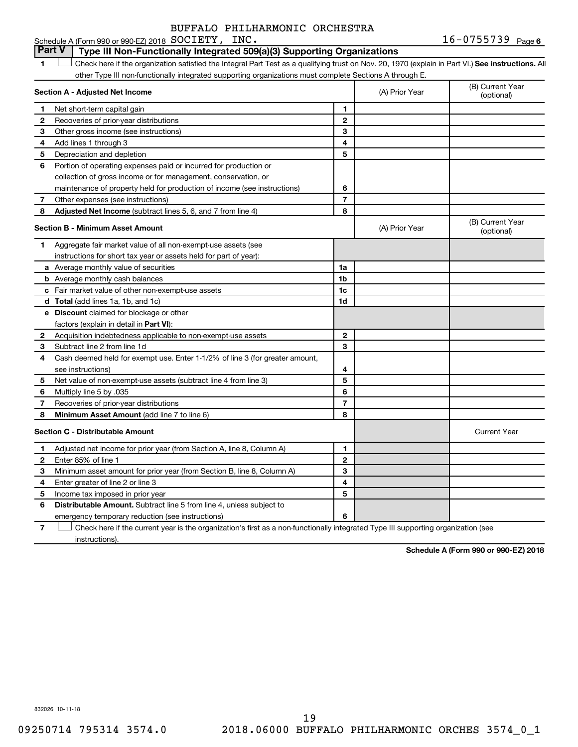BUFFALO PHILHARMONIC ORCHESTRA

Schedule A (Form 990 or 990-EZ) 2018 SOCIETY, INC. 16-0755739 Page 6

## Part V | Type III Non-Functionally Integrated 509(a)(3) Supporting Organizations

1 ☐ Check here if the organization satisfied the Integral Part Test as a qualifying trust on Nov. 20, 1970 (explain in Part VI.) **See instructions.** All other Type III non-functionally integrated supporting organizations must complete Sections A through E.

| **Section A - Adjusted Net Income** | | (A) Prior Year | (B) Current Year (optional) |
|---|---|---|---|
| 1 Net short-term capital gain | 1 | | |
| 2 Recoveries of prior-year distributions | 2 | | |
| 3 Other gross income (see instructions) | 3 | | |
| 4 Add lines 1 through 3 | 4 | | |
| 5 Depreciation and depletion | 5 | | |
| 6 Portion of operating expenses paid or incurred for production or collection of gross income or for management, conservation, or maintenance of property held for production of income (see instructions) | 6 | | |
| 7 Other expenses (see instructions) | 7 | | |
| 8 **Adjusted Net Income** (subtract lines 5, 6, and 7 from line 4) | 8 | | |

| **Section B - Minimum Asset Amount** | | (A) Prior Year | (B) Current Year (optional) |
|---|---|---|---|
| 1 Aggregate fair market value of all non-exempt-use assets (see instructions for short tax year or assets held for part of year): | | | |
| a Average monthly value of securities | 1a | | |
| b Average monthly cash balances | 1b | | |
| c Fair market value of other non-exempt-use assets | 1c | | |
| d **Total** (add lines 1a, 1b, and 1c) | 1d | | |
| e **Discount** claimed for blockage or other factors (explain in detail in **Part VI**): | | | |
| 2 Acquisition indebtedness applicable to non-exempt-use assets | 2 | | |
| 3 Subtract line 2 from line 1d | 3 | | |
| 4 Cash deemed held for exempt use. Enter 1-1/2% of line 3 (for greater amount, see instructions) | 4 | | |
| 5 Net value of non-exempt-use assets (subtract line 4 from line 3) | 5 | | |
| 6 Multiply line 5 by .035 | 6 | | |
| 7 Recoveries of prior-year distributions | 7 | | |
| 8 **Minimum Asset Amount** (add line 7 to line 6) | 8 | | |

| **Section C - Distributable Amount** | | | Current Year |
|---|---|---|---|
| 1 Adjusted net income for prior year (from Section A, line 8, Column A) | 1 | | |
| 2 Enter 85% of line 1 | 2 | | |
| 3 Minimum asset amount for prior year (from Section B, line 8, Column A) | 3 | | |
| 4 Enter greater of line 2 or line 3 | 4 | | |
| 5 Income tax imposed in prior year | 5 | | |
| 6 **Distributable Amount.** Subtract line 5 from line 4, unless subject to emergency temporary reduction (see instructions) | 6 | | |

7 ☐ Check here if the current year is the organization's first as a non-functionally integrated Type III supporting organization (see instructions).

**Schedule A (Form 990 or 990-EZ) 2018**

832026 10-11-18

09250714 795314 3574.0 2018.06000 BUFFALO PHILHARMONIC ORCHES 3574_0_1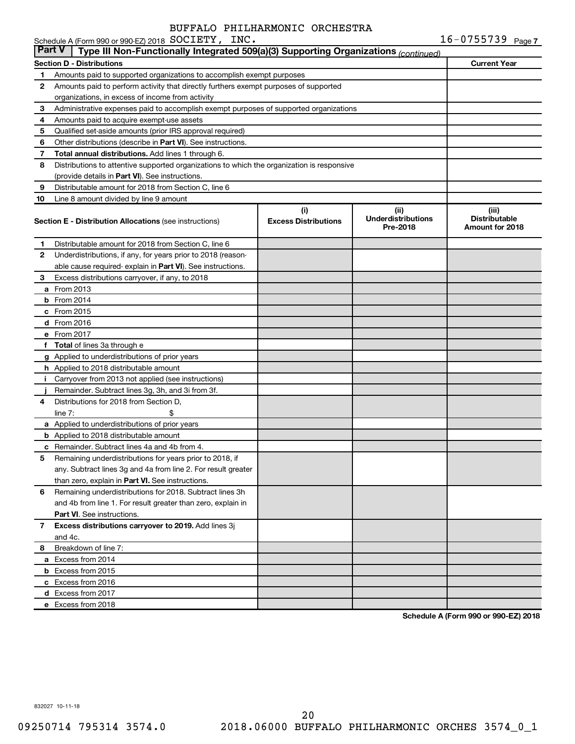Schedule A (Form 990 or 990-EZ) 2018 BUFFALO PHILHARMONIC ORCHESTRA SOCIETY, INC. 16-0755739 Page 7

**Part V | Type III Non-Functionally Integrated 509(a)(3) Supporting Organizations** *(continued)*

| **Section D - Distributions** | | **Current Year** |
|---|---|---|
| 1 | Amounts paid to supported organizations to accomplish exempt purposes | |
| 2 | Amounts paid to perform activity that directly furthers exempt purposes of supported organizations, in excess of income from activity | |
| 3 | Administrative expenses paid to accomplish exempt purposes of supported organizations | |
| 4 | Amounts paid to acquire exempt-use assets | |
| 5 | Qualified set-aside amounts (prior IRS approval required) | |
| 6 | Other distributions (describe in **Part VI**). See instructions. | |
| 7 | **Total annual distributions.** Add lines 1 through 6. | |
| 8 | Distributions to attentive supported organizations to which the organization is responsive (provide details in **Part VI**). See instructions. | |
| 9 | Distributable amount for 2018 from Section C, line 6 | |
| 10 | Line 8 amount divided by line 9 amount | |

| | **Section E - Distribution Allocations** (see instructions) | **(i) Excess Distributions** | **(ii) Underdistributions Pre-2018** | **(iii) Distributable Amount for 2018** |
|---|---|---|---|---|
| 1 | Distributable amount for 2018 from Section C, line 6 | | | |
| 2 | Underdistributions, if any, for years prior to 2018 (reasonable cause required- explain in **Part VI**). See instructions. | | | |
| 3 | Excess distributions carryover, if any, to 2018 | | | |
| a | From 2013 | | | |
| b | From 2014 | | | |
| c | From 2015 | | | |
| d | From 2016 | | | |
| e | From 2017 | | | |
| f | **Total** of lines 3a through e | | | |
| g | Applied to underdistributions of prior years | | | |
| h | Applied to 2018 distributable amount | | | |
| i | Carryover from 2013 not applied (see instructions) | | | |
| j | Remainder. Subtract lines 3g, 3h, and 3i from 3f. | | | |
| 4 | Distributions for 2018 from Section D, line 7: $ | | | |
| a | Applied to underdistributions of prior years | | | |
| b | Applied to 2018 distributable amount | | | |
| c | Remainder. Subtract lines 4a and 4b from 4. | | | |
| 5 | Remaining underdistributions for years prior to 2018, if any. Subtract lines 3g and 4a from line 2. For result greater than zero, explain in **Part VI.** See instructions. | | | |
| 6 | Remaining underdistributions for 2018. Subtract lines 3h and 4b from line 1. For result greater than zero, explain in **Part VI**. See instructions. | | | |
| 7 | **Excess distributions carryover to 2019.** Add lines 3j and 4c. | | | |
| 8 | Breakdown of line 7: | | | |
| a | Excess from 2014 | | | |
| b | Excess from 2015 | | | |
| c | Excess from 2016 | | | |
| d | Excess from 2017 | | | |
| e | Excess from 2018 | | | |

**Schedule A (Form 990 or 990-EZ) 2018**

832027 10-11-18

09250714 795314 3574.0 2018.06000 BUFFALO PHILHARMONIC ORCHES 3574_0_1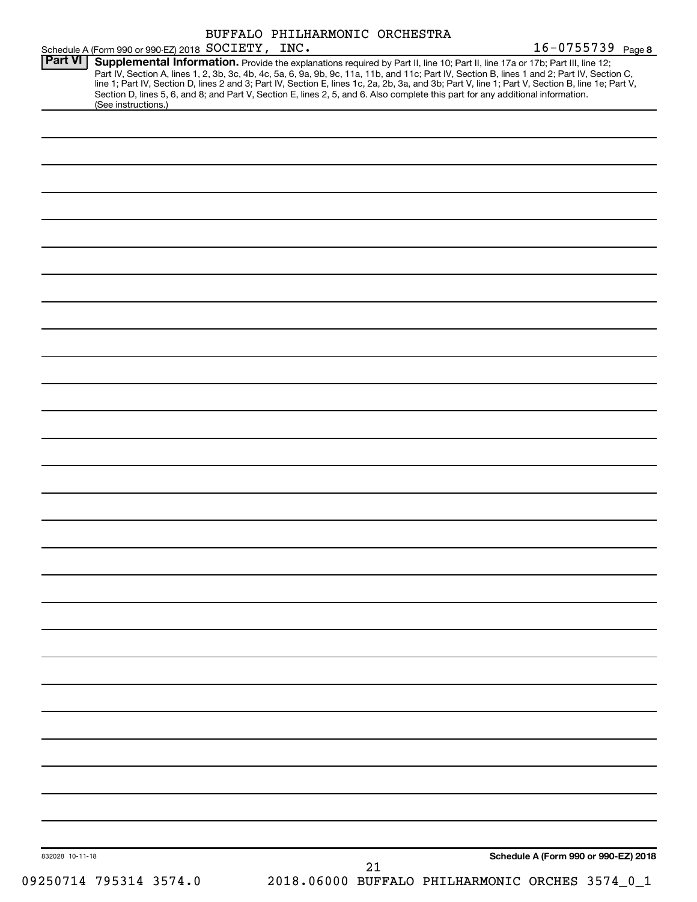BUFFALO PHILHARMONIC ORCHESTRA

Schedule A (Form 990 or 990-EZ) 2018 SOCIETY, INC. 16-0755739 Page 8

**Part VI** **Supplemental Information.** Provide the explanations required by Part II, line 10; Part II, line 17a or 17b; Part III, line 12; Part IV, Section A, lines 1, 2, 3b, 3c, 4b, 4c, 5a, 6, 9a, 9b, 9c, 11a, 11b, and 11c; Part IV, Section B, lines 1 and 2; Part IV, Section C, line 1; Part IV, Section D, lines 2 and 3; Part IV, Section E, lines 1c, 2a, 2b, 3a, and 3b; Part V, line 1; Part V, Section B, line 1e; Part V, Section D, lines 5, 6, and 8; and Part V, Section E, lines 2, 5, and 6. Also complete this part for any additional information. (See instructions.)

832028 10-11-18

**Schedule A (Form 990 or 990-EZ) 2018**

09250714 795314 3574.0 2018.06000 BUFFALO PHILHARMONIC ORCHES 3574_0_1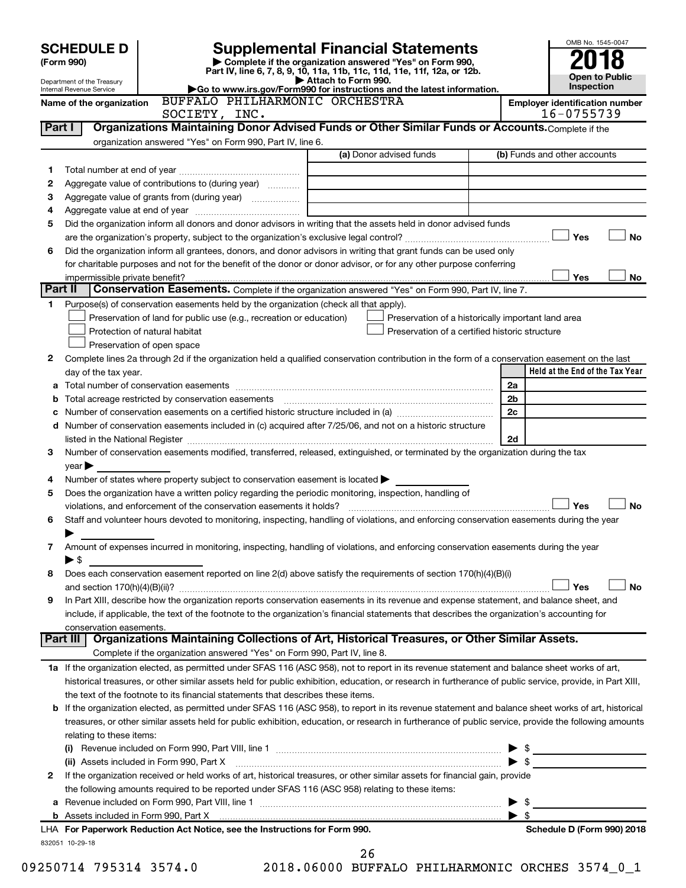# SCHEDULE D (Form 990)

Department of the Treasury
Internal Revenue Service

## Supplemental Financial Statements

▶ Complete if the organization answered "Yes" on Form 990, Part IV, line 6, 7, 8, 9, 10, 11a, 11b, 11c, 11d, 11e, 11f, 12a, or 12b.
▶ Attach to Form 990.
▶Go to www.irs.gov/Form990 for instructions and the latest information.

OMB No. 1545-0047

**2018**

**Open to Public Inspection**

Name of the organization: BUFFALO PHILHARMONIC ORCHESTRA SOCIETY, INC.

Employer identification number: 16-0755739

## Part I Organizations Maintaining Donor Advised Funds or Other Similar Funds or Accounts.

Complete if the organization answered "Yes" on Form 990, Part IV, line 6.

| | | (a) Donor advised funds | (b) Funds and other accounts |
|---|---|---|---|
| 1 | Total number at end of year | | |
| 2 | Aggregate value of contributions to (during year) | | |
| 3 | Aggregate value of grants from (during year) | | |
| 4 | Aggregate value at end of year | | |

5 Did the organization inform all donors and donor advisors in writing that the assets held in donor advised funds are the organization's property, subject to the organization's exclusive legal control? ☐ Yes ☐ No

6 Did the organization inform all grantees, donors, and donor advisors in writing that grant funds can be used only for charitable purposes and not for the benefit of the donor or donor advisor, or for any other purpose conferring impermissible private benefit? ☐ Yes ☐ No

## Part II Conservation Easements.

Complete if the organization answered "Yes" on Form 990, Part IV, line 7.

1 Purpose(s) of conservation easements held by the organization (check all that apply).

- ☐ Preservation of land for public use (e.g., recreation or education)
- ☐ Protection of natural habitat
- ☐ Preservation of open space
- ☐ Preservation of a historically important land area
- ☐ Preservation of a certified historic structure

2 Complete lines 2a through 2d if the organization held a qualified conservation contribution in the form of a conservation easement on the last day of the tax year.

| | | | Held at the End of the Tax Year |
|---|---|---|---|
| a | Total number of conservation easements | 2a | |
| b | Total acreage restricted by conservation easements | 2b | |
| c | Number of conservation easements on a certified historic structure included in (a) | 2c | |
| d | Number of conservation easements included in (c) acquired after 7/25/06, and not on a historic structure listed in the National Register | 2d | |

3 Number of conservation easements modified, transferred, released, extinguished, or terminated by the organization during the tax year ▶

4 Number of states where property subject to conservation easement is located ▶

5 Does the organization have a written policy regarding the periodic monitoring, inspection, handling of violations, and enforcement of the conservation easements it holds? ☐ Yes ☐ No

6 Staff and volunteer hours devoted to monitoring, inspecting, handling of violations, and enforcing conservation easements during the year ▶

7 Amount of expenses incurred in monitoring, inspecting, handling of violations, and enforcing conservation easements during the year ▶ $

8 Does each conservation easement reported on line 2(d) above satisfy the requirements of section 170(h)(4)(B)(i) and section 170(h)(4)(B)(ii)? ☐ Yes ☐ No

9 In Part XIII, describe how the organization reports conservation easements in its revenue and expense statement, and balance sheet, and include, if applicable, the text of the footnote to the organization's financial statements that describes the organization's accounting for conservation easements.

## Part III Organizations Maintaining Collections of Art, Historical Treasures, or Other Similar Assets.

Complete if the organization answered "Yes" on Form 990, Part IV, line 8.

1a If the organization elected, as permitted under SFAS 116 (ASC 958), not to report in its revenue statement and balance sheet works of art, historical treasures, or other similar assets held for public exhibition, education, or research in furtherance of public service, provide, in Part XIII, the text of the footnote to its financial statements that describes these items.

b If the organization elected, as permitted under SFAS 116 (ASC 958), to report in its revenue statement and balance sheet works of art, historical treasures, or other similar assets held for public exhibition, education, or research in furtherance of public service, provide the following amounts relating to these items:

(i) Revenue included on Form 990, Part VIII, line 1 ▶ $

(ii) Assets included in Form 990, Part X ▶ $

2 If the organization received or held works of art, historical treasures, or other similar assets for financial gain, provide the following amounts required to be reported under SFAS 116 (ASC 958) relating to these items:

a Revenue included on Form 990, Part VIII, line 1 ▶ $

b Assets included in Form 990, Part X ▶ $

LHA For Paperwork Reduction Act Notice, see the Instructions for Form 990. Schedule D (Form 990) 2018

832051 10-29-18

09250714 795314 3574.0 2018.06000 BUFFALO PHILHARMONIC ORCHES 3574_0_1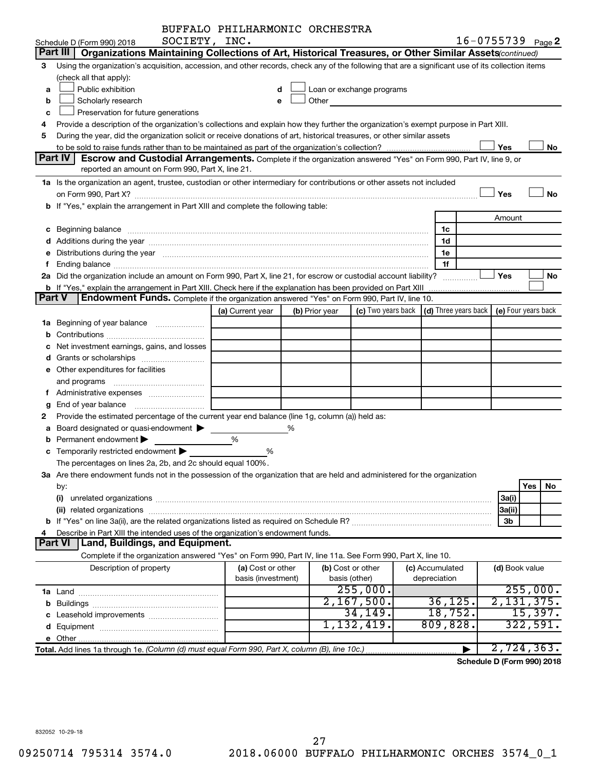BUFFALO PHILHARMONIC ORCHESTRA

Schedule D (Form 990) 2018 SOCIETY, INC. 16-0755739 Page 2

**Part III | Organizations Maintaining Collections of Art, Historical Treasures, or Other Similar Assets** *(continued)*

3 Using the organization's acquisition, accession, and other records, check any of the following that are a significant use of its collection items (check all that apply):

a ☐ Public exhibition
b ☐ Scholarly research
c ☐ Preservation for future generations
d ☐ Loan or exchange programs
e ☐ Other

4 Provide a description of the organization's collections and explain how they further the organization's exempt purpose in Part XIII.

5 During the year, did the organization solicit or receive donations of art, historical treasures, or other similar assets to be sold to raise funds rather than to be maintained as part of the organization's collection? ☐ Yes ☐ No

**Part IV | Escrow and Custodial Arrangements.** Complete if the organization answered "Yes" on Form 990, Part IV, line 9, or reported an amount on Form 990, Part X, line 21.

1a Is the organization an agent, trustee, custodian or other intermediary for contributions or other assets not included on Form 990, Part X? ☐ Yes ☐ No

b If "Yes," explain the arrangement in Part XIII and complete the following table:

| | | Amount |
|---|---|---|
| c Beginning balance | 1c | |
| d Additions during the year | 1d | |
| e Distributions during the year | 1e | |
| f Ending balance | 1f | |

2a Did the organization include an amount on Form 990, Part X, line 21, for escrow or custodial account liability? ☐ Yes ☐ No

b If "Yes," explain the arrangement in Part XIII. Check here if the explanation has been provided on Part XIII ☐

**Part V | Endowment Funds.** Complete if the organization answered "Yes" on Form 990, Part IV, line 10.

| | (a) Current year | (b) Prior year | (c) Two years back | (d) Three years back | (e) Four years back |
|---|---|---|---|---|---|
| 1a Beginning of year balance | | | | | |
| b Contributions | | | | | |
| c Net investment earnings, gains, and losses | | | | | |
| d Grants or scholarships | | | | | |
| e Other expenditures for facilities and programs | | | | | |
| f Administrative expenses | | | | | |
| g End of year balance | | | | | |

2 Provide the estimated percentage of the current year end balance (line 1g, column (a)) held as:

a Board designated or quasi-endowment ▶ ______ %
b Permanent endowment ▶ ______ %
c Temporarily restricted endowment ▶ ______ %

The percentages on lines 2a, 2b, and 2c should equal 100%.

3a Are there endowment funds not in the possession of the organization that are held and administered for the organization by:

| | | Yes | No |
|---|---|---|---|
| (i) unrelated organizations | 3a(i) | | |
| (ii) related organizations | 3a(ii) | | |
| b If "Yes" on line 3a(ii), are the related organizations listed as required on Schedule R? | 3b | | |

4 Describe in Part XIII the intended uses of the organization's endowment funds.

**Part VI | Land, Buildings, and Equipment.**

Complete if the organization answered "Yes" on Form 990, Part IV, line 11a. See Form 990, Part X, line 10.

| Description of property | (a) Cost or other basis (investment) | (b) Cost or other basis (other) | (c) Accumulated depreciation | (d) Book value |
|---|---|---|---|---|
| 1a Land | | 255,000. | | 255,000. |
| b Buildings | | 2,167,500. | 36,125. | 2,131,375. |
| c Leasehold improvements | | 34,149. | 18,752. | 15,397. |
| d Equipment | | 1,132,419. | 809,828. | 322,591. |
| e Other | | | | |
| **Total.** Add lines 1a through 1e. *(Column (d) must equal Form 990, Part X, column (B), line 10c.)* ▶ | | | | 2,724,363. |

**Schedule D (Form 990) 2018**

832052 10-29-18

09250714 795314 3574.0 2018.06000 BUFFALO PHILHARMONIC ORCHES 3574_0_1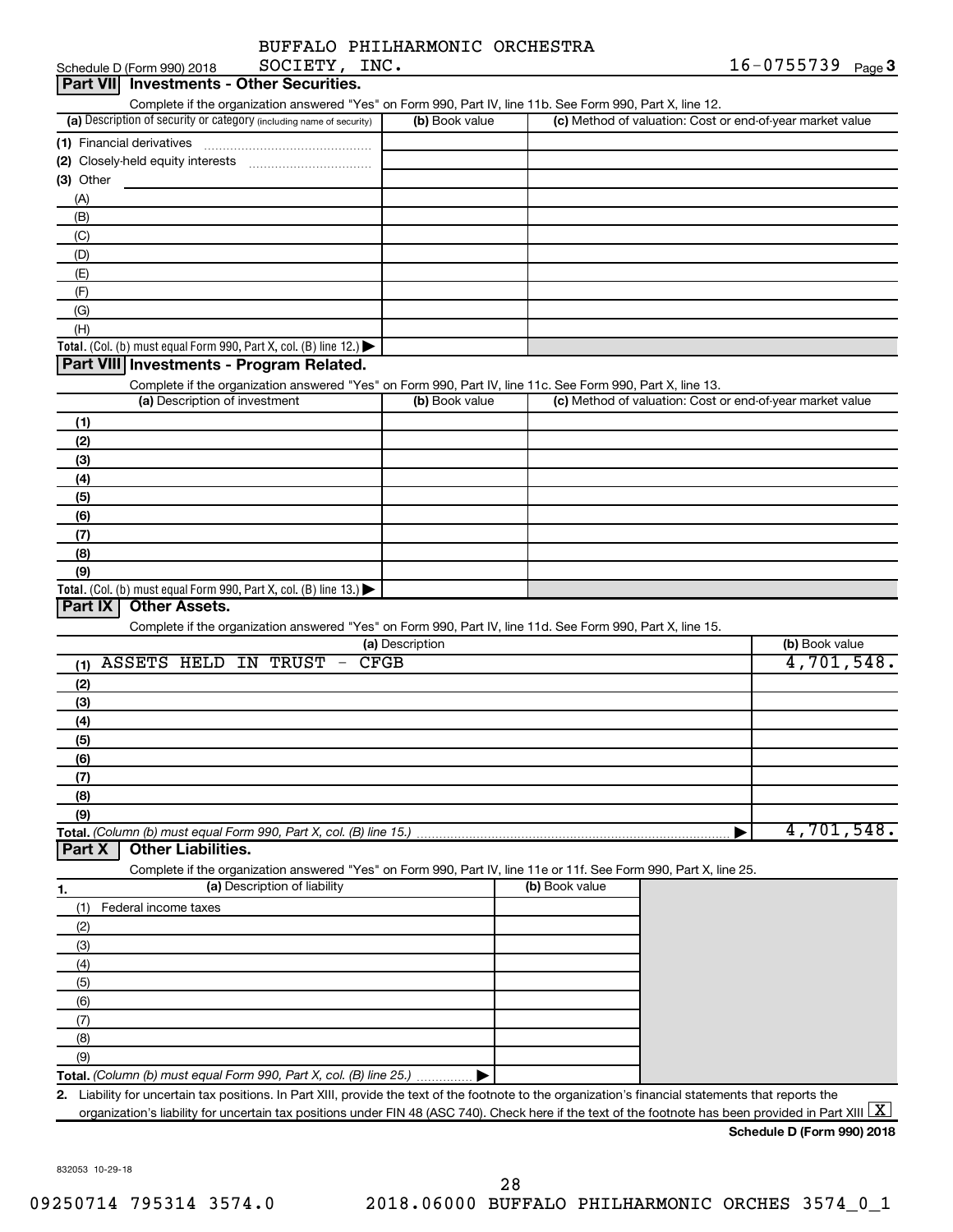BUFFALO PHILHARMONIC ORCHESTRA SOCIETY, INC.

Schedule D (Form 990) 2018 — 16-0755739 Page 3

## Part VII Investments - Other Securities.

Complete if the organization answered "Yes" on Form 990, Part IV, line 11b. See Form 990, Part X, line 12.

| (a) Description of security or category (including name of security) | (b) Book value | (c) Method of valuation: Cost or end-of-year market value |
|---|---|---|
| (1) Financial derivatives | | |
| (2) Closely-held equity interests | | |
| (3) Other | | |
| (A) | | |
| (B) | | |
| (C) | | |
| (D) | | |
| (E) | | |
| (F) | | |
| (G) | | |
| (H) | | |
| **Total.** (Col. (b) must equal Form 990, Part X, col. (B) line 12.) ▶ | | |

## Part VIII Investments - Program Related.

Complete if the organization answered "Yes" on Form 990, Part IV, line 11c. See Form 990, Part X, line 13.

| (a) Description of investment | (b) Book value | (c) Method of valuation: Cost or end-of-year market value |
|---|---|---|
| (1) | | |
| (2) | | |
| (3) | | |
| (4) | | |
| (5) | | |
| (6) | | |
| (7) | | |
| (8) | | |
| (9) | | |
| **Total.** (Col. (b) must equal Form 990, Part X, col. (B) line 13.) ▶ | | |

## Part IX Other Assets.

Complete if the organization answered "Yes" on Form 990, Part IV, line 11d. See Form 990, Part X, line 15.

| (a) Description | (b) Book value |
|---|---|
| (1) ASSETS HELD IN TRUST - CFGB | 4,701,548. |
| (2) | |
| (3) | |
| (4) | |
| (5) | |
| (6) | |
| (7) | |
| (8) | |
| (9) | |
| **Total.** *(Column (b) must equal Form 990, Part X, col. (B) line 15.)* ▶ | 4,701,548. |

## Part X Other Liabilities.

Complete if the organization answered "Yes" on Form 990, Part IV, line 11e or 11f. See Form 990, Part X, line 25.

| 1. (a) Description of liability | (b) Book value |
|---|---|
| (1) Federal income taxes | |
| (2) | |
| (3) | |
| (4) | |
| (5) | |
| (6) | |
| (7) | |
| (8) | |
| (9) | |
| **Total.** *(Column (b) must equal Form 990, Part X, col. (B) line 25.)* ▶ | |

2. Liability for uncertain tax positions. In Part XIII, provide the text of the footnote to the organization's financial statements that reports the organization's liability for uncertain tax positions under FIN 48 (ASC 740). Check here if the text of the footnote has been provided in Part XIII [X]

**Schedule D (Form 990) 2018**

832053 10-29-18

09250714 795314 3574.0 2018.06000 BUFFALO PHILHARMONIC ORCHES 3574_0_1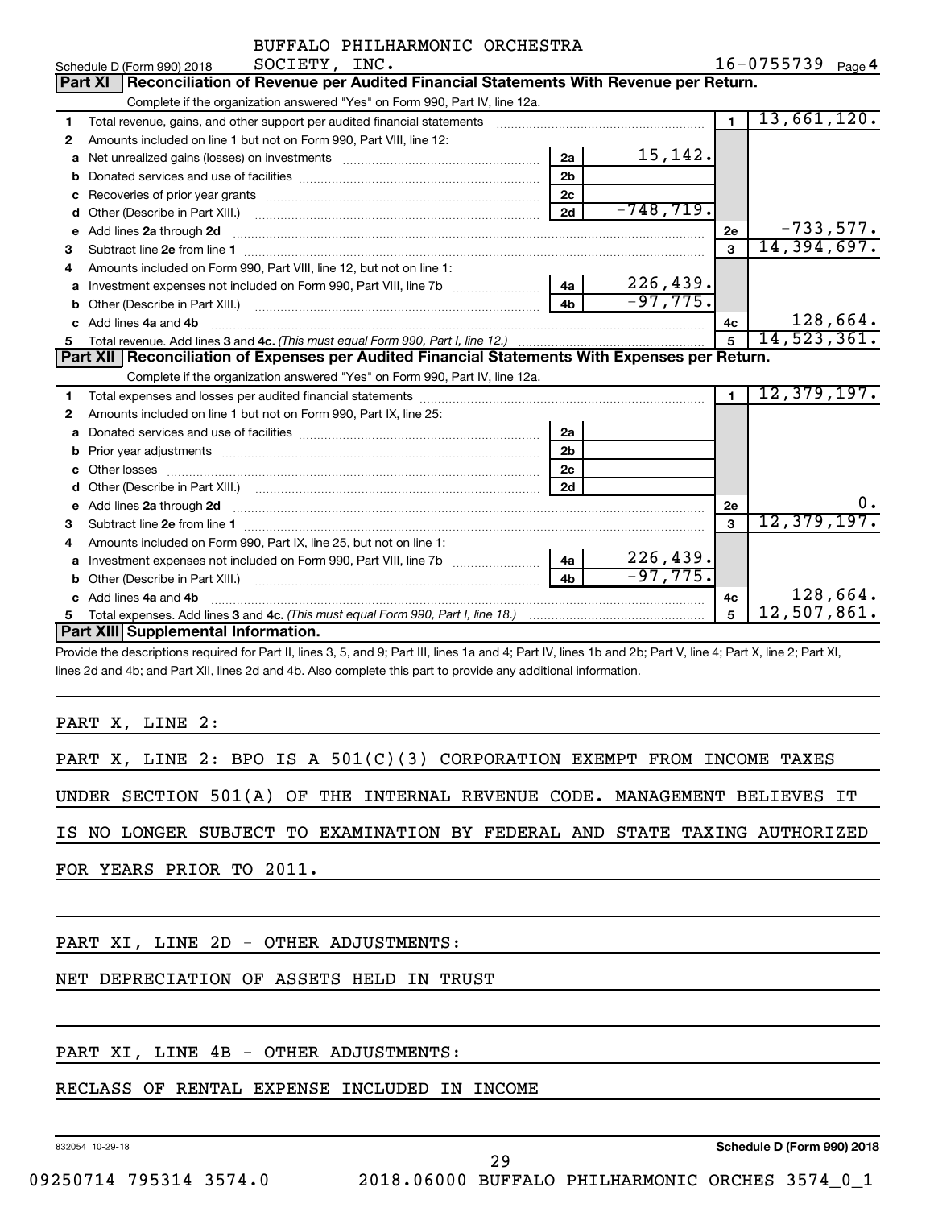BUFFALO PHILHARMONIC ORCHESTRA SOCIETY, INC.

Schedule D (Form 990) 2018 — 16-0755739

## Part XI | Reconciliation of Revenue per Audited Financial Statements With Revenue per Return.

Complete if the organization answered "Yes" on Form 990, Part IV, line 12a.

| Line | Description | Ref | Amount | Ref | Total |
|---|---|---|---|---|---|
| 1 | Total revenue, gains, and other support per audited financial statements | | | 1 | 13,661,120. |
| 2 | Amounts included on line 1 but not on Form 990, Part VIII, line 12: | | | | |
| a | Net unrealized gains (losses) on investments | 2a | 15,142. | | |
| b | Donated services and use of facilities | 2b | | | |
| c | Recoveries of prior year grants | 2c | | | |
| d | Other (Describe in Part XIII.) | 2d | -748,719. | | |
| e | Add lines 2a through 2d | | | 2e | -733,577. |
| 3 | Subtract line 2e from line 1 | | | 3 | 14,394,697. |
| 4 | Amounts included on Form 990, Part VIII, line 12, but not on line 1: | | | | |
| a | Investment expenses not included on Form 990, Part VIII, line 7b | 4a | 226,439. | | |
| b | Other (Describe in Part XIII.) | 4b | -97,775. | | |
| c | Add lines 4a and 4b | | | 4c | 128,664. |
| 5 | Total revenue. Add lines 3 and 4c. *(This must equal Form 990, Part I, line 12.)* | | | 5 | 14,523,361. |

## Part XII | Reconciliation of Expenses per Audited Financial Statements With Expenses per Return.

Complete if the organization answered "Yes" on Form 990, Part IV, line 12a.

| Line | Description | Ref | Amount | Ref | Total |
|---|---|---|---|---|---|
| 1 | Total expenses and losses per audited financial statements | | | 1 | 12,379,197. |
| 2 | Amounts included on line 1 but not on Form 990, Part IX, line 25: | | | | |
| a | Donated services and use of facilities | 2a | | | |
| b | Prior year adjustments | 2b | | | |
| c | Other losses | 2c | | | |
| d | Other (Describe in Part XIII.) | 2d | | | |
| e | Add lines 2a through 2d | | | 2e | 0. |
| 3 | Subtract line 2e from line 1 | | | 3 | 12,379,197. |
| 4 | Amounts included on Form 990, Part IX, line 25, but not on line 1: | | | | |
| a | Investment expenses not included on Form 990, Part VIII, line 7b | 4a | 226,439. | | |
| b | Other (Describe in Part XIII.) | 4b | -97,775. | | |
| c | Add lines 4a and 4b | | | 4c | 128,664. |
| 5 | Total expenses. Add lines 3 and 4c. *(This must equal Form 990, Part I, line 18.)* | | | 5 | 12,507,861. |

## Part XIII | Supplemental Information.

Provide the descriptions required for Part II, lines 3, 5, and 9; Part III, lines 1a and 4; Part IV, lines 1b and 2b; Part V, line 4; Part X, line 2; Part XI, lines 2d and 4b; and Part XII, lines 2d and 4b. Also complete this part to provide any additional information.

PART X, LINE 2:

PART X, LINE 2: BPO IS A 501(C)(3) CORPORATION EXEMPT FROM INCOME TAXES UNDER SECTION 501(A) OF THE INTERNAL REVENUE CODE. MANAGEMENT BELIEVES IT IS NO LONGER SUBJECT TO EXAMINATION BY FEDERAL AND STATE TAXING AUTHORIZED FOR YEARS PRIOR TO 2011.

PART XI, LINE 2D - OTHER ADJUSTMENTS:

NET DEPRECIATION OF ASSETS HELD IN TRUST

PART XI, LINE 4B - OTHER ADJUSTMENTS:

RECLASS OF RENTAL EXPENSE INCLUDED IN INCOME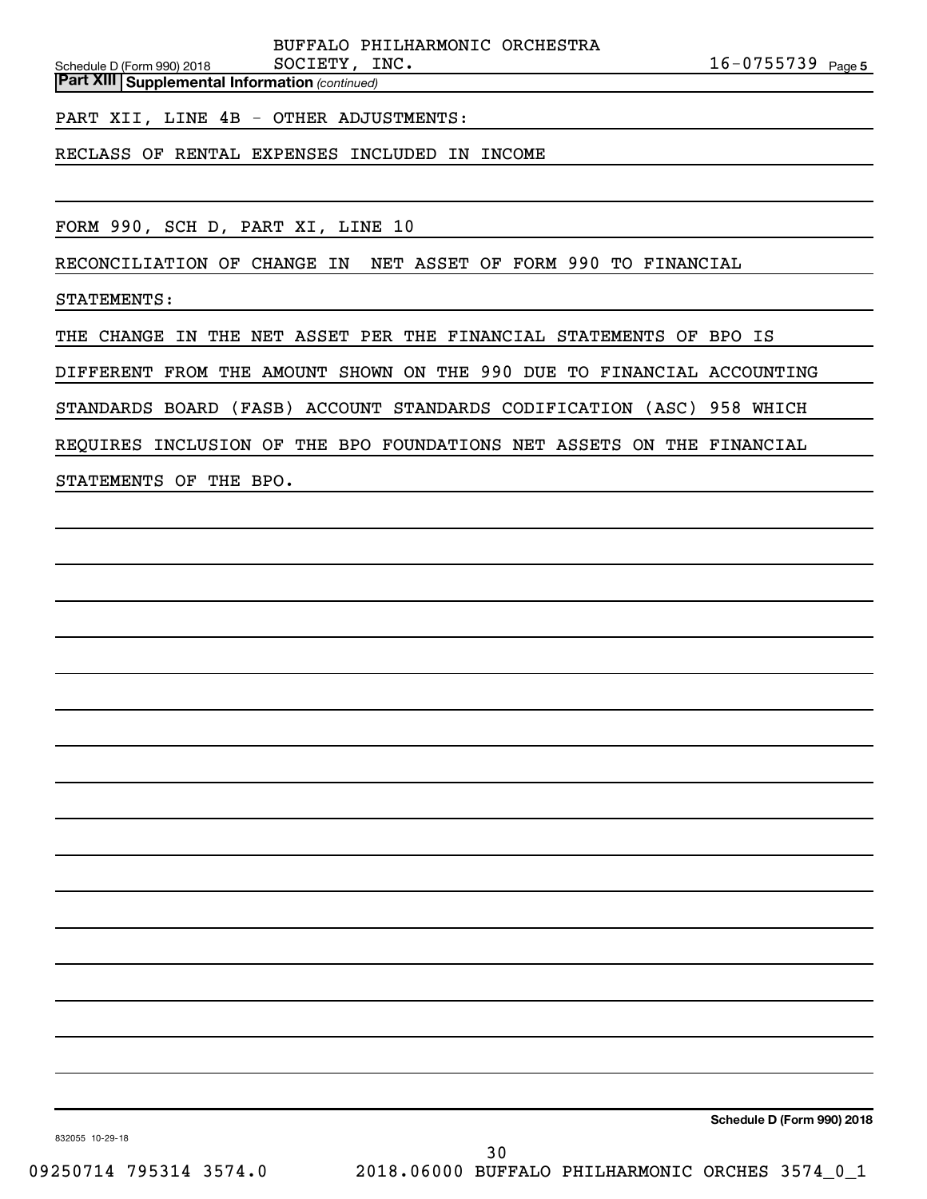BUFFALO PHILHARMONIC ORCHESTRA SOCIETY, INC. 16-0755739

**Part XIII** **Supplemental Information** *(continued)*

PART XII, LINE 4B - OTHER ADJUSTMENTS:

RECLASS OF RENTAL EXPENSES INCLUDED IN INCOME

FORM 990, SCH D, PART XI, LINE 10

RECONCILIATION OF CHANGE IN NET ASSET OF FORM 990 TO FINANCIAL STATEMENTS:

THE CHANGE IN THE NET ASSET PER THE FINANCIAL STATEMENTS OF BPO IS DIFFERENT FROM THE AMOUNT SHOWN ON THE 990 DUE TO FINANCIAL ACCOUNTING STANDARDS BOARD (FASB) ACCOUNT STANDARDS CODIFICATION (ASC) 958 WHICH REQUIRES INCLUSION OF THE BPO FOUNDATIONS NET ASSETS ON THE FINANCIAL STATEMENTS OF THE BPO.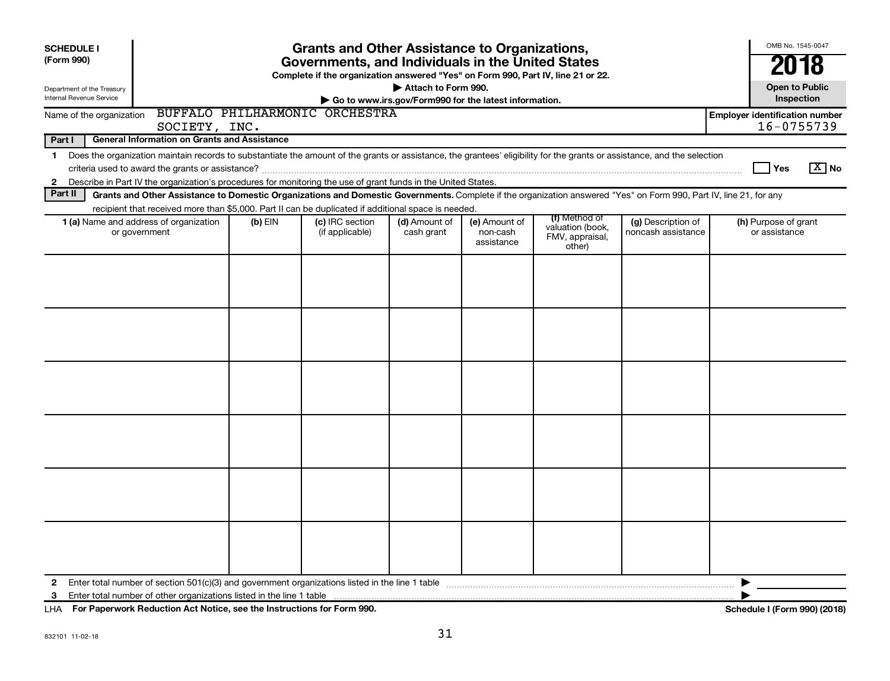**SCHEDULE I**
**(Form 990)**

Department of the Treasury
Internal Revenue Service

# Grants and Other Assistance to Organizations, Governments, and Individuals in the United States

**Complete if the organization answered "Yes" on Form 990, Part IV, line 21 or 22.**

▶ **Attach to Form 990.**

▶ **Go to www.irs.gov/Form990 for the latest information.**

OMB No. 1545-0047

**2018**

**Open to Public Inspection**

Name of the organization: BUFFALO PHILHARMONIC ORCHESTRA SOCIETY, INC.

**Employer identification number:** 16-0755739

**Part I — General Information on Grants and Assistance**

1 Does the organization maintain records to substantiate the amount of the grants or assistance, the grantees' eligibility for the grants or assistance, and the selection criteria used to award the grants or assistance? ☐ Yes ☒ No

2 Describe in Part IV the organization's procedures for monitoring the use of grant funds in the United States.

**Part II — Grants and Other Assistance to Domestic Organizations and Domestic Governments.** Complete if the organization answered "Yes" on Form 990, Part IV, line 21, for any recipient that received more than $5,000. Part II can be duplicated if additional space is needed.

| 1 (a) Name and address of organization or government | (b) EIN | (c) IRC section (if applicable) | (d) Amount of cash grant | (e) Amount of non-cash assistance | (f) Method of valuation (book, FMV, appraisal, other) | (g) Description of noncash assistance | (h) Purpose of grant or assistance |
|---|---|---|---|---|---|---|---|
| | | | | | | | |
| | | | | | | | |
| | | | | | | | |
| | | | | | | | |
| | | | | | | | |
| | | | | | | | |

2 Enter total number of section 501(c)(3) and government organizations listed in the line 1 table ▶

3 Enter total number of other organizations listed in the line 1 table ▶

LHA **For Paperwork Reduction Act Notice, see the Instructions for Form 990.** **Schedule I (Form 990) (2018)**

832101 11-02-18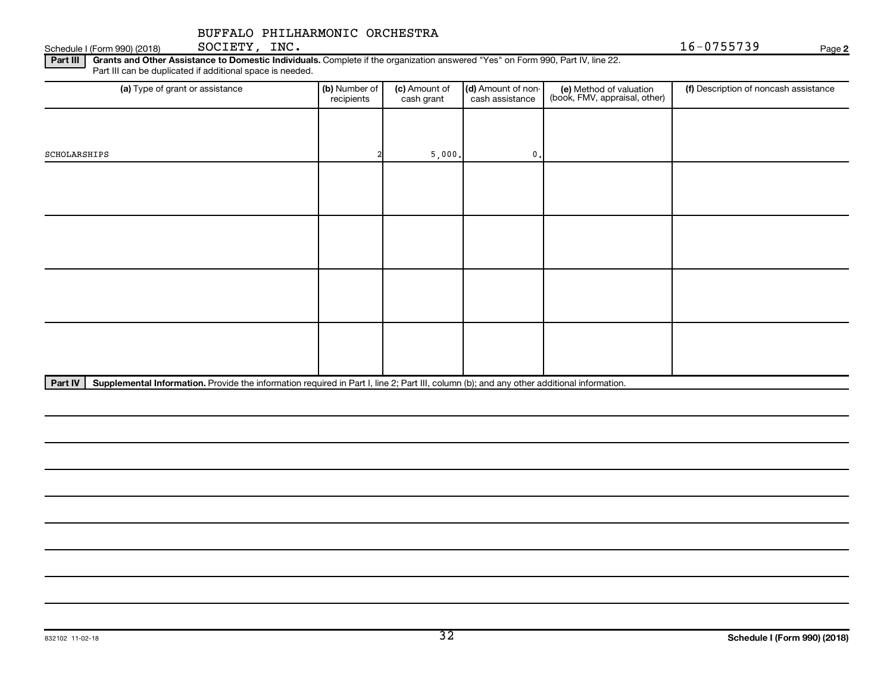BUFFALO PHILHARMONIC ORCHESTRA SOCIETY, INC. 16-0755739

Schedule I (Form 990) (2018) Page **2**

**Part III** **Grants and Other Assistance to Domestic Individuals.** Complete if the organization answered "Yes" on Form 990, Part IV, line 22. Part III can be duplicated if additional space is needed.

| (a) Type of grant or assistance | (b) Number of recipients | (c) Amount of cash grant | (d) Amount of non-cash assistance | (e) Method of valuation (book, FMV, appraisal, other) | (f) Description of noncash assistance |
|---|---|---|---|---|---|
| SCHOLARSHIPS | 2 | 5,000. | 0. | | |
| | | | | | |
| | | | | | |
| | | | | | |
| | | | | |

**Part IV** **Supplemental Information.** Provide the information required in Part I, line 2; Part III, column (b); and any other additional information.

832102 11-02-18

**Schedule I (Form 990) (2018)**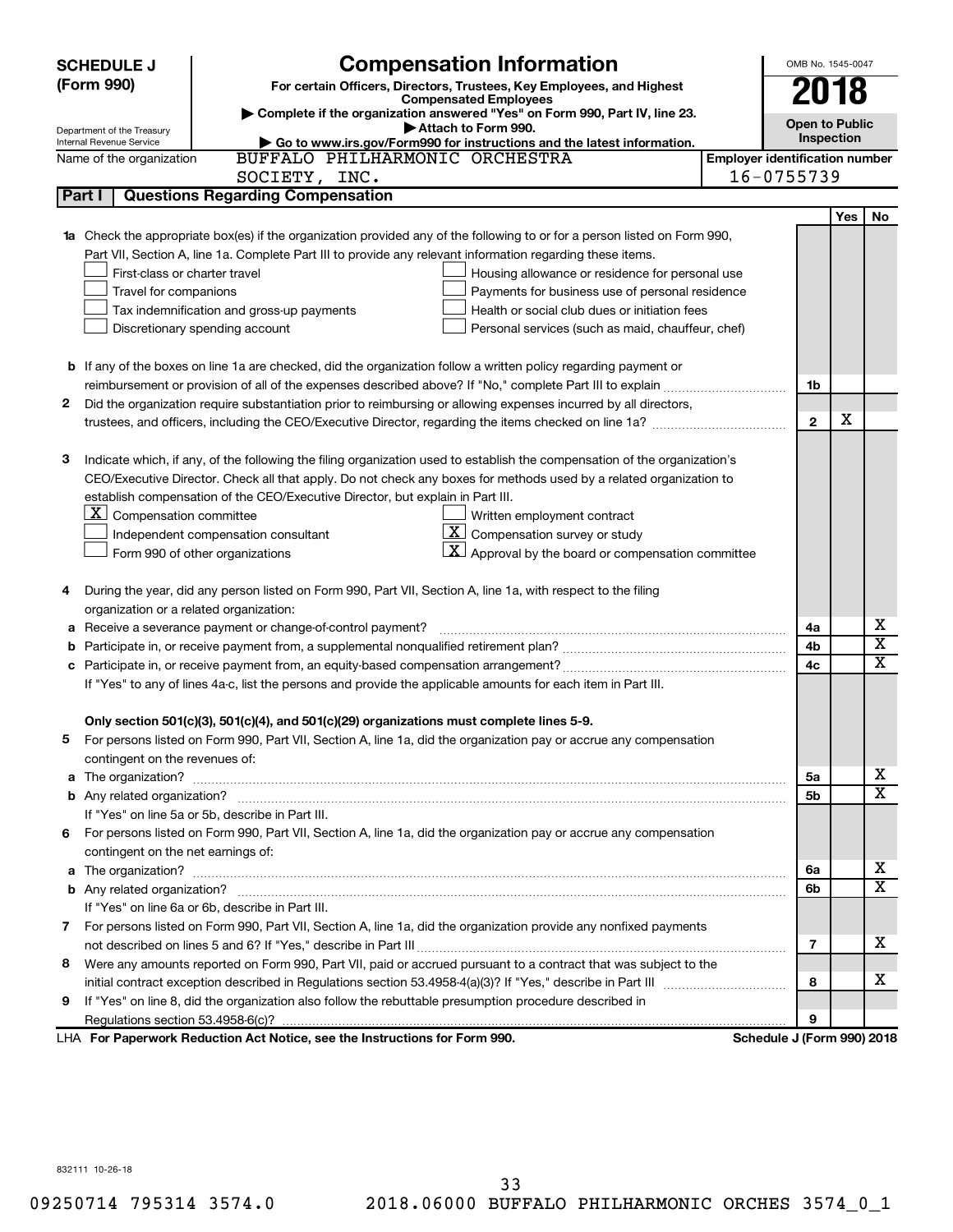**SCHEDULE J (Form 990)**

Department of the Treasury
Internal Revenue Service

# Compensation Information

**For certain Officers, Directors, Trustees, Key Employees, and Highest Compensated Employees**

▶ Complete if the organization answered "Yes" on Form 990, Part IV, line 23.
▶ Attach to Form 990.
▶ Go to www.irs.gov/Form990 for instructions and the latest information.

OMB No. 1545-0047

**2018**

**Open to Public Inspection**

Name of the organization: BUFFALO PHILHARMONIC ORCHESTRA SOCIETY, INC.

Employer identification number: 16-0755739

## Part I Questions Regarding Compensation

| | | | Yes | No |
|---|---|---|---|---|
| **1a** | Check the appropriate box(es) if the organization provided any of the following to or for a person listed on Form 990, Part VII, Section A, line 1a. Complete Part III to provide any relevant information regarding these items.<br>☐ First-class or charter travel ☐ Housing allowance or residence for personal use<br>☐ Travel for companions ☐ Payments for business use of personal residence<br>☐ Tax indemnification and gross-up payments ☐ Health or social club dues or initiation fees<br>☐ Discretionary spending account ☐ Personal services (such as maid, chauffeur, chef) | | | |
| **b** | If any of the boxes on line 1a are checked, did the organization follow a written policy regarding payment or reimbursement or provision of all of the expenses described above? If "No," complete Part III to explain | 1b | | |
| **2** | Did the organization require substantiation prior to reimbursing or allowing expenses incurred by all directors, trustees, and officers, including the CEO/Executive Director, regarding the items checked on line 1a? | 2 | X | |
| **3** | Indicate which, if any, of the following the filing organization used to establish the compensation of the organization's CEO/Executive Director. Check all that apply. Do not check any boxes for methods used by a related organization to establish compensation of the CEO/Executive Director, but explain in Part III.<br>☒ Compensation committee ☐ Written employment contract<br>☐ Independent compensation consultant ☒ Compensation survey or study<br>☐ Form 990 of other organizations ☒ Approval by the board or compensation committee | | | |
| **4** | During the year, did any person listed on Form 990, Part VII, Section A, line 1a, with respect to the filing organization or a related organization: | | | |
| **a** | Receive a severance payment or change-of-control payment? | 4a | | X |
| **b** | Participate in, or receive payment from, a supplemental nonqualified retirement plan? | 4b | | X |
| **c** | Participate in, or receive payment from, an equity-based compensation arrangement? | 4c | | X |
| | If "Yes" to any of lines 4a-c, list the persons and provide the applicable amounts for each item in Part III. | | | |
| | **Only section 501(c)(3), 501(c)(4), and 501(c)(29) organizations must complete lines 5-9.** | | | |
| **5** | For persons listed on Form 990, Part VII, Section A, line 1a, did the organization pay or accrue any compensation contingent on the revenues of: | | | |
| **a** | The organization? | 5a | | X |
| **b** | Any related organization? | 5b | | X |
| | If "Yes" on line 5a or 5b, describe in Part III. | | | |
| **6** | For persons listed on Form 990, Part VII, Section A, line 1a, did the organization pay or accrue any compensation contingent on the net earnings of: | | | |
| **a** | The organization? | 6a | | X |
| **b** | Any related organization? | 6b | | X |
| | If "Yes" on line 6a or 6b, describe in Part III. | | | |
| **7** | For persons listed on Form 990, Part VII, Section A, line 1a, did the organization provide any nonfixed payments not described on lines 5 and 6? If "Yes," describe in Part III | 7 | | X |
| **8** | Were any amounts reported on Form 990, Part VII, paid or accrued pursuant to a contract that was subject to the initial contract exception described in Regulations section 53.4958-4(a)(3)? If "Yes," describe in Part III | 8 | | X |
| **9** | If "Yes" on line 8, did the organization also follow the rebuttable presumption procedure described in Regulations section 53.4958-6(c)? | 9 | | |

LHA **For Paperwork Reduction Act Notice, see the Instructions for Form 990.** **Schedule J (Form 990) 2018**

832111 10-26-18

09250714 795314 3574.0 2018.06000 BUFFALO PHILHARMONIC ORCHES 3574_0_1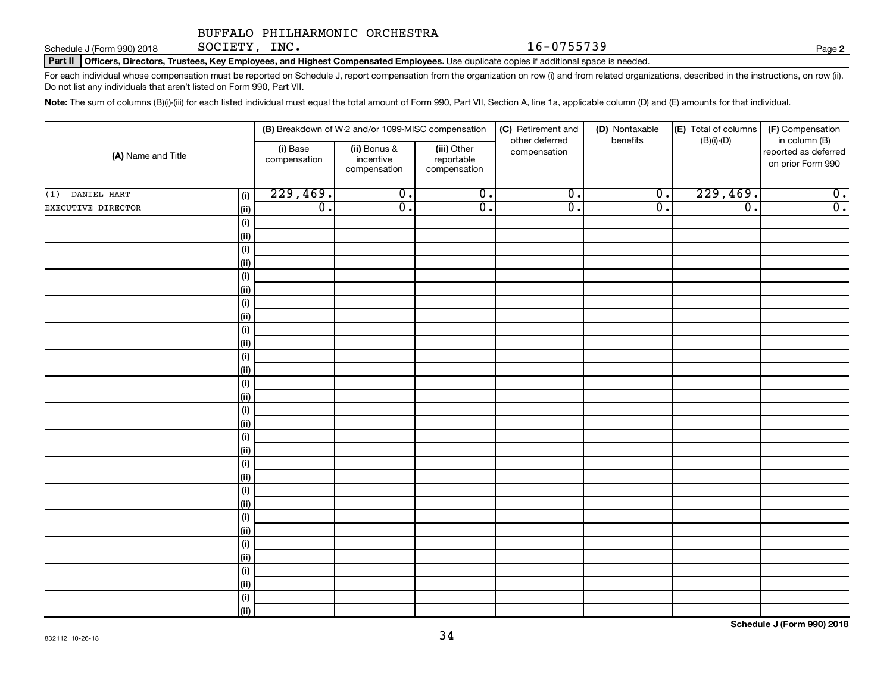BUFFALO PHILHARMONIC ORCHESTRA SOCIETY, INC. 16-0755739

Schedule J (Form 990) 2018

**Part II** **Officers, Directors, Trustees, Key Employees, and Highest Compensated Employees.** Use duplicate copies if additional space is needed.

For each individual whose compensation must be reported on Schedule J, report compensation from the organization on row (i) and from related organizations, described in the instructions, on row (ii). Do not list any individuals that aren't listed on Form 990, Part VII.

**Note:** The sum of columns (B)(i)-(iii) for each listed individual must equal the total amount of Form 990, Part VII, Section A, line 1a, applicable column (D) and (E) amounts for that individual.

| (A) Name and Title | | (B) Breakdown of W-2 and/or 1099-MISC compensation | | | (C) Retirement and other deferred compensation | (D) Nontaxable benefits | (E) Total of columns (B)(i)-(D) | (F) Compensation in column (B) reported as deferred on prior Form 990 |
|---|---|---|---|---|---|---|---|---|
| | | (i) Base compensation | (ii) Bonus & incentive compensation | (iii) Other reportable compensation | | | | |
| (1) DANIEL HART | (i) | 229,469. | 0. | 0. | 0. | 0. | 229,469. | 0. |
| EXECUTIVE DIRECTOR | (ii) | 0. | 0. | 0. | 0. | 0. | 0. | 0. |
| | (i) | | | | | | | |
| | (ii) | | | | | | | |
| | (i) | | | | | | | |
| | (ii) | | | | | | | |
| | (i) | | | | | | | |
| | (ii) | | | | | | | |
| | (i) | | | | | | | |
| | (ii) | | | | | | | |
| | (i) | | | | | | | |
| | (ii) | | | | | | | |
| | (i) | | | | | | | |
| | (ii) | | | | | | | |
| | (i) | | | | | | | |
| | (ii) | | | | | | | |
| | (i) | | | | | | | |
| | (ii) | | | | | | | |
| | (i) | | | | | | | |
| | (ii) | | | | | | | |
| | (i) | | | | | | | |
| | (ii) | | | | | | | |
| | (i) | | | | | | | |
| | (ii) | | | | | | | |
| | (i) | | | | | | | |
| | (ii) | | | | | | | |
| | (i) | | | | | | | |
| | (ii) | | | | | | | |
| | (i) | | | | | | | |
| | (ii) | | | | | | | |
| | (i) | | | | | | | |
| | (ii) | | | | | | | |

Schedule J (Form 990) 2018

832112 10-26-18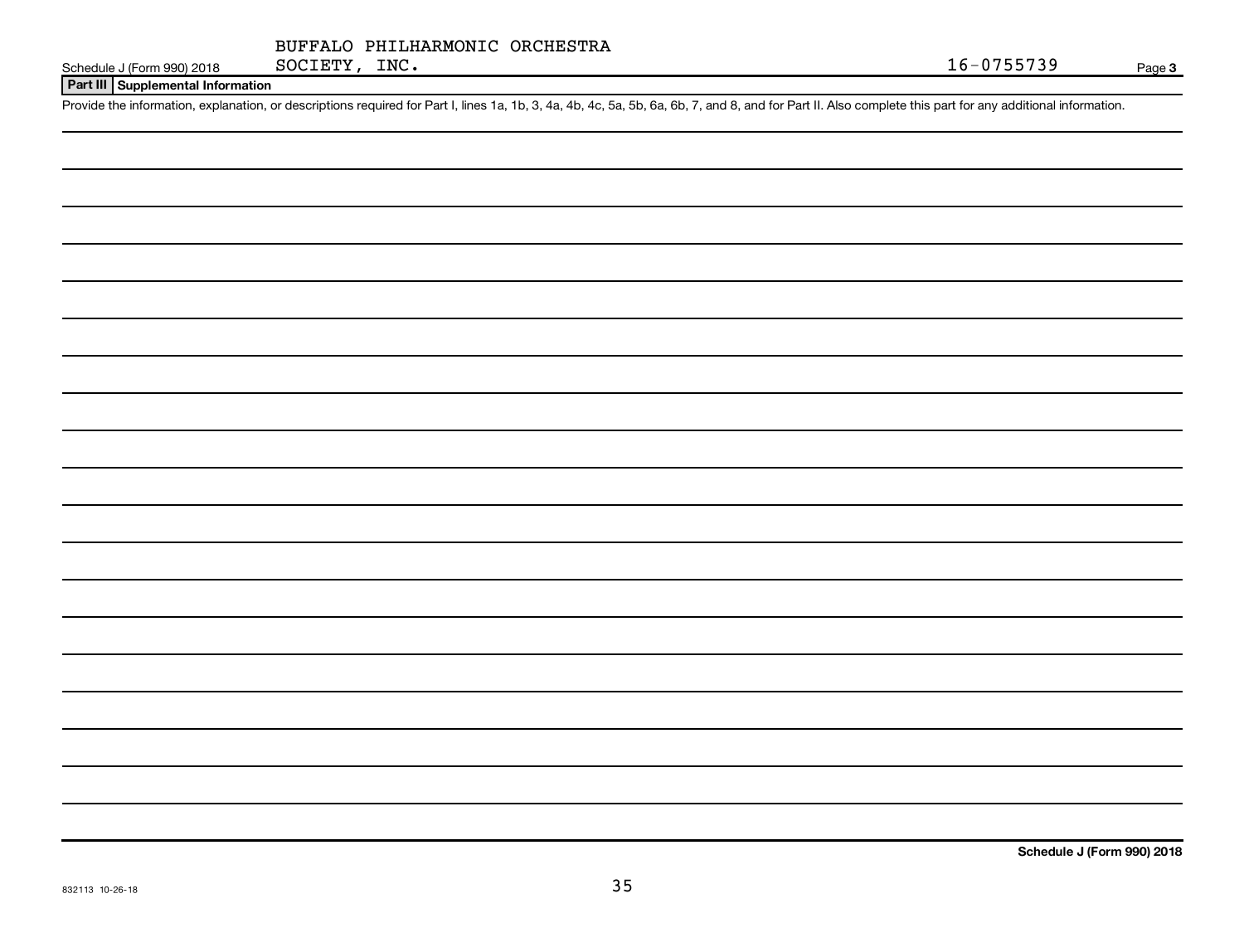BUFFALO PHILHARMONIC ORCHESTRA SOCIETY, INC. 16-0755739

Schedule J (Form 990) 2018 Page 3

## Part III Supplemental Information

Provide the information, explanation, or descriptions required for Part I, lines 1a, 1b, 3, 4a, 4b, 4c, 5a, 5b, 6a, 6b, 7, and 8, and for Part II. Also complete this part for any additional information.

Schedule J (Form 990) 2018

832113 10-26-18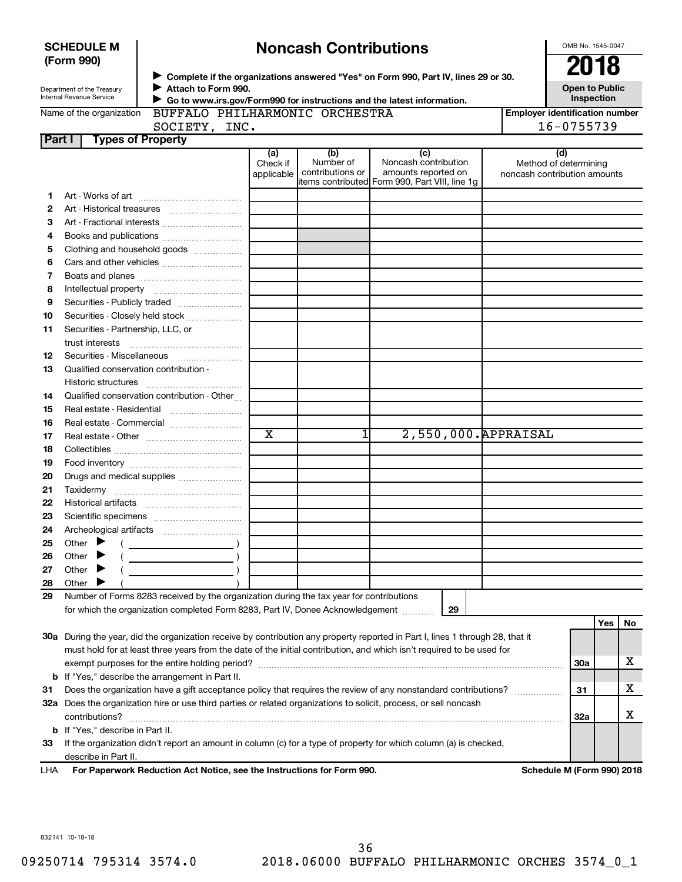**SCHEDULE M (Form 990)**

Department of the Treasury
Internal Revenue Service

# Noncash Contributions

▶ Complete if the organizations answered "Yes" on Form 990, Part IV, lines 29 or 30.
▶ Attach to Form 990.
▶ Go to www.irs.gov/Form990 for instructions and the latest information.

OMB No. 1545-0047

**2018**

**Open to Public Inspection**

Name of the organization: BUFFALO PHILHARMONIC ORCHESTRA SOCIETY, INC.

Employer identification number: 16-0755739

## Part I Types of Property

| | | (a) Check if applicable | (b) Number of contributions or items contributed | (c) Noncash contribution amounts reported on Form 990, Part VIII, line 1g | (d) Method of determining noncash contribution amounts |
|---|---|---|---|---|---|
| 1 | Art - Works of art | | | | |
| 2 | Art - Historical treasures | | | | |
| 3 | Art - Fractional interests | | | | |
| 4 | Books and publications | | | | |
| 5 | Clothing and household goods | | | | |
| 6 | Cars and other vehicles | | | | |
| 7 | Boats and planes | | | | |
| 8 | Intellectual property | | | | |
| 9 | Securities - Publicly traded | | | | |
| 10 | Securities - Closely held stock | | | | |
| 11 | Securities - Partnership, LLC, or trust interests | | | | |
| 12 | Securities - Miscellaneous | | | | |
| 13 | Qualified conservation contribution - Historic structures | | | | |
| 14 | Qualified conservation contribution - Other | | | | |
| 15 | Real estate - Residential | | | | |
| 16 | Real estate - Commercial | | | | |
| 17 | Real estate - Other | X | 1 | 2,550,000. | APPRAISAL |
| 18 | Collectibles | | | | |
| 19 | Food inventory | | | | |
| 20 | Drugs and medical supplies | | | | |
| 21 | Taxidermy | | | | |
| 22 | Historical artifacts | | | | |
| 23 | Scientific specimens | | | | |
| 24 | Archeological artifacts | | | | |
| 25 | Other ▶ ( ) | | | | |
| 26 | Other ▶ ( ) | | | | |
| 27 | Other ▶ ( ) | | | | |
| 28 | Other ▶ ( ) | | | | |

29 Number of Forms 8283 received by the organization during the tax year for contributions for which the organization completed Form 8283, Part IV, Donee Acknowledgement ..... 29

| | | | Yes | No |
|---|---|---|---|---|
| 30a | During the year, did the organization receive by contribution any property reported in Part I, lines 1 through 28, that it must hold for at least three years from the date of the initial contribution, and which isn't required to be used for exempt purposes for the entire holding period? | 30a | | X |
| b | If "Yes," describe the arrangement in Part II. | | | |
| 31 | Does the organization have a gift acceptance policy that requires the review of any nonstandard contributions? | 31 | | X |
| 32a | Does the organization hire or use third parties or related organizations to solicit, process, or sell noncash contributions? | 32a | | X |
| b | If "Yes," describe in Part II. | | | |
| 33 | If the organization didn't report an amount in column (c) for a type of property for which column (a) is checked, describe in Part II. | | | |

LHA **For Paperwork Reduction Act Notice, see the Instructions for Form 990.** **Schedule M (Form 990) 2018**

832141 10-18-18

09250714 795314 3574.0 2018.06000 BUFFALO PHILHARMONIC ORCHES 3574_0_1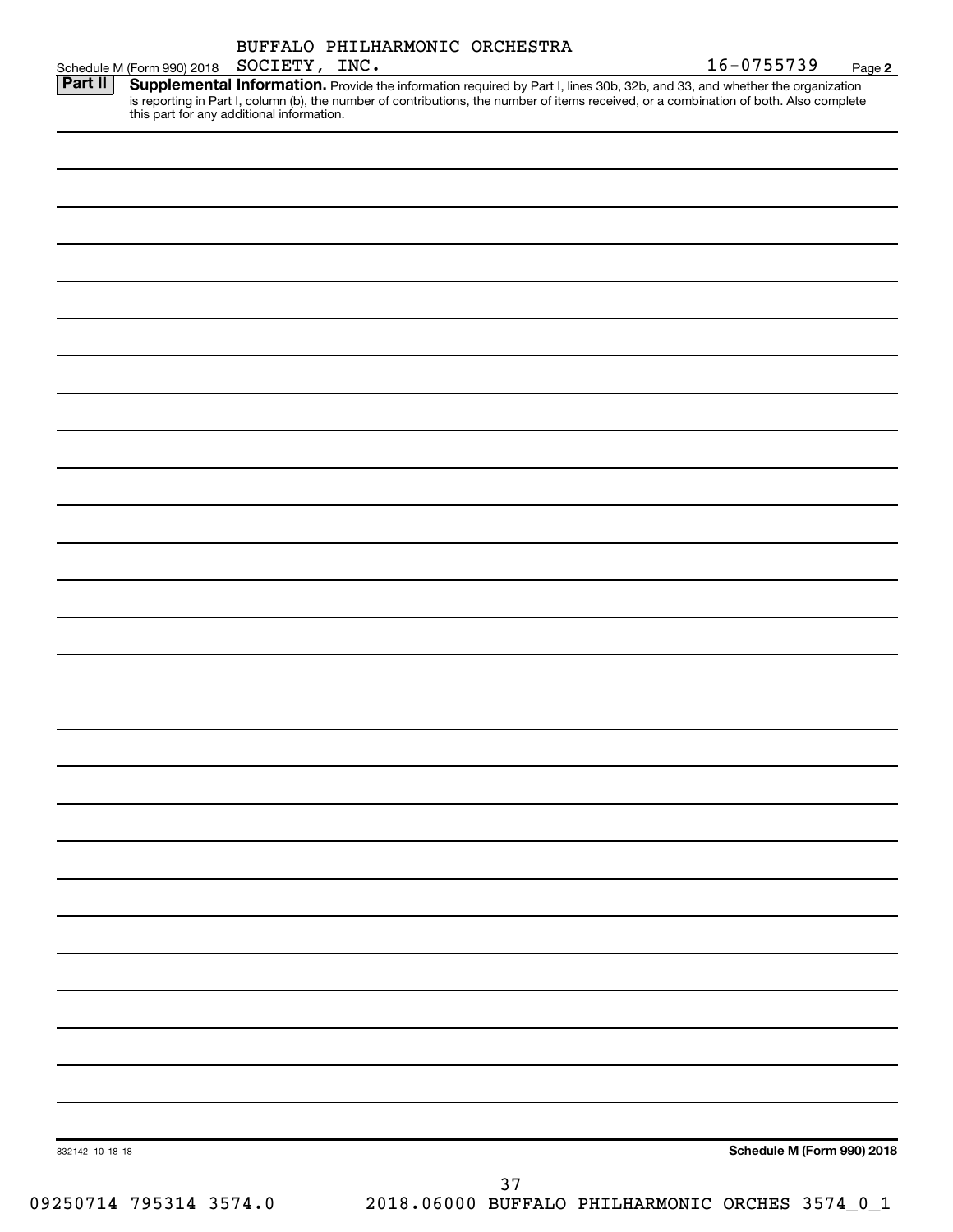Schedule M (Form 990) 2018 BUFFALO PHILHARMONIC ORCHESTRA SOCIETY, INC. 16-0755739 Page **2**

**Part II** **Supplemental Information.** Provide the information required by Part I, lines 30b, 32b, and 33, and whether the organization is reporting in Part I, column (b), the number of contributions, the number of items received, or a combination of both. Also complete this part for any additional information.

832142 10-18-18

**Schedule M (Form 990) 2018**

09250714 795314 3574.0 2018.06000 BUFFALO PHILHARMONIC ORCHES 3574_0_1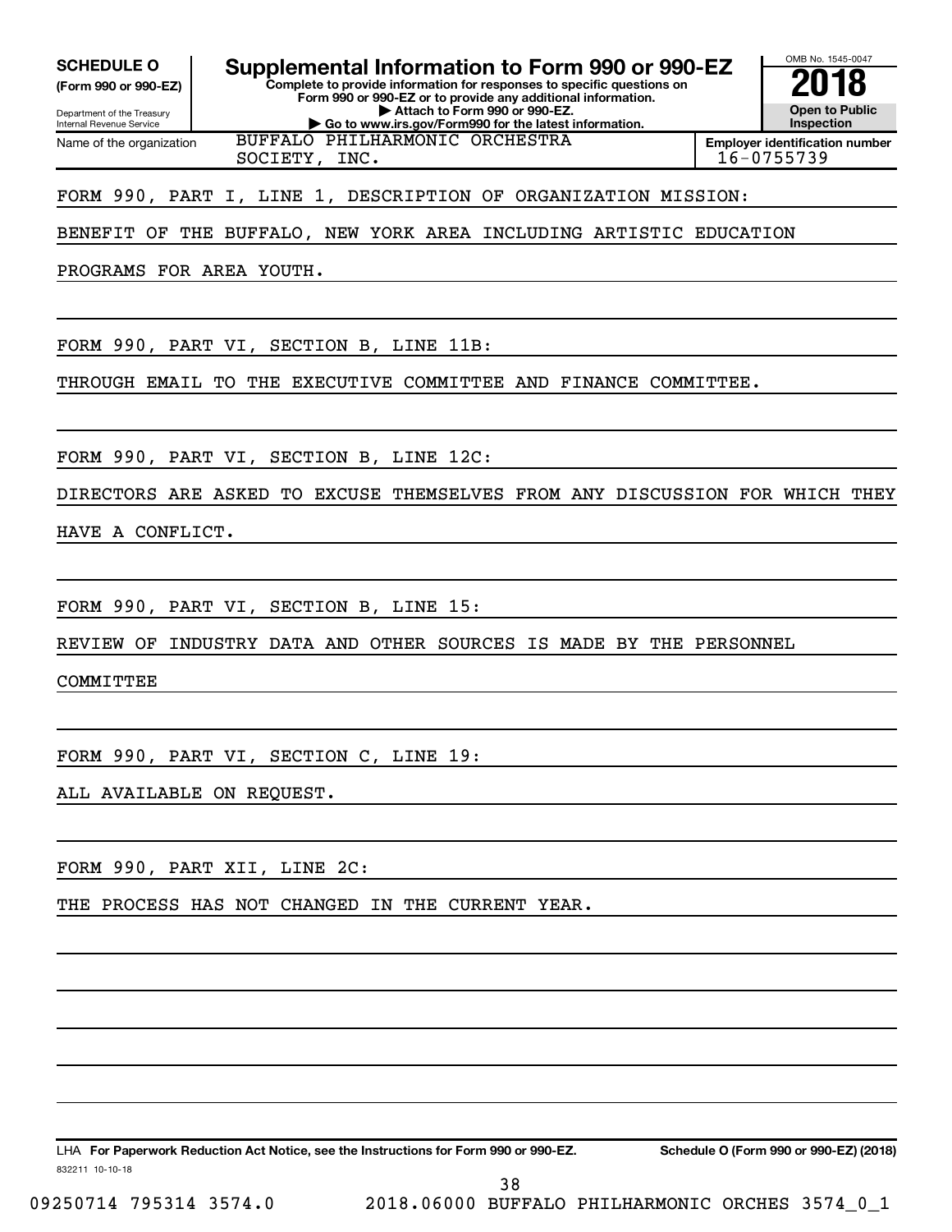**SCHEDULE O**
**(Form 990 or 990-EZ)**

Department of the Treasury
Internal Revenue Service

# Supplemental Information to Form 990 or 990-EZ

**Complete to provide information for responses to specific questions on Form 990 or 990-EZ or to provide any additional information.**
**▶ Attach to Form 990 or 990-EZ.**
**▶ Go to www.irs.gov/Form990 for the latest information.**

OMB No. 1545-0047
**2018**
**Open to Public Inspection**

| Name of the organization | Employer identification number |
|---|---|
| BUFFALO PHILHARMONIC ORCHESTRA SOCIETY, INC. | 16-0755739 |

FORM 990, PART I, LINE 1, DESCRIPTION OF ORGANIZATION MISSION:

BENEFIT OF THE BUFFALO, NEW YORK AREA INCLUDING ARTISTIC EDUCATION PROGRAMS FOR AREA YOUTH.

FORM 990, PART VI, SECTION B, LINE 11B:

THROUGH EMAIL TO THE EXECUTIVE COMMITTEE AND FINANCE COMMITTEE.

FORM 990, PART VI, SECTION B, LINE 12C:

DIRECTORS ARE ASKED TO EXCUSE THEMSELVES FROM ANY DISCUSSION FOR WHICH THEY HAVE A CONFLICT.

FORM 990, PART VI, SECTION B, LINE 15:

REVIEW OF INDUSTRY DATA AND OTHER SOURCES IS MADE BY THE PERSONNEL COMMITTEE

FORM 990, PART VI, SECTION C, LINE 19:

ALL AVAILABLE ON REQUEST.

FORM 990, PART XII, LINE 2C:

THE PROCESS HAS NOT CHANGED IN THE CURRENT YEAR.

LHA **For Paperwork Reduction Act Notice, see the Instructions for Form 990 or 990-EZ.** **Schedule O (Form 990 or 990-EZ) (2018)**

832211 10-10-18

09250714 795314 3574.0 2018.06000 BUFFALO PHILHARMONIC ORCHES 3574_0_1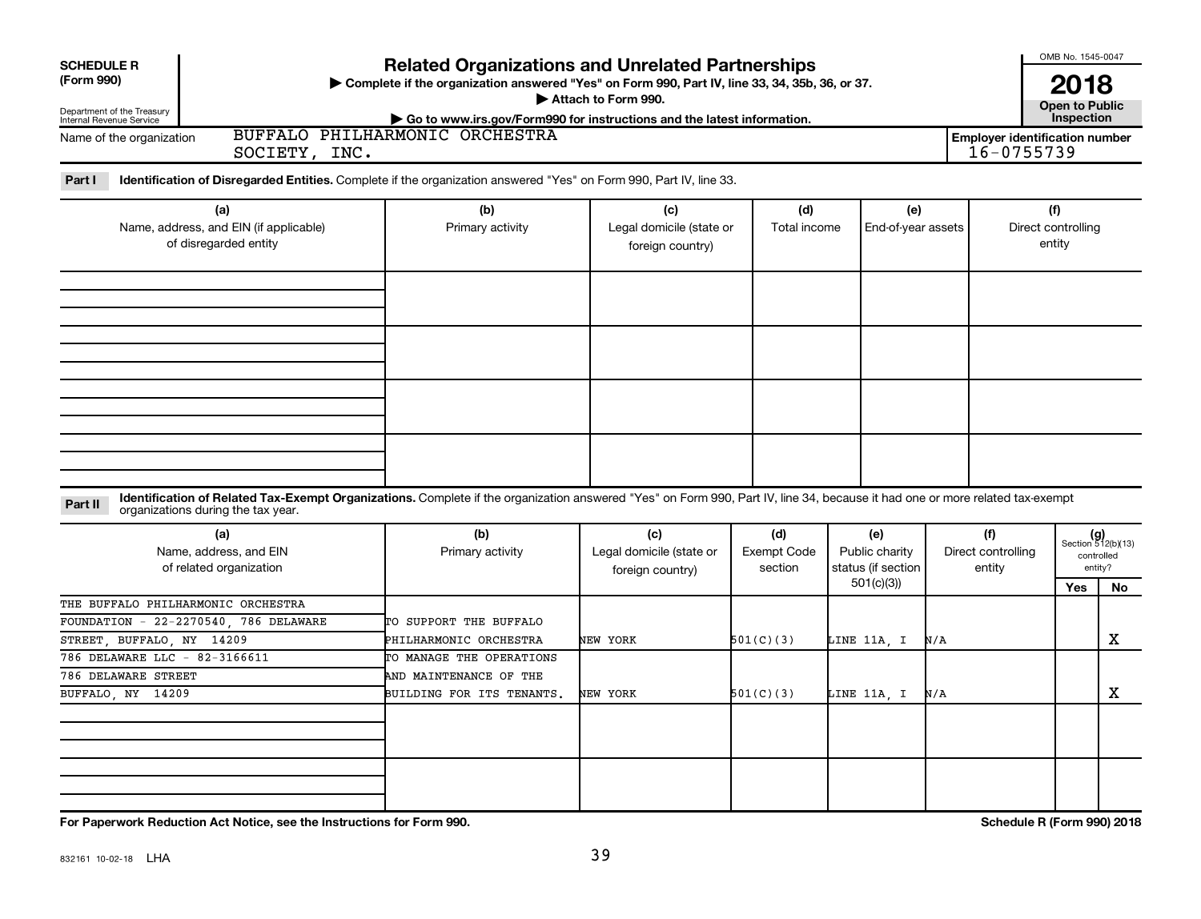**SCHEDULE R (Form 990)**

Department of the Treasury
Internal Revenue Service

# Related Organizations and Unrelated Partnerships

▶ Complete if the organization answered "Yes" on Form 990, Part IV, line 33, 34, 35b, 36, or 37.

▶ Attach to Form 990.

▶ Go to www.irs.gov/Form990 for instructions and the latest information.

OMB No. 1545-0047

**2018**

**Open to Public Inspection**

Name of the organization: BUFFALO PHILHARMONIC ORCHESTRA SOCIETY, INC.

Employer identification number: 16-0755739

**Part I** **Identification of Disregarded Entities.** Complete if the organization answered "Yes" on Form 990, Part IV, line 33.

| (a) Name, address, and EIN (if applicable) of disregarded entity | (b) Primary activity | (c) Legal domicile (state or foreign country) | (d) Total income | (e) End-of-year assets | (f) Direct controlling entity |
|---|---|---|---|---|---|
| | | | | | |
| | | | | | |
| | | | | | |
| | | | | | |

**Part II** **Identification of Related Tax-Exempt Organizations.** Complete if the organization answered "Yes" on Form 990, Part IV, line 34, because it had one or more related tax-exempt organizations during the tax year.

| (a) Name, address, and EIN of related organization | (b) Primary activity | (c) Legal domicile (state or foreign country) | (d) Exempt Code section | (e) Public charity status (if section 501(c)(3)) | (f) Direct controlling entity | (g) Section 512(b)(13) controlled entity? Yes | No |
|---|---|---|---|---|---|---|---|
| THE BUFFALO PHILHARMONIC ORCHESTRA FOUNDATION - 22-2270540, 786 DELAWARE STREET, BUFFALO, NY 14209 | TO SUPPORT THE BUFFALO PHILHARMONIC ORCHESTRA | NEW YORK | 501(C)(3) | LINE 11A, I | N/A | | X |
| 786 DELAWARE LLC - 82-3166611 786 DELAWARE STREET BUFFALO, NY 14209 | TO MANAGE THE OPERATIONS AND MAINTENANCE OF THE BUILDING FOR ITS TENANTS. | NEW YORK | 501(C)(3) | LINE 11A, I | N/A | | X |
| | | | | | | | |
| | | | | | | | |

**For Paperwork Reduction Act Notice, see the Instructions for Form 990.**

**Schedule R (Form 990) 2018**

832161 10-02-18 LHA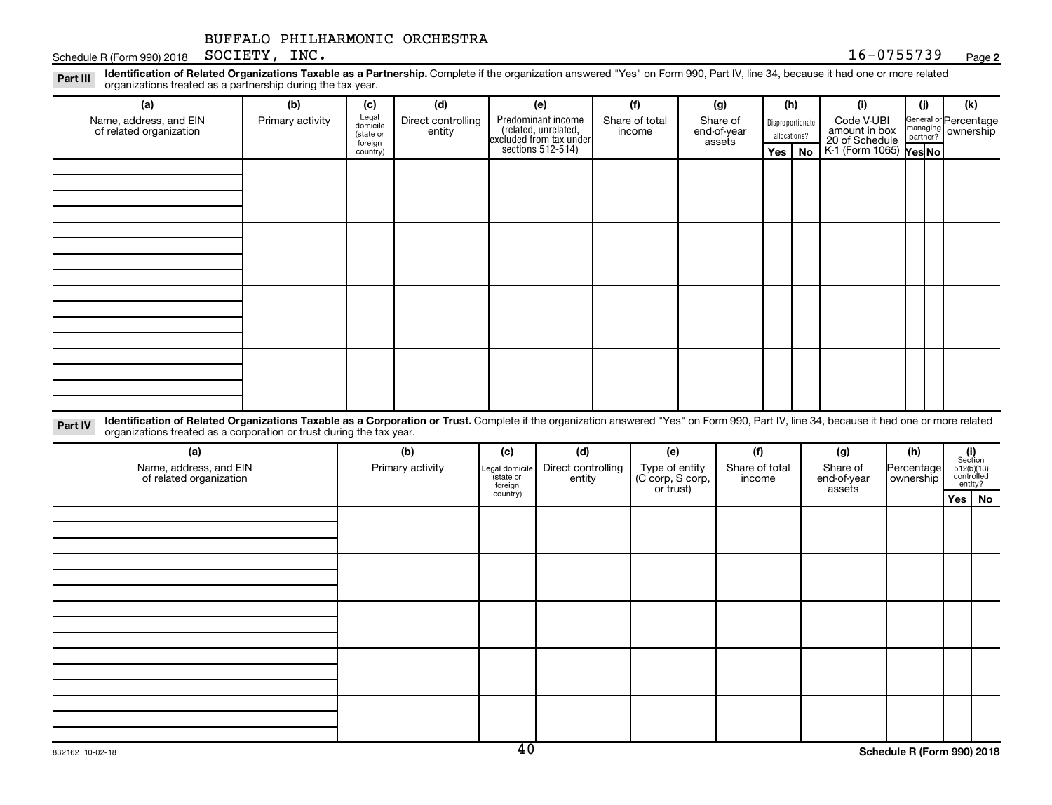BUFFALO PHILHARMONIC ORCHESTRA
SOCIETY, INC.

16-0755739

**Part III** **Identification of Related Organizations Taxable as a Partnership.** Complete if the organization answered "Yes" on Form 990, Part IV, line 34, because it had one or more related organizations treated as a partnership during the tax year.

| (a) Name, address, and EIN of related organization | (b) Primary activity | (c) Legal domicile (state or foreign country) | (d) Direct controlling entity | (e) Predominant income (related, unrelated, excluded from tax under sections 512-514) | (f) Share of total income | (g) Share of end-of-year assets | (h) Disproportionate allocations? Yes | No | (i) Code V-UBI amount in box 20 of Schedule K-1 (Form 1065) | (j) General or managing partner? Yes | No | (k) Percentage ownership |
|---|---|---|---|---|---|---|---|---|---|---|---|---|
| | | | | | | | | | | | | |
| | | | | | | | | | | | | |
| | | | | | | | | | | | | |
| | | | | | | | | | | | | |

**Part IV** **Identification of Related Organizations Taxable as a Corporation or Trust.** Complete if the organization answered "Yes" on Form 990, Part IV, line 34, because it had one or more related organizations treated as a corporation or trust during the tax year.

| (a) Name, address, and EIN of related organization | (b) Primary activity | (c) Legal domicile (state or foreign country) | (d) Direct controlling entity | (e) Type of entity (C corp, S corp, or trust) | (f) Share of total income | (g) Share of end-of-year assets | (h) Percentage ownership | (i) Section 512(b)(13) controlled entity? Yes | No |
|---|---|---|---|---|---|---|---|---|---|
| | | | | | | | | | |
| | | | | | | | | | |
| | | | | | | | | | |
| | | | | | | | | | |
| | | | | | | | | | |

832162 10-02-18

Schedule R (Form 990) 2018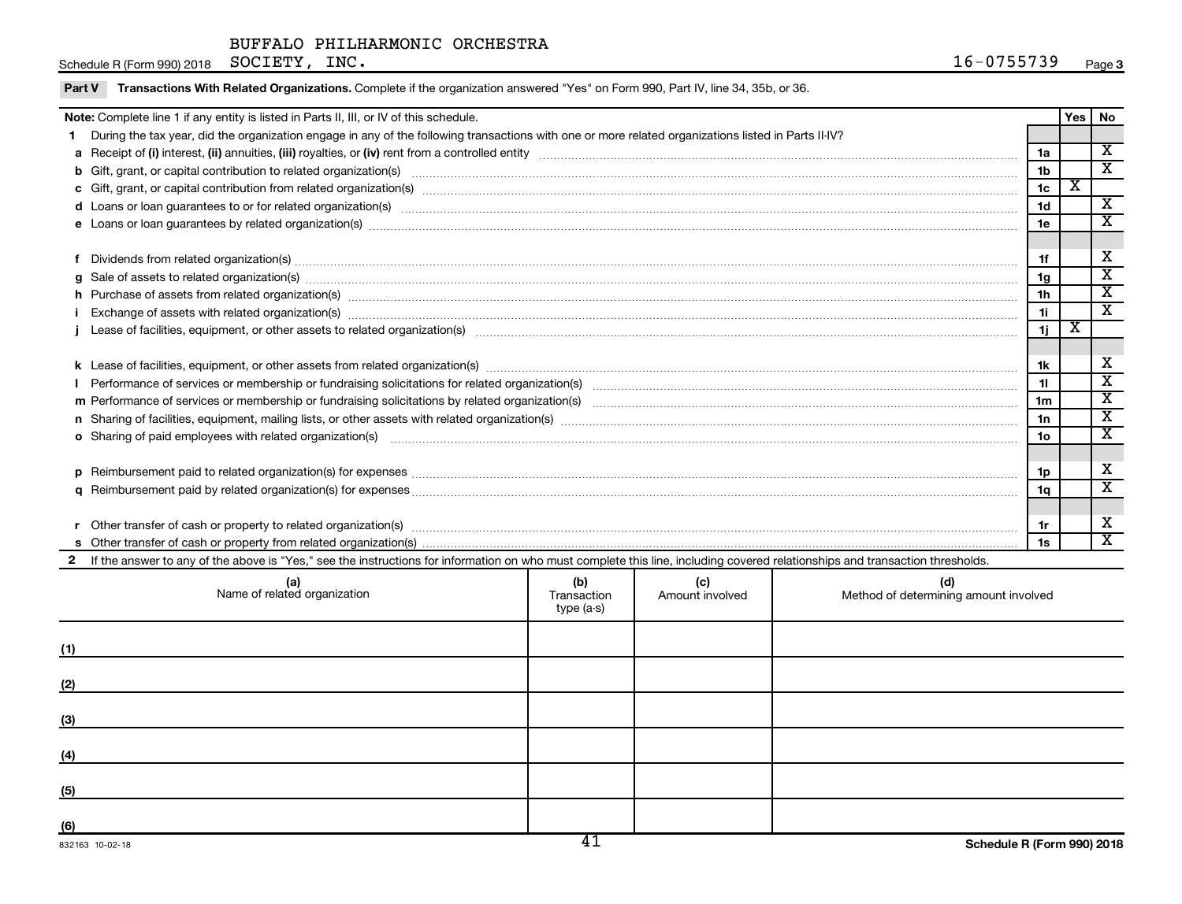BUFFALO PHILHARMONIC ORCHESTRA

Schedule R (Form 990) 2018 SOCIETY, INC. 16-0755739 Page **3**

**Part V** **Transactions With Related Organizations.** Complete if the organization answered "Yes" on Form 990, Part IV, line 34, 35b, or 36.

| **Note:** Complete line 1 if any entity is listed in Parts II, III, or IV of this schedule. | | **Yes** | **No** |
|---|---|---|---|
| **1** During the tax year, did the organization engage in any of the following transactions with one or more related organizations listed in Parts II-IV? | | | |
| **a** Receipt of **(i)** interest, **(ii)** annuities, **(iii)** royalties, or **(iv)** rent from a controlled entity | **1a** | | X |
| **b** Gift, grant, or capital contribution to related organization(s) | **1b** | | X |
| **c** Gift, grant, or capital contribution from related organization(s) | **1c** | X | |
| **d** Loans or loan guarantees to or for related organization(s) | **1d** | | X |
| **e** Loans or loan guarantees by related organization(s) | **1e** | | X |
| **f** Dividends from related organization(s) | **1f** | | X |
| **g** Sale of assets to related organization(s) | **1g** | | X |
| **h** Purchase of assets from related organization(s) | **1h** | | X |
| **i** Exchange of assets with related organization(s) | **1i** | | X |
| **j** Lease of facilities, equipment, or other assets to related organization(s) | **1j** | X | |
| **k** Lease of facilities, equipment, or other assets from related organization(s) | **1k** | | X |
| **l** Performance of services or membership or fundraising solicitations for related organization(s) | **1l** | | X |
| **m** Performance of services or membership or fundraising solicitations by related organization(s) | **1m** | | X |
| **n** Sharing of facilities, equipment, mailing lists, or other assets with related organization(s) | **1n** | | X |
| **o** Sharing of paid employees with related organization(s) | **1o** | | X |
| **p** Reimbursement paid to related organization(s) for expenses | **1p** | | X |
| **q** Reimbursement paid by related organization(s) for expenses | **1q** | | X |
| **r** Other transfer of cash or property to related organization(s) | **1r** | | X |
| **s** Other transfer of cash or property from related organization(s) | **1s** | | X |

**2** If the answer to any of the above is "Yes," see the instructions for information on who must complete this line, including covered relationships and transaction thresholds.

| | **(a)** Name of related organization | **(b)** Transaction type (a-s) | **(c)** Amount involved | **(d)** Method of determining amount involved |
|---|---|---|---|---|
| **(1)** | | | | |
| **(2)** | | | | |
| **(3)** | | | | |
| **(4)** | | | | |
| **(5)** | | | | |
| **(6)** | | | | |

832163 10-02-18 **Schedule R (Form 990) 2018**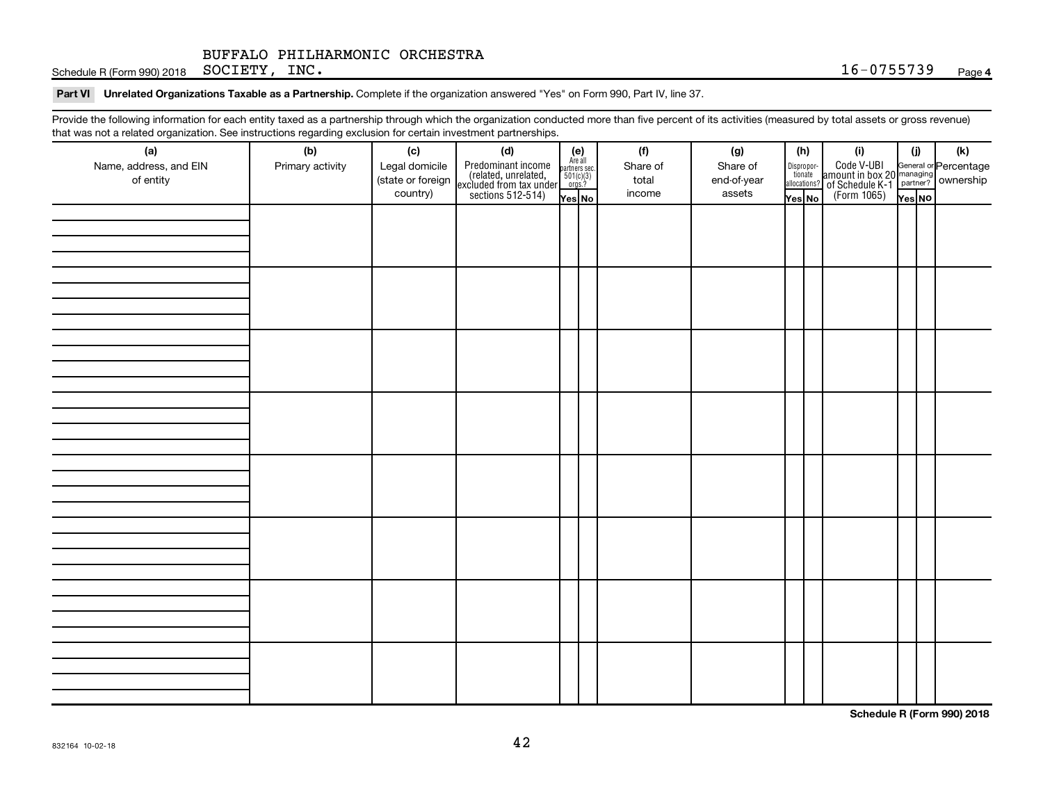BUFFALO PHILHARMONIC ORCHESTRA
Schedule R (Form 990) 2018 SOCIETY, INC. 16-0755739 Page 4

**Part VI Unrelated Organizations Taxable as a Partnership.** Complete if the organization answered "Yes" on Form 990, Part IV, line 37.

Provide the following information for each entity taxed as a partnership through which the organization conducted more than five percent of its activities (measured by total assets or gross revenue) that was not a related organization. See instructions regarding exclusion for certain investment partnerships.

| (a) Name, address, and EIN of entity | (b) Primary activity | (c) Legal domicile (state or foreign country) | (d) Predominant income (related, unrelated, excluded from tax under sections 512-514) | (e) Are all partners sec. 501(c)(3) orgs.? Yes | No | (f) Share of total income | (g) Share of end-of-year assets | (h) Dispropor-tionate allocations? Yes | No | (i) Code V-UBI amount in box 20 of Schedule K-1 (Form 1065) | (j) General or managing partner? Yes | No | (k) Percentage ownership |
|---|---|---|---|---|---|---|---|---|---|---|---|---|---|
| | | | | | | | | | | | | | |
| | | | | | | | | | | | | | |
| | | | | | | | | | | | | | |
| | | | | | | | | | | | | | |
| | | | | | | | | | | | | | |
| | | | | | | | | | | | | | |
| | | | | | | | | | | | | | |
| | | | | | | | | | | | | | |

**Schedule R (Form 990) 2018**

832164 10-02-18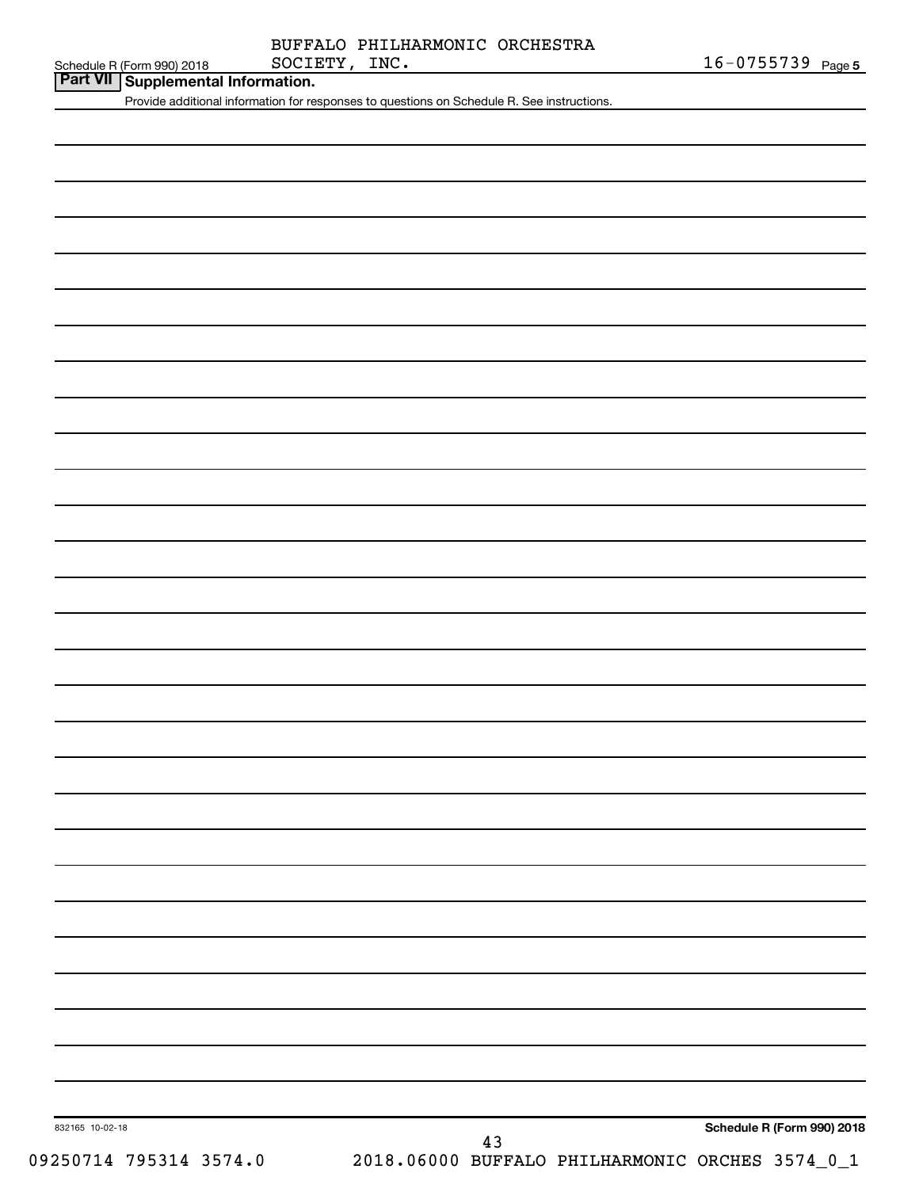BUFFALO PHILHARMONIC ORCHESTRA SOCIETY, INC. 16-0755739

Schedule R (Form 990) 2018

## Part VII Supplemental Information.

Provide additional information for responses to questions on Schedule R. See instructions.

832165 10-02-18

Schedule R (Form 990) 2018

09250714 795314 3574.0 2018.06000 BUFFALO PHILHARMONIC ORCHES 3574_0_1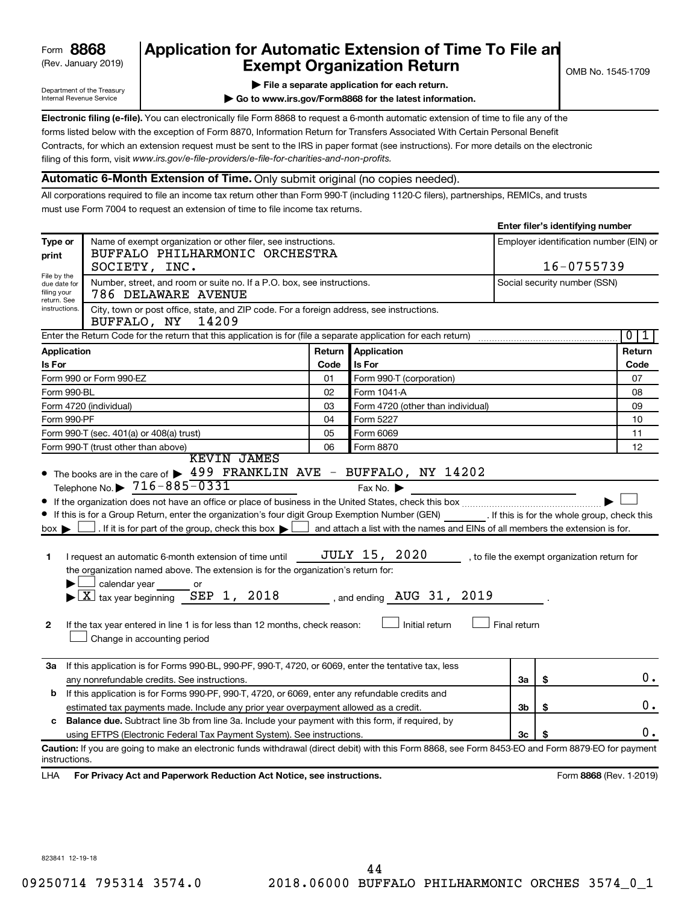Form **8868**
(Rev. January 2019)

Department of the Treasury
Internal Revenue Service

# Application for Automatic Extension of Time To File an Exempt Organization Return

▶ **File a separate application for each return.**

▶ **Go to www.irs.gov/Form8868 for the latest information.**

OMB No. 1545-1709

**Electronic filing (e-file).** You can electronically file Form 8868 to request a 6-month automatic extension of time to file any of the forms listed below with the exception of Form 8870, Information Return for Transfers Associated With Certain Personal Benefit Contracts, for which an extension request must be sent to the IRS in paper format (see instructions). For more details on the electronic filing of this form, visit *www.irs.gov/e-file-providers/e-file-for-charities-and-non-profits.*

**Automatic 6-Month Extension of Time.** Only submit original (no copies needed).

All corporations required to file an income tax return other than Form 990-T (including 1120-C filers), partnerships, REMICs, and trusts must use Form 7004 to request an extension of time to file income tax returns.

| | | **Enter filer's identifying number** |
|---|---|---|
| **Type or print** | Name of exempt organization or other filer, see instructions.<br>BUFFALO PHILHARMONIC ORCHESTRA SOCIETY, INC. | Employer identification number (EIN) or<br>16-0755739 |
| File by the due date for filing your return. See instructions. | Number, street, and room or suite no. If a P.O. box, see instructions.<br>786 DELAWARE AVENUE | Social security number (SSN) |
| | City, town or post office, state, and ZIP code. For a foreign address, see instructions.<br>BUFFALO, NY 14209 | |

Enter the Return Code for the return that this application is for (file a separate application for each return) ........ 0 1

| **Application Is For** | **Return Code** | **Application Is For** | **Return Code** |
|---|---|---|---|
| Form 990 or Form 990-EZ | 01 | Form 990-T (corporation) | 07 |
| Form 990-BL | 02 | Form 1041-A | 08 |
| Form 4720 (individual) | 03 | Form 4720 (other than individual) | 09 |
| Form 990-PF | 04 | Form 5227 | 10 |
| Form 990-T (sec. 401(a) or 408(a) trust) | 05 | Form 6069 | 11 |
| Form 990-T (trust other than above) | 06 | Form 8870 | 12 |

- The books are in the care of ▶ KEVIN JAMES
  499 FRANKLIN AVE - BUFFALO, NY 14202
  Telephone No. ▶ 716-885-0331 Fax No. ▶
- If the organization does not have an office or place of business in the United States, check this box ........ ▶ ☐
- If this is for a Group Return, enter the organization's four digit Group Exemption Number (GEN) ______ . If this is for the whole group, check this box ▶ ☐ . If it is for part of the group, check this box ▶ ☐ and attach a list with the names and EINs of all members the extension is for.

**1** I request an automatic 6-month extension of time until JULY 15, 2020 , to file the exempt organization return for the organization named above. The extension is for the organization's return for:
▶ ☐ calendar year ______ or
▶ ☒ tax year beginning SEP 1, 2018 , and ending AUG 31, 2019 .

**2** If the tax year entered in line 1 is for less than 12 months, check reason: ☐ Initial return ☐ Final return
☐ Change in accounting period

| | | | |
|---|---|---|---|
| **3a** | If this application is for Forms 990-BL, 990-PF, 990-T, 4720, or 6069, enter the tentative tax, less any nonrefundable credits. See instructions. | **3a** | $ 0. |
| **b** | If this application is for Forms 990-PF, 990-T, 4720, or 6069, enter any refundable credits and estimated tax payments made. Include any prior year overpayment allowed as a credit. | **3b** | $ 0. |
| **c** | **Balance due.** Subtract line 3b from line 3a. Include your payment with this form, if required, by using EFTPS (Electronic Federal Tax Payment System). See instructions. | **3c** | $ 0. |

**Caution:** If you are going to make an electronic funds withdrawal (direct debit) with this Form 8868, see Form 8453-EO and Form 8879-EO for payment instructions.

LHA **For Privacy Act and Paperwork Reduction Act Notice, see instructions.** Form **8868** (Rev. 1-2019)

823841 12-19-18

09250714 795314 3574.0 2018.06000 BUFFALO PHILHARMONIC ORCHES 3574_0_1